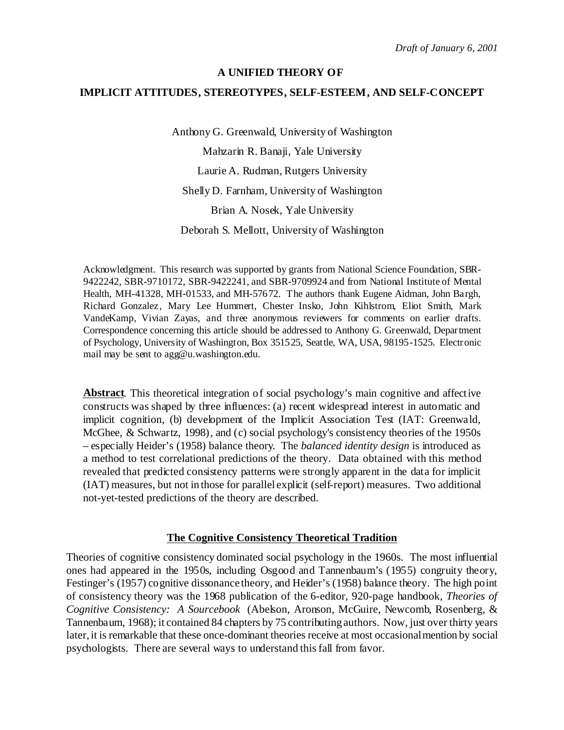*Draft of January 6, 2001*

# A UNIFIED THEORY OF IMPLICIT ATTITUDES, STEREOTYPES, SELF-ESTEEM, AND SELF-CONCEPT

Anthony G. Greenwald, University of Washington

Mahzarin R. Banaji, Yale University

Laurie A. Rudman, Rutgers University

Shelly D. Farnham, University of Washington

Brian A. Nosek, Yale University

Deborah S. Mellott, University of Washington

Acknowledgment. This research was supported by grants from National Science Foundation, SBR-9422242, SBR-9710172, SBR-9422241, and SBR-9709924 and from National Institute of Mental Health, MH-41328, MH-01533, and MH-57672. The authors thank Eugene Aidman, John Bargh, Richard Gonzalez, Mary Lee Hummert, Chester Insko, John Kihlstrom, Eliot Smith, Mark VandeKamp, Vivian Zayas, and three anonymous reviewers for comments on earlier drafts. Correspondence concerning this article should be addressed to Anthony G. Greenwald, Department of Psychology, University of Washington, Box 351525, Seattle, WA, USA, 98195-1525. Electronic mail may be sent to agg@u.washington.edu.

**Abstract**. This theoretical integration of social psychology's main cognitive and affective constructs was shaped by three influences: (a) recent widespread interest in automatic and implicit cognition, (b) development of the Implicit Association Test (IAT: Greenwald, McGhee, & Schwartz, 1998), and (c) social psychology's consistency theories of the 1950s – especially Heider's (1958) balance theory. The *balanced identity design* is introduced as a method to test correlational predictions of the theory. Data obtained with this method revealed that predicted consistency patterns were strongly apparent in the data for implicit (IAT) measures, but not in those for parallel explicit (self-report) measures. Two additional not-yet-tested predictions of the theory are described.

## The Cognitive Consistency Theoretical Tradition

Theories of cognitive consistency dominated social psychology in the 1960s. The most influential ones had appeared in the 1950s, including Osgood and Tannenbaum's (1955) congruity theory, Festinger's (1957) cognitive dissonance theory, and Heider's (1958) balance theory. The high point of consistency theory was the 1968 publication of the 6-editor, 920-page handbook, *Theories of Cognitive Consistency: A Sourcebook* (Abelson, Aronson, McGuire, Newcomb, Rosenberg, & Tannenbaum, 1968); it contained 84 chapters by 75 contributing authors. Now, just over thirty years later, it is remarkable that these once-dominant theories receive at most occasional mention by social psychologists. There are several ways to understand this fall from favor.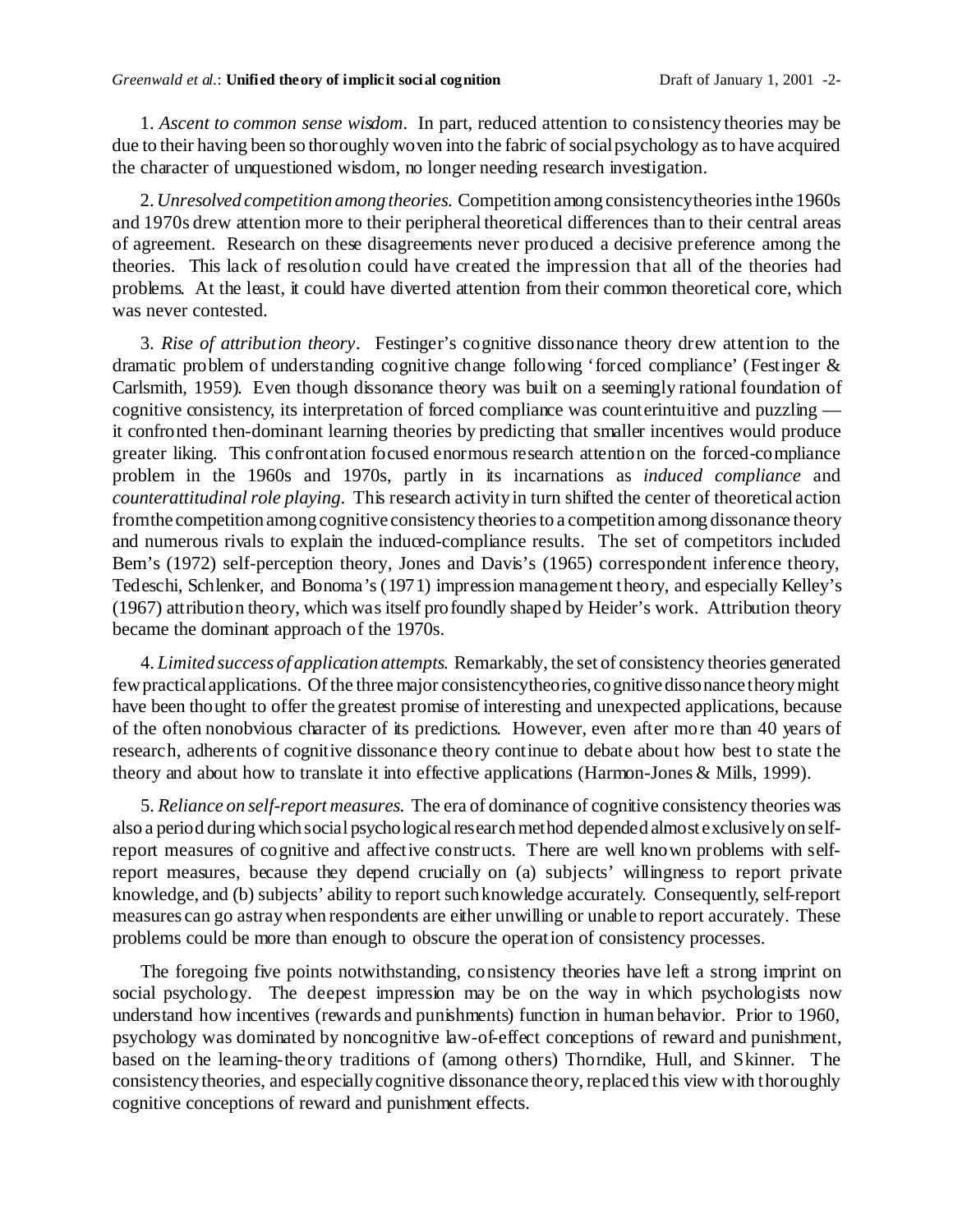1. *Ascent to common sense wisdom*. In part, reduced attention to consistency theories may be due to their having been so thoroughly woven into the fabric of social psychology as to have acquired the character of unquestioned wisdom, no longer needing research investigation.

2. *Unresolved competition among theories.* Competition among consistency theories in the 1960s and 1970s drew attention more to their peripheral theoretical differences than to their central areas of agreement. Research on these disagreements never produced a decisive preference among the theories. This lack of resolution could have created the impression that all of the theories had problems. At the least, it could have diverted attention from their common theoretical core, which was never contested.

3. *Rise of attribution theory*. Festinger's cognitive dissonance theory drew attention to the dramatic problem of understanding cognitive change following 'forced compliance' (Festinger & Carlsmith, 1959). Even though dissonance theory was built on a seemingly rational foundation of cognitive consistency, its interpretation of forced compliance was counterintuitive and puzzling — it confronted then-dominant learning theories by predicting that smaller incentives would produce greater liking. This confrontation focused enormous research attention on the forced-compliance problem in the 1960s and 1970s, partly in its incarnations as *induced compliance* and *counterattitudinal role playing*. This research activity in turn shifted the center of theoretical action from the competition among cognitive consistency theories to a competition among dissonance theory and numerous rivals to explain the induced-compliance results. The set of competitors included Bem's (1972) self-perception theory, Jones and Davis's (1965) correspondent inference theory, Tedeschi, Schlenker, and Bonoma's (1971) impression management theory, and especially Kelley's (1967) attribution theory, which was itself profoundly shaped by Heider's work. Attribution theory became the dominant approach of the 1970s.

4. *Limited success of application attempts.* Remarkably, the set of consistency theories generated few practical applications. Of the three major consistency theories, cognitive dissonance theory might have been thought to offer the greatest promise of interesting and unexpected applications, because of the often nonobvious character of its predictions. However, even after more than 40 years of research, adherents of cognitive dissonance theory continue to debate about how best to state the theory and about how to translate it into effective applications (Harmon-Jones & Mills, 1999).

5. *Reliance on self-report measures.* The era of dominance of cognitive consistency theories was also a period during which social psychological research method depended almost exclusively on self-report measures of cognitive and affective constructs. There are well known problems with self-report measures, because they depend crucially on (a) subjects' willingness to report private knowledge, and (b) subjects' ability to report such knowledge accurately. Consequently, self-report measures can go astray when respondents are either unwilling or unable to report accurately. These problems could be more than enough to obscure the operation of consistency processes.

The foregoing five points notwithstanding, consistency theories have left a strong imprint on social psychology. The deepest impression may be on the way in which psychologists now understand how incentives (rewards and punishments) function in human behavior. Prior to 1960, psychology was dominated by noncognitive law-of-effect conceptions of reward and punishment, based on the learning-theory traditions of (among others) Thorndike, Hull, and Skinner. The consistency theories, and especially cognitive dissonance theory, replaced this view with thoroughly cognitive conceptions of reward and punishment effects.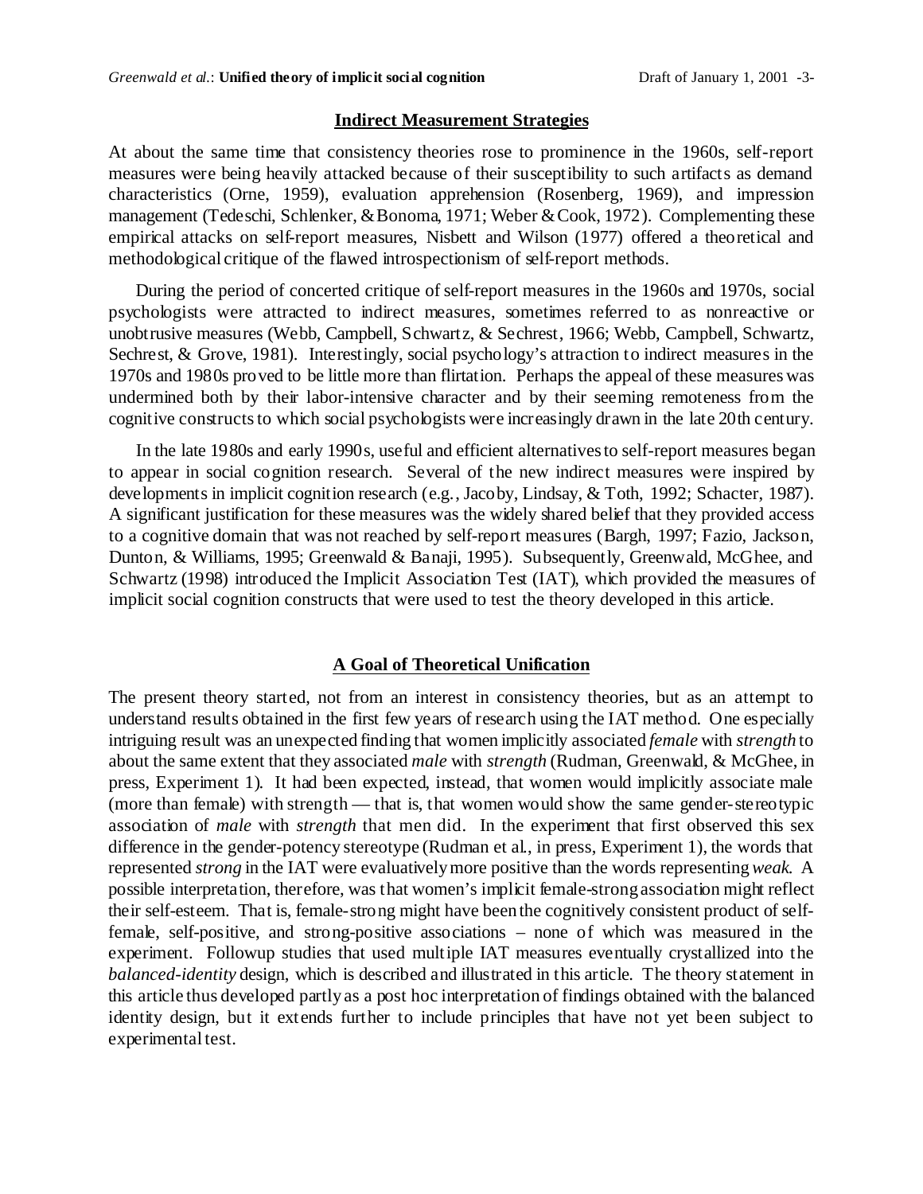## Indirect Measurement Strategies

At about the same time that consistency theories rose to prominence in the 1960s, self-report measures were being heavily attacked because of their susceptibility to such artifacts as demand characteristics (Orne, 1959), evaluation apprehension (Rosenberg, 1969), and impression management (Tedeschi, Schlenker, & Bonoma, 1971; Weber & Cook, 1972). Complementing these empirical attacks on self-report measures, Nisbett and Wilson (1977) offered a theoretical and methodological critique of the flawed introspectionism of self-report methods.

During the period of concerted critique of self-report measures in the 1960s and 1970s, social psychologists were attracted to indirect measures, sometimes referred to as nonreactive or unobtrusive measures (Webb, Campbell, Schwartz, & Sechrest, 1966; Webb, Campbell, Schwartz, Sechrest, & Grove, 1981). Interestingly, social psychology's attraction to indirect measures in the 1970s and 1980s proved to be little more than flirtation. Perhaps the appeal of these measures was undermined both by their labor-intensive character and by their seeming remoteness from the cognitive constructs to which social psychologists were increasingly drawn in the late 20th century.

In the late 1980s and early 1990s, useful and efficient alternatives to self-report measures began to appear in social cognition research. Several of the new indirect measures were inspired by developments in implicit cognition research (e.g., Jacoby, Lindsay, & Toth, 1992; Schacter, 1987). A significant justification for these measures was the widely shared belief that they provided access to a cognitive domain that was not reached by self-report measures (Bargh, 1997; Fazio, Jackson, Dunton, & Williams, 1995; Greenwald & Banaji, 1995). Subsequently, Greenwald, McGhee, and Schwartz (1998) introduced the Implicit Association Test (IAT), which provided the measures of implicit social cognition constructs that were used to test the theory developed in this article.

## A Goal of Theoretical Unification

The present theory started, not from an interest in consistency theories, but as an attempt to understand results obtained in the first few years of research using the IAT method. One especially intriguing result was an unexpected finding that women implicitly associated *female* with *strength* to about the same extent that they associated *male* with *strength* (Rudman, Greenwald, & McGhee, in press, Experiment 1). It had been expected, instead, that women would implicitly associate male (more than female) with strength — that is, that women would show the same gender-stereotypic association of *male* with *strength* that men did. In the experiment that first observed this sex difference in the gender-potency stereotype (Rudman et al., in press, Experiment 1), the words that represented *strong* in the IAT were evaluatively more positive than the words representing *weak*. A possible interpretation, therefore, was that women's implicit female-strong association might reflect their self-esteem. That is, female-strong might have been the cognitively consistent product of self-female, self-positive, and strong-positive associations – none of which was measured in the experiment. Followup studies that used multiple IAT measures eventually crystallized into the *balanced-identity* design, which is described and illustrated in this article. The theory statement in this article thus developed partly as a post hoc interpretation of findings obtained with the balanced identity design, but it extends further to include principles that have not yet been subject to experimental test.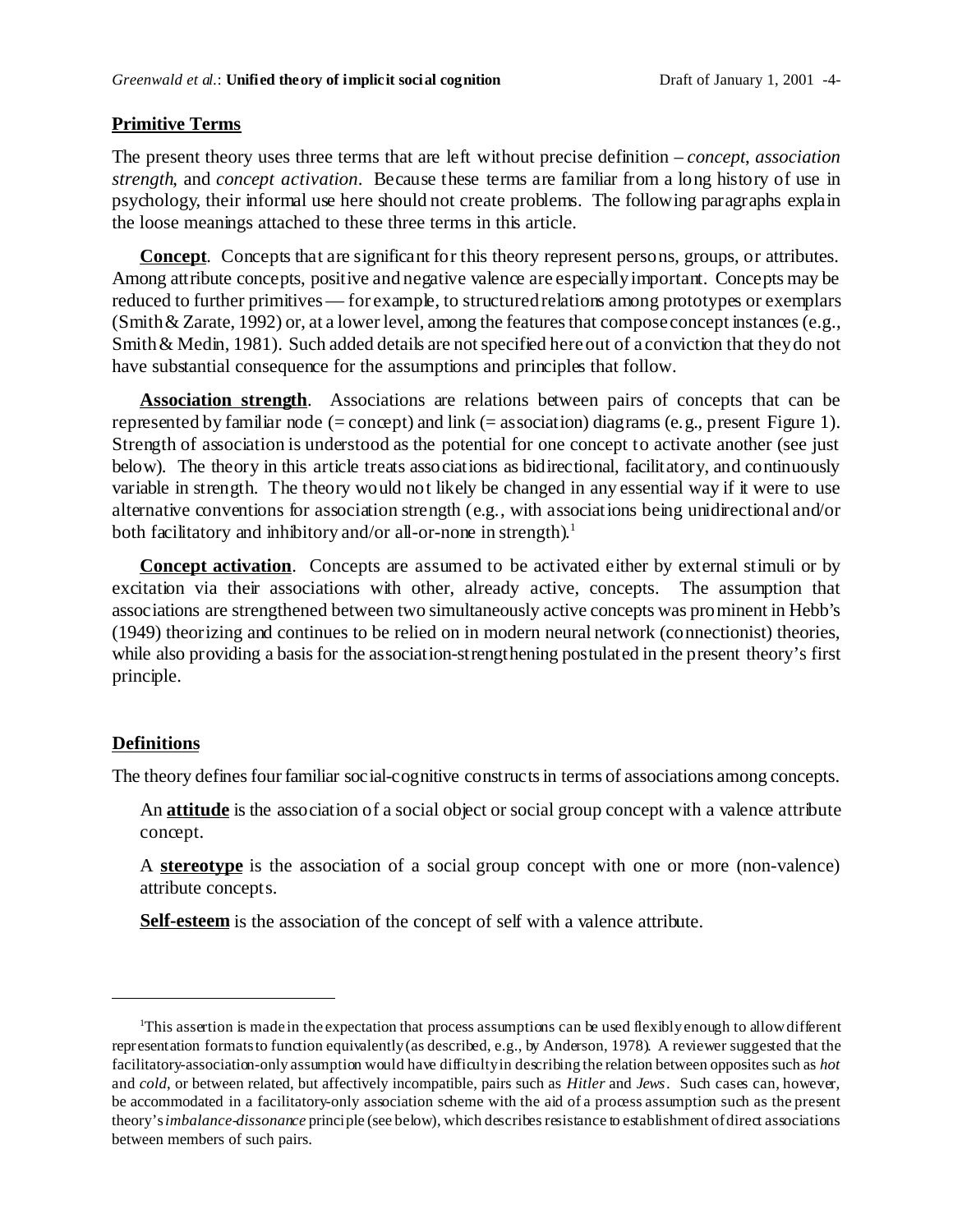## Primitive Terms

The present theory uses three terms that are left without precise definition – *concept*, *association strength*, and *concept activation*. Because these terms are familiar from a long history of use in psychology, their informal use here should not create problems. The following paragraphs explain the loose meanings attached to these three terms in this article.

**Concept**. Concepts that are significant for this theory represent persons, groups, or attributes. Among attribute concepts, positive and negative valence are especially important. Concepts may be reduced to further primitives — for example, to structured relations among prototypes or exemplars (Smith & Zarate, 1992) or, at a lower level, among the features that compose concept instances (e.g., Smith & Medin, 1981). Such added details are not specified here out of a conviction that they do not have substantial consequence for the assumptions and principles that follow.

**Association strength**. Associations are relations between pairs of concepts that can be represented by familiar node (= concept) and link (= association) diagrams (e.g., present Figure 1). Strength of association is understood as the potential for one concept to activate another (see just below). The theory in this article treats associations as bidirectional, facilitatory, and continuously variable in strength. The theory would not likely be changed in any essential way if it were to use alternative conventions for association strength (e.g., with associations being unidirectional and/or both facilitatory and inhibitory and/or all-or-none in strength).[1]

**Concept activation**. Concepts are assumed to be activated either by external stimuli or by excitation via their associations with other, already active, concepts. The assumption that associations are strengthened between two simultaneously active concepts was prominent in Hebb's (1949) theorizing and continues to be relied on in modern neural network (connectionist) theories, while also providing a basis for the association-strengthening postulated in the present theory's first principle.

## Definitions

The theory defines four familiar social-cognitive constructs in terms of associations among concepts.

An **attitude** is the association of a social object or social group concept with a valence attribute concept.

A **stereotype** is the association of a social group concept with one or more (non-valence) attribute concepts.

**Self-esteem** is the association of the concept of self with a valence attribute.

---

[1]This assertion is made in the expectation that process assumptions can be used flexibly enough to allow different representation formats to function equivalently (as described, e.g., by Anderson, 1978). A reviewer suggested that the facilitatory-association-only assumption would have difficulty in describing the relation between opposites such as *hot* and *cold*, or between related, but affectively incompatible, pairs such as *Hitler* and *Jews*. Such cases can, however, be accommodated in a facilitatory-only association scheme with the aid of a process assumption such as the present theory's *imbalance-dissonance* principle (see below), which describes resistance to establishment of direct associations between members of such pairs.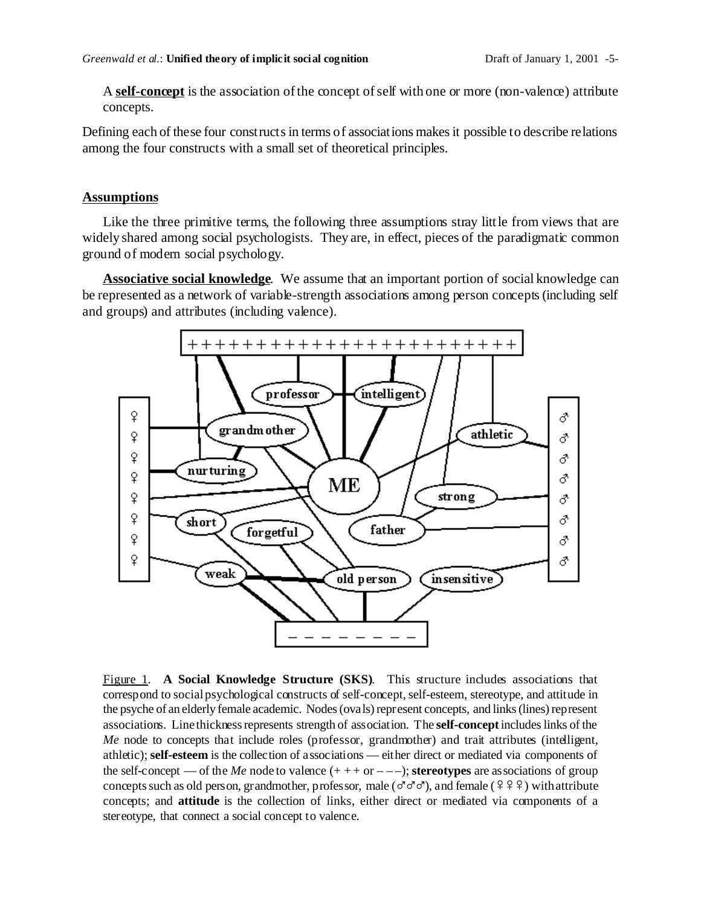A **self-concept** is the association of the concept of self with one or more (non-valence) attribute concepts.

Defining each of these four constructs in terms of associations makes it possible to describe relations among the four constructs with a small set of theoretical principles.

## Assumptions

Like the three primitive terms, the following three assumptions stray little from views that are widely shared among social psychologists. They are, in effect, pieces of the paradigmatic common ground of modern social psychology.

**Associative social knowledge**. We assume that an important portion of social knowledge can be represented as a network of variable-strength associations among person concepts (including self and groups) and attributes (including valence).

Figure 1. **A Social Knowledge Structure (SKS)**. This structure includes associations that correspond to social psychological constructs of self-concept, self-esteem, stereotype, and attitude in the psyche of an elderly female academic. Nodes (ovals) represent concepts, and links (lines) represent associations. Line thickness represents strength of association. The **self-concept** includes links of the *Me* node to concepts that include roles (professor, grandmother) and trait attributes (intelligent, athletic); **self-esteem** is the collection of associations — either direct or mediated via components of the self-concept — of the *Me* node to valence (+ + + or – – –); **stereotypes** are associations of group concepts such as old person, grandmother, professor, male (♂♂♂), and female (♀♀♀) with attribute concepts; and **attitude** is the collection of links, either direct or mediated via components of a stereotype, that connect a social concept to valence.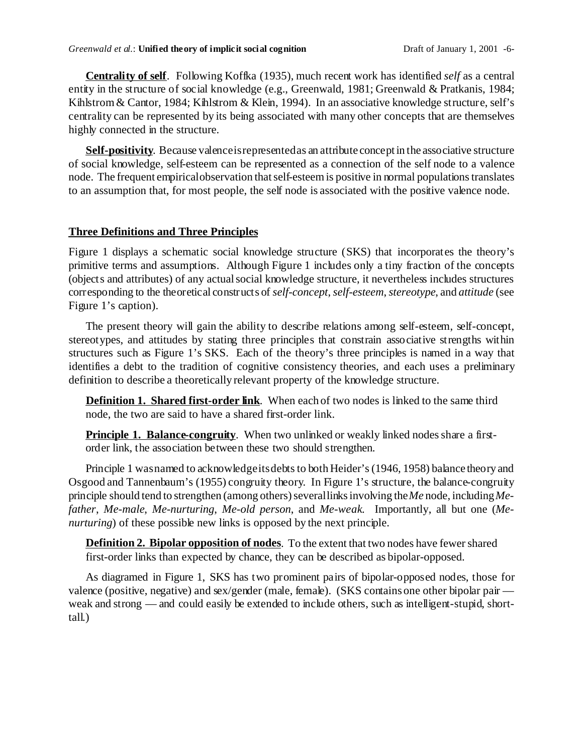**Centrality of self**. Following Koffka (1935), much recent work has identified *self* as a central entity in the structure of social knowledge (e.g., Greenwald, 1981; Greenwald & Pratkanis, 1984; Kihlstrom & Cantor, 1984; Kihlstrom & Klein, 1994). In an associative knowledge structure, self's centrality can be represented by its being associated with many other concepts that are themselves highly connected in the structure.

**Self-positivity**. Because valence is represented as an attribute concept in the associative structure of social knowledge, self-esteem can be represented as a connection of the self node to a valence node. The frequent empirical observation that self-esteem is positive in normal populations translates to an assumption that, for most people, the self node is associated with the positive valence node.

## Three Definitions and Three Principles

Figure 1 displays a schematic social knowledge structure (SKS) that incorporates the theory's primitive terms and assumptions. Although Figure 1 includes only a tiny fraction of the concepts (objects and attributes) of any actual social knowledge structure, it nevertheless includes structures corresponding to the theoretical constructs of *self-concept*, *self-esteem*, *stereotype*, and *attitude* (see Figure 1's caption).

The present theory will gain the ability to describe relations among self-esteem, self-concept, stereotypes, and attitudes by stating three principles that constrain associative strengths within structures such as Figure 1's SKS. Each of the theory's three principles is named in a way that identifies a debt to the tradition of cognitive consistency theories, and each uses a preliminary definition to describe a theoretically relevant property of the knowledge structure.

> **Definition 1. Shared first-order link**. When each of two nodes is linked to the same third node, the two are said to have a shared first-order link.

> **Principle 1. Balance-congruity**. When two unlinked or weakly linked nodes share a first-order link, the association between these two should strengthen.

Principle 1 was named to acknowledge its debts to both Heider's (1946, 1958) balance theory and Osgood and Tannenbaum's (1955) congruity theory. In Figure 1's structure, the balance-congruity principle should tend to strengthen (among others) several links involving the *Me* node, including *Me-father*, *Me-male*, *Me-nurturing*, *Me-old person*, and *Me-weak*. Importantly, all but one (*Me-nurturing*) of these possible new links is opposed by the next principle.

> **Definition 2. Bipolar opposition of nodes**. To the extent that two nodes have fewer shared first-order links than expected by chance, they can be described as bipolar-opposed.

As diagramed in Figure 1, SKS has two prominent pairs of bipolar-opposed nodes, those for valence (positive, negative) and sex/gender (male, female). (SKS contains one other bipolar pair — weak and strong — and could easily be extended to include others, such as intelligent-stupid, short-tall.)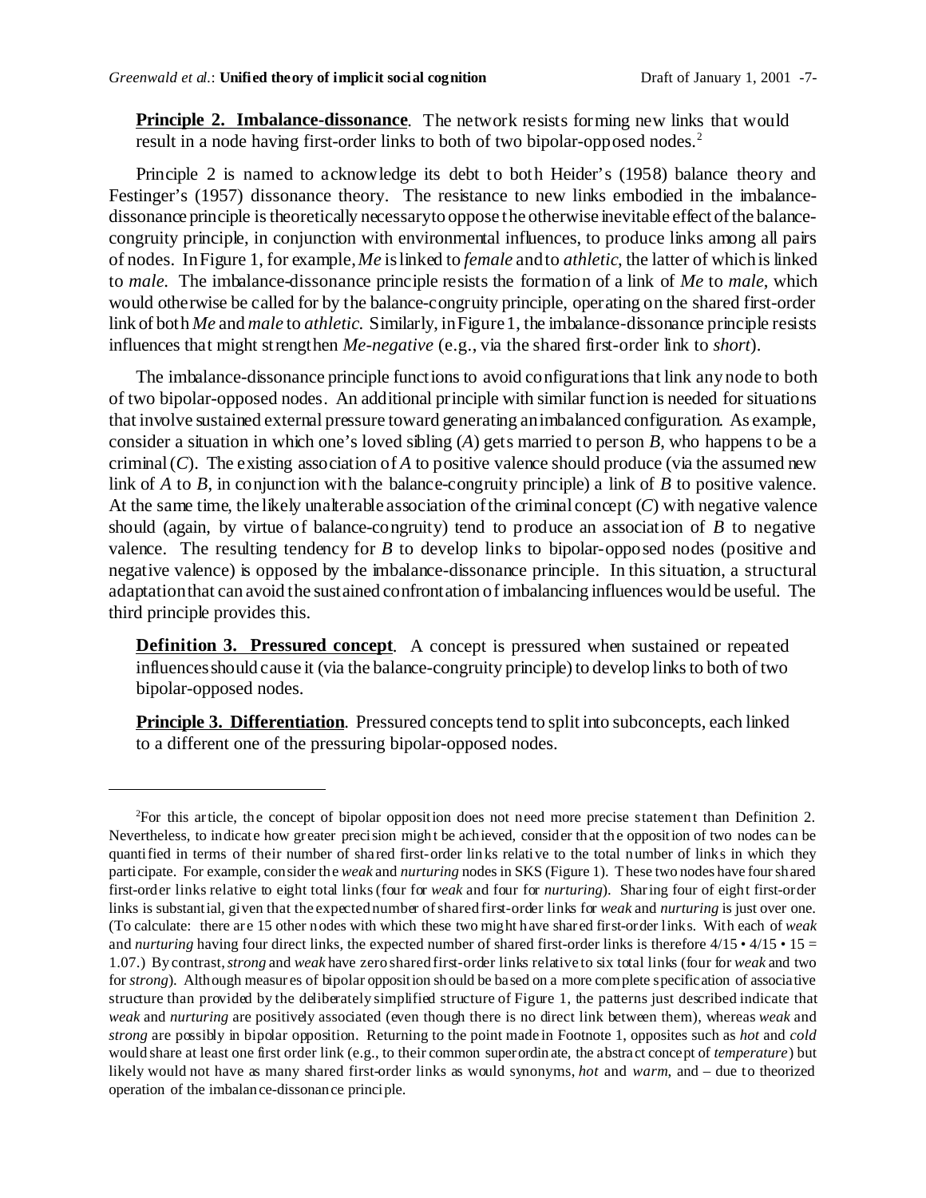**Principle 2. Imbalance-dissonance**. The network resists forming new links that would result in a node having first-order links to both of two bipolar-opposed nodes.[2]

Principle 2 is named to acknowledge its debt to both Heider's (1958) balance theory and Festinger's (1957) dissonance theory. The resistance to new links embodied in the imbalance-dissonance principle is theoretically necessary to oppose the otherwise inevitable effect of the balance-congruity principle, in conjunction with environmental influences, to produce links among all pairs of nodes. In Figure 1, for example, *Me* is linked to *female* and to *athletic*, the latter of which is linked to *male*. The imbalance-dissonance principle resists the formation of a link of *Me* to *male*, which would otherwise be called for by the balance-congruity principle, operating on the shared first-order link of both *Me* and *male* to *athletic*. Similarly, in Figure 1, the imbalance-dissonance principle resists influences that might strengthen *Me-negative* (e.g., via the shared first-order link to *short*).

The imbalance-dissonance principle functions to avoid configurations that link any node to both of two bipolar-opposed nodes. An additional principle with similar function is needed for situations that involve sustained external pressure toward generating an imbalanced configuration. As example, consider a situation in which one's loved sibling (*A*) gets married to person *B*, who happens to be a criminal (*C*). The existing association of *A* to positive valence should produce (via the assumed new link of *A* to *B*, in conjunction with the balance-congruity principle) a link of *B* to positive valence. At the same time, the likely unalterable association of the criminal concept (*C*) with negative valence should (again, by virtue of balance-congruity) tend to produce an association of *B* to negative valence. The resulting tendency for *B* to develop links to bipolar-opposed nodes (positive and negative valence) is opposed by the imbalance-dissonance principle. In this situation, a structural adaptation that can avoid the sustained confrontation of imbalancing influences would be useful. The third principle provides this.

**Definition 3. Pressured concept**. A concept is pressured when sustained or repeated influences should cause it (via the balance-congruity principle) to develop links to both of two bipolar-opposed nodes.

**Principle 3. Differentiation**. Pressured concepts tend to split into subconcepts, each linked to a different one of the pressuring bipolar-opposed nodes.

---

[2]For this article, the concept of bipolar opposition does not need more precise statement than Definition 2. Nevertheless, to indicate how greater precision might be achieved, consider that the opposition of two nodes can be quantified in terms of their number of shared first-order links relative to the total number of links in which they participate. For example, consider the *weak* and *nurturing* nodes in SKS (Figure 1). These two nodes have four shared first-order links relative to eight total links (four for *weak* and four for *nurturing*). Sharing four of eight first-order links is substantial, given that the expected number of shared first-order links for *weak* and *nurturing* is just over one. (To calculate: there are 15 other nodes with which these two might have shared first-order links. With each of *weak* and *nurturing* having four direct links, the expected number of shared first-order links is therefore $4/15 \cdot 4/15 \cdot 15 = 1.07$.) By contrast, *strong* and *weak* have zero shared first-order links relative to six total links (four for *weak* and two for *strong*). Although measures of bipolar opposition should be based on a more complete specification of associative structure than provided by the deliberately simplified structure of Figure 1, the patterns just described indicate that *weak* and *nurturing* are positively associated (even though there is no direct link between them), whereas *weak* and *strong* are possibly in bipolar opposition. Returning to the point made in Footnote 1, opposites such as *hot* and *cold* would share at least one first order link (e.g., to their common superordinate, the abstract concept of *temperature*) but likely would not have as many shared first-order links as would synonyms, *hot* and *warm*, and – due to theorized operation of the imbalance-dissonance principle.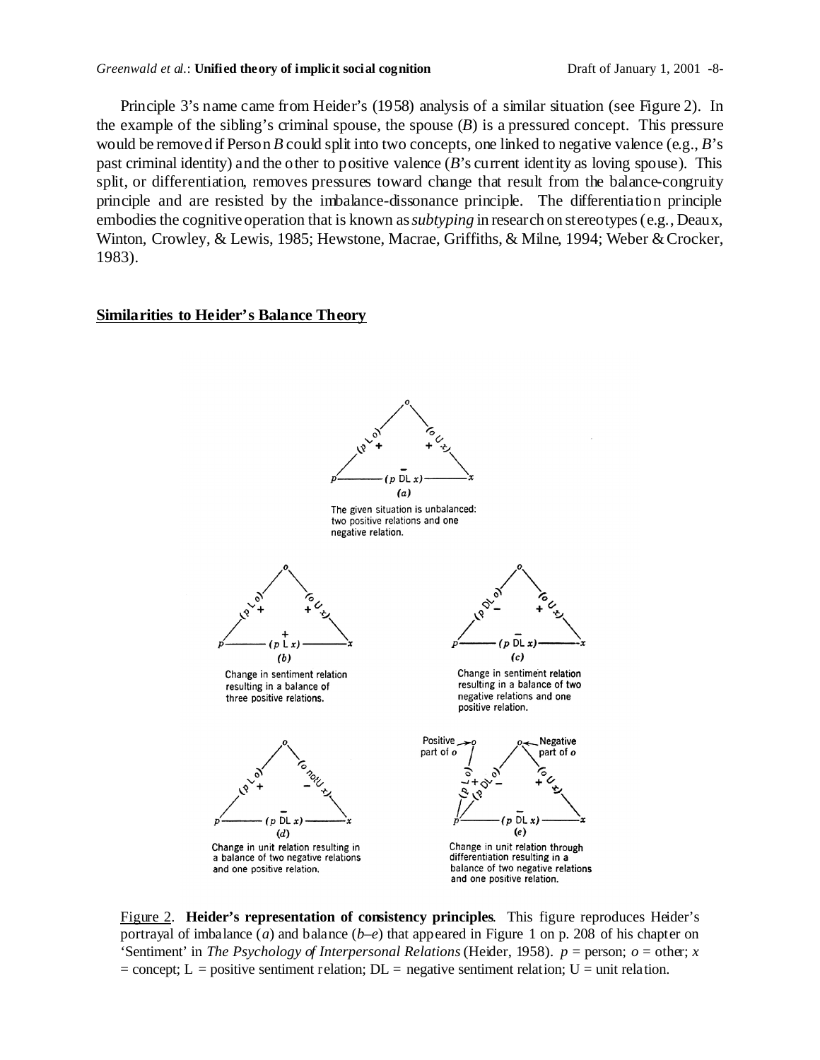Principle 3's name came from Heider's (1958) analysis of a similar situation (see Figure 2). In the example of the sibling's criminal spouse, the spouse (*B*) is a pressured concept. This pressure would be removed if Person *B* could split into two concepts, one linked to negative valence (e.g., *B*'s past criminal identity) and the other to positive valence (*B*'s current identity as loving spouse). This split, or differentiation, removes pressures toward change that result from the balance-congruity principle and are resisted by the imbalance-dissonance principle. The differentiation principle embodies the cognitive operation that is known as *subtyping* in research on stereotypes (e.g., Deaux, Winton, Crowley, & Lewis, 1985; Hewstone, Macrae, Griffiths, & Milne, 1994; Weber & Crocker, 1983).

## Similarities to Heider's Balance Theory

(*a*) The given situation is unbalanced: two positive relations and one negative relation.

(*b*) Change in sentiment relation resulting in a balance of three positive relations.

(*c*) Change in sentiment relation resulting in a balance of two negative relations and one positive relation.

(*d*) Change in unit relation resulting in a balance of two negative relations and one positive relation.

(*e*) Change in unit relation through differentiation resulting in a balance of two negative relations and one positive relation.

Figure 2. **Heider's representation of consistency principles**. This figure reproduces Heider's portrayal of imbalance (*a*) and balance (*b*–*e*) that appeared in Figure 1 on p. 208 of his chapter on 'Sentiment' in *The Psychology of Interpersonal Relations* (Heider, 1958). *p* = person; *o* = other; *x* = concept; L = positive sentiment relation; DL = negative sentiment relation; U = unit relation.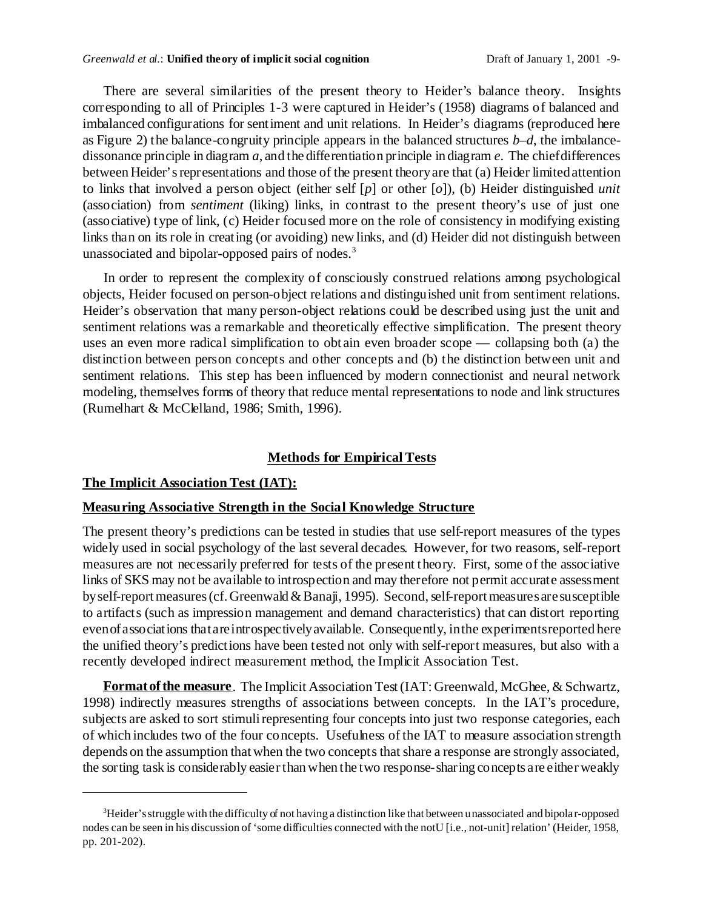There are several similarities of the present theory to Heider's balance theory. Insights corresponding to all of Principles 1-3 were captured in Heider's (1958) diagrams of balanced and imbalanced configurations for sentiment and unit relations. In Heider's diagrams (reproduced here as Figure 2) the balance-congruity principle appears in the balanced structures *b–d*, the imbalance-dissonance principle in diagram *a*, and the differentiation principle in diagram *e*. The chief differences between Heider's representations and those of the present theory are that (a) Heider limited attention to links that involved a person object (either self [*p*] or other [*o*]), (b) Heider distinguished *unit* (association) from *sentiment* (liking) links, in contrast to the present theory's use of just one (associative) type of link, (c) Heider focused more on the role of consistency in modifying existing links than on its role in creating (or avoiding) new links, and (d) Heider did not distinguish between unassociated and bipolar-opposed pairs of nodes.[3]

In order to represent the complexity of consciously construed relations among psychological objects, Heider focused on person-object relations and distinguished unit from sentiment relations. Heider's observation that many person-object relations could be described using just the unit and sentiment relations was a remarkable and theoretically effective simplification. The present theory uses an even more radical simplification to obtain even broader scope — collapsing both (a) the distinction between person concepts and other concepts and (b) the distinction between unit and sentiment relations. This step has been influenced by modern connectionist and neural network modeling, themselves forms of theory that reduce mental representations to node and link structures (Rumelhart & McClelland, 1986; Smith, 1996).

## Methods for Empirical Tests

### The Implicit Association Test (IAT):

### Measuring Associative Strength in the Social Knowledge Structure

The present theory's predictions can be tested in studies that use self-report measures of the types widely used in social psychology of the last several decades. However, for two reasons, self-report measures are not necessarily preferred for tests of the present theory. First, some of the associative links of SKS may not be available to introspection and may therefore not permit accurate assessment by self-report measures (cf. Greenwald & Banaji, 1995). Second, self-report measures are susceptible to artifacts (such as impression management and demand characteristics) that can distort reporting even of associations that are introspectively available. Consequently, in the experiments reported here the unified theory's predictions have been tested not only with self-report measures, but also with a recently developed indirect measurement method, the Implicit Association Test.

**Format of the measure**. The Implicit Association Test (IAT: Greenwald, McGhee, & Schwartz, 1998) indirectly measures strengths of associations between concepts. In the IAT's procedure, subjects are asked to sort stimuli representing four concepts into just two response categories, each of which includes two of the four concepts. Usefulness of the IAT to measure association strength depends on the assumption that when the two concepts that share a response are strongly associated, the sorting task is considerably easier than when the two response-sharing concepts are either weakly

---

[3] Heider's struggle with the difficulty of not having a distinction like that between unassociated and bipolar-opposed nodes can be seen in his discussion of 'some difficulties connected with the notU [i.e., not-unit] relation' (Heider, 1958, pp. 201-202).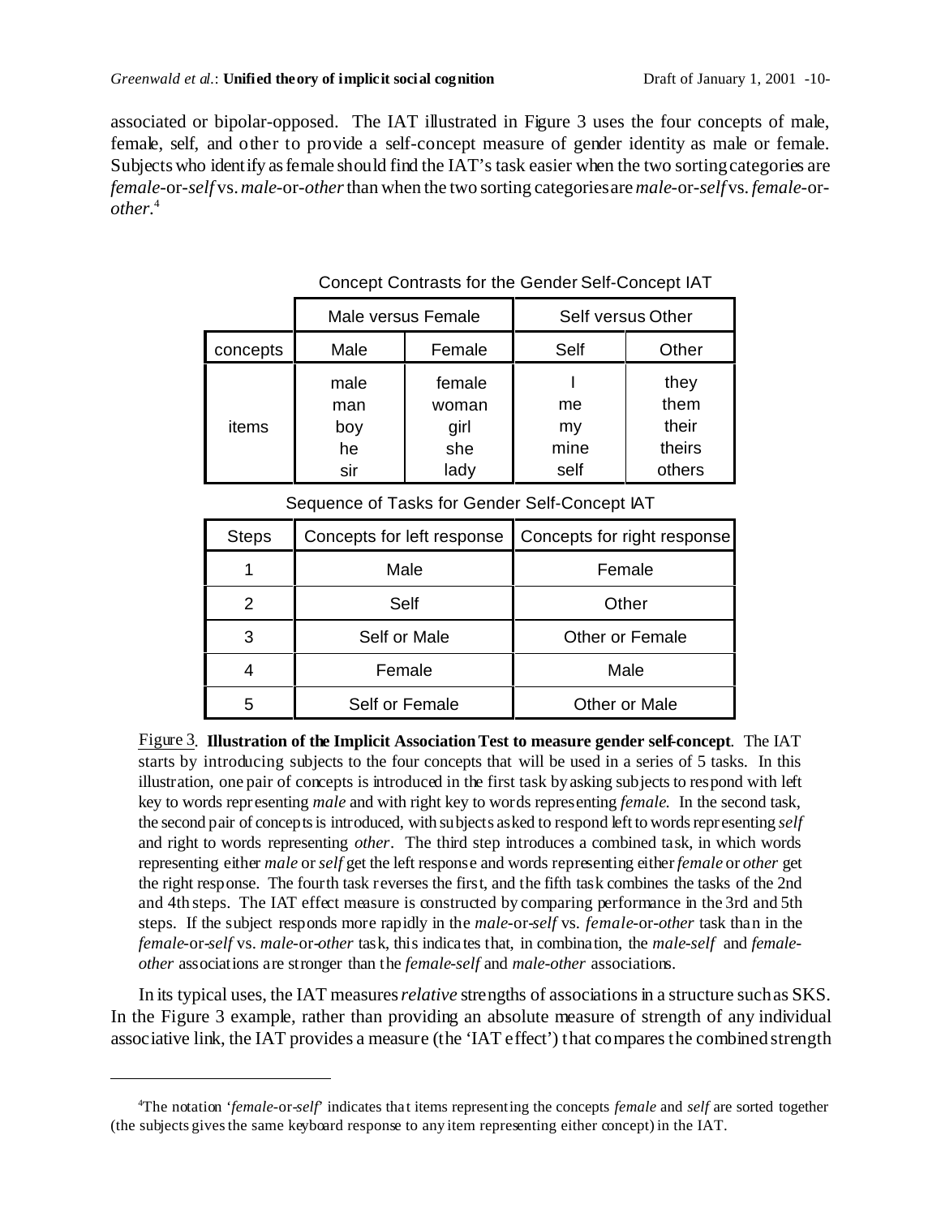associated or bipolar-opposed. The IAT illustrated in Figure 3 uses the four concepts of male, female, self, and other to provide a self-concept measure of gender identity as male or female. Subjects who identify as female should find the IAT's task easier when the two sorting categories are *female*-or-*self* vs. *male*-or-*other* than when the two sorting categories are *male*-or-*self* vs. *female*-or-*other*.[4]

Concept Contrasts for the Gender Self-Concept IAT

| | Male versus Female | | Self versus Other | |
|---|---|---|---|---|
| concepts | Male | Female | Self | Other |
| items | male<br>man<br>boy<br>he<br>sir | female<br>woman<br>girl<br>she<br>lady | I<br>me<br>my<br>mine<br>self | they<br>them<br>their<br>theirs<br>others |

Sequence of Tasks for Gender Self-Concept IAT

| Steps | Concepts for left response | Concepts for right response |
|---|---|---|
| 1 | Male | Female |
| 2 | Self | Other |
| 3 | Self or Male | Other or Female |
| 4 | Female | Male |
| 5 | Self or Female | Other or Male |

Figure 3. **Illustration of the Implicit Association Test to measure gender self-concept**. The IAT starts by introducing subjects to the four concepts that will be used in a series of 5 tasks. In this illustration, one pair of concepts is introduced in the first task by asking subjects to respond with left key to words representing *male* and with right key to words representing *female*. In the second task, the second pair of concepts is introduced, with subjects asked to respond left to words representing *self* and right to words representing *other*. The third step introduces a combined task, in which words representing either *male* or *self* get the left response and words representing either *female* or *other* get the right response. The fourth task reverses the first, and the fifth task combines the tasks of the 2nd and 4th steps. The IAT effect measure is constructed by comparing performance in the 3rd and 5th steps. If the subject responds more rapidly in the *male*-or-*self* vs. *female*-or-*other* task than in the *female*-or-*self* vs. *male*-or-*other* task, this indicates that, in combination, the *male-self* and *female-other* associations are stronger than the *female-self* and *male-other* associations.

In its typical uses, the IAT measures *relative* strengths of associations in a structure such as SKS. In the Figure 3 example, rather than providing an absolute measure of strength of any individual associative link, the IAT provides a measure (the 'IAT effect') that compares the combined strength

[4]The notation '*female*-or-*self*' indicates that items representing the concepts *female* and *self* are sorted together (the subjects gives the same keyboard response to any item representing either concept) in the IAT.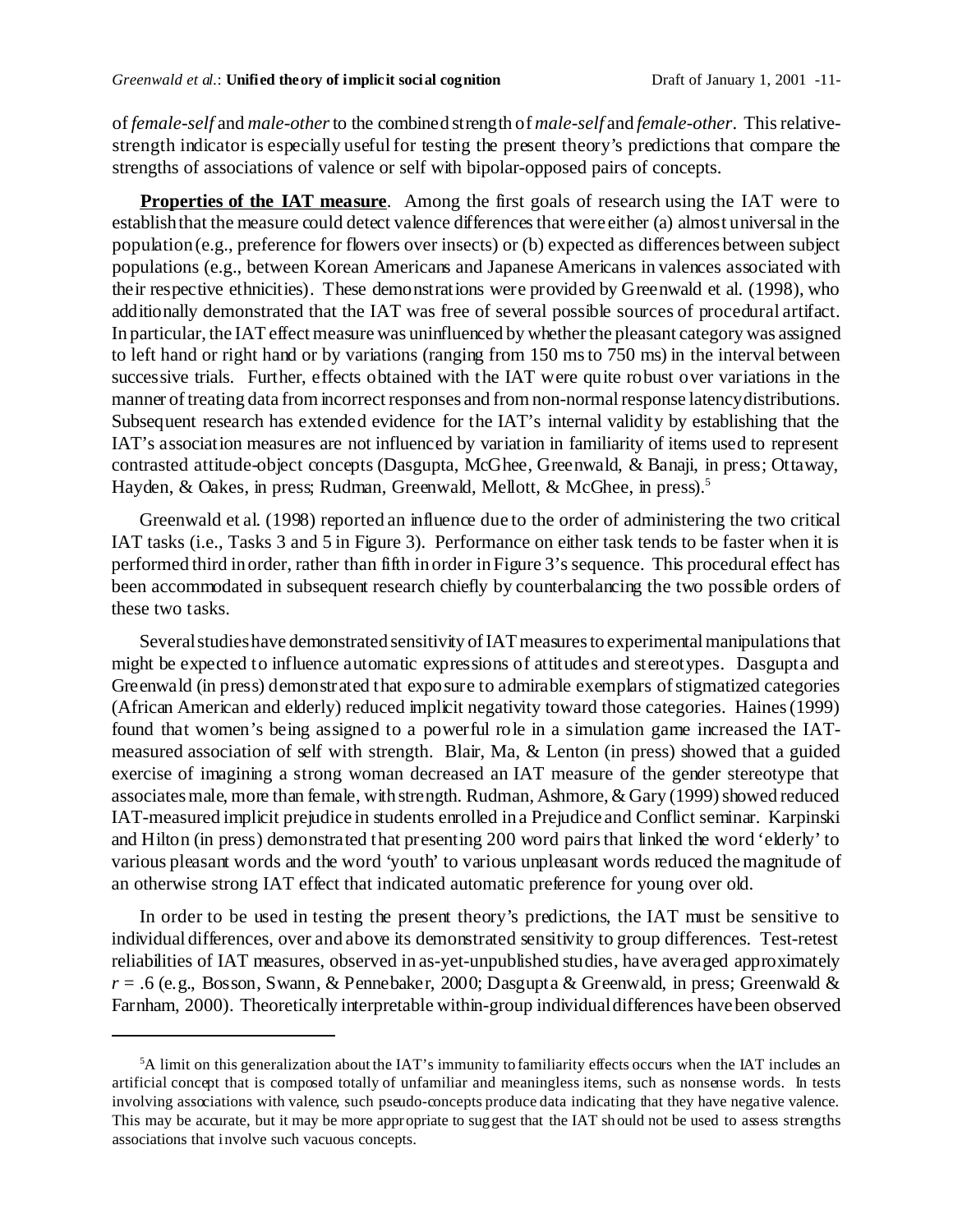of *female-self* and *male-other* to the combined strength of *male-self* and *female-other*. This relative-strength indicator is especially useful for testing the present theory's predictions that compare the strengths of associations of valence or self with bipolar-opposed pairs of concepts.

**Properties of the IAT measure**. Among the first goals of research using the IAT were to establish that the measure could detect valence differences that were either (a) almost universal in the population (e.g., preference for flowers over insects) or (b) expected as differences between subject populations (e.g., between Korean Americans and Japanese Americans in valences associated with their respective ethnicities). These demonstrations were provided by Greenwald et al. (1998), who additionally demonstrated that the IAT was free of several possible sources of procedural artifact. In particular, the IAT effect measure was uninfluenced by whether the pleasant category was assigned to left hand or right hand or by variations (ranging from 150 ms to 750 ms) in the interval between successive trials. Further, effects obtained with the IAT were quite robust over variations in the manner of treating data from incorrect responses and from non-normal response latency distributions. Subsequent research has extended evidence for the IAT's internal validity by establishing that the IAT's association measures are not influenced by variation in familiarity of items used to represent contrasted attitude-object concepts (Dasgupta, McGhee, Greenwald, & Banaji, in press; Ottaway, Hayden, & Oakes, in press; Rudman, Greenwald, Mellott, & McGhee, in press).[5]

Greenwald et al. (1998) reported an influence due to the order of administering the two critical IAT tasks (i.e., Tasks 3 and 5 in Figure 3). Performance on either task tends to be faster when it is performed third in order, rather than fifth in order in Figure 3's sequence. This procedural effect has been accommodated in subsequent research chiefly by counterbalancing the two possible orders of these two tasks.

Several studies have demonstrated sensitivity of IAT measures to experimental manipulations that might be expected to influence automatic expressions of attitudes and stereotypes. Dasgupta and Greenwald (in press) demonstrated that exposure to admirable exemplars of stigmatized categories (African American and elderly) reduced implicit negativity toward those categories. Haines (1999) found that women's being assigned to a powerful role in a simulation game increased the IAT-measured association of self with strength. Blair, Ma, & Lenton (in press) showed that a guided exercise of imagining a strong woman decreased an IAT measure of the gender stereotype that associates male, more than female, with strength. Rudman, Ashmore, & Gary (1999) showed reduced IAT-measured implicit prejudice in students enrolled in a Prejudice and Conflict seminar. Karpinski and Hilton (in press) demonstrated that presenting 200 word pairs that linked the word 'elderly' to various pleasant words and the word 'youth' to various unpleasant words reduced the magnitude of an otherwise strong IAT effect that indicated automatic preference for young over old.

In order to be used in testing the present theory's predictions, the IAT must be sensitive to individual differences, over and above its demonstrated sensitivity to group differences. Test-retest reliabilities of IAT measures, observed in as-yet-unpublished studies, have averaged approximately $r = .6$ (e.g., Bosson, Swann, & Pennebaker, 2000; Dasgupta & Greenwald, in press; Greenwald & Farnham, 2000). Theoretically interpretable within-group individual differences have been observed

[5] A limit on this generalization about the IAT's immunity to familiarity effects occurs when the IAT includes an artificial concept that is composed totally of unfamiliar and meaningless items, such as nonsense words. In tests involving associations with valence, such pseudo-concepts produce data indicating that they have negative valence. This may be accurate, but it may be more appropriate to suggest that the IAT should not be used to assess strengths associations that involve such vacuous concepts.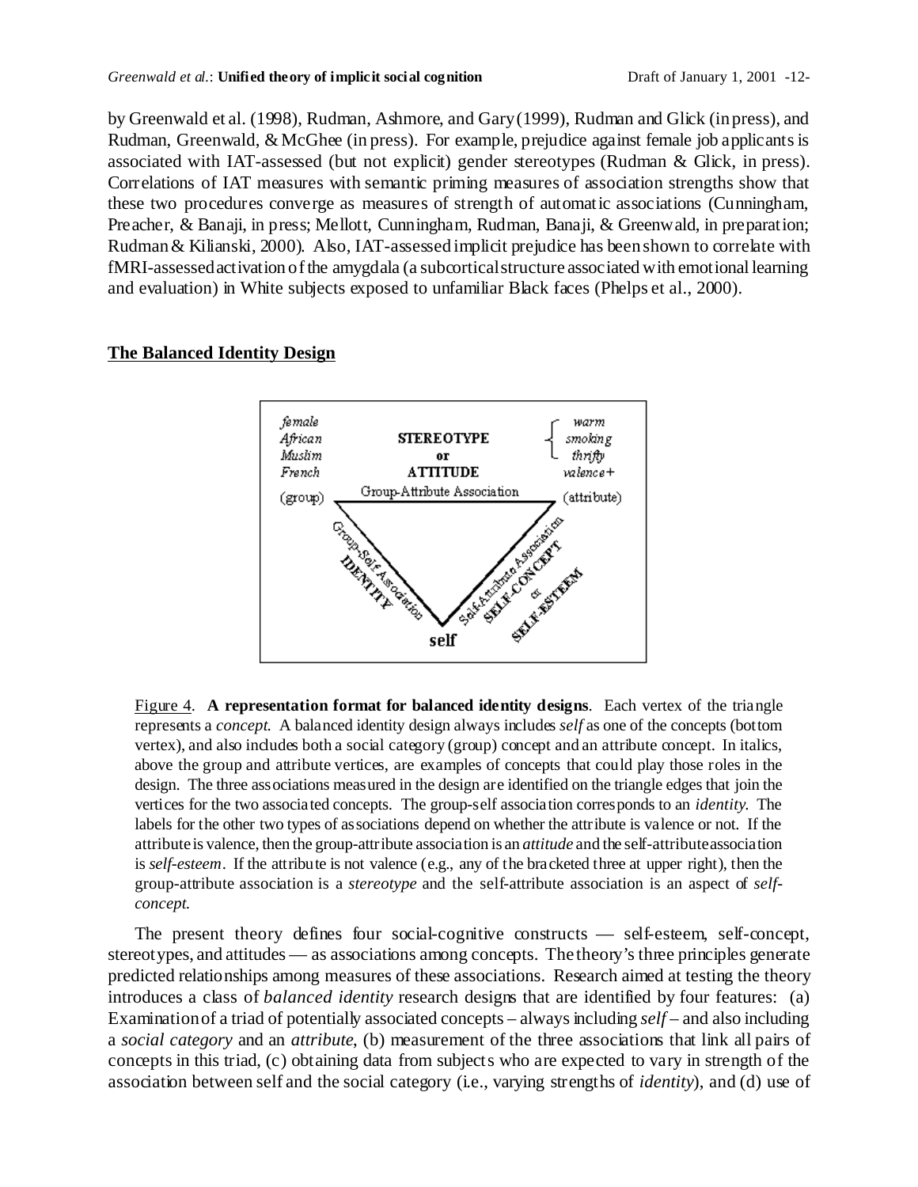by Greenwald et al. (1998), Rudman, Ashmore, and Gary (1999), Rudman and Glick (in press), and Rudman, Greenwald, & McGhee (in press). For example, prejudice against female job applicants is associated with IAT-assessed (but not explicit) gender stereotypes (Rudman & Glick, in press). Correlations of IAT measures with semantic priming measures of association strengths show that these two procedures converge as measures of strength of automatic associations (Cunningham, Preacher, & Banaji, in press; Mellott, Cunningham, Rudman, Banaji, & Greenwald, in preparation; Rudman & Kilianski, 2000). Also, IAT-assessed implicit prejudice has been shown to correlate with fMRI-assessed activation of the amygdala (a subcortical structure associated with emotional learning and evaluation) in White subjects exposed to unfamiliar Black faces (Phelps et al., 2000).

## The Balanced Identity Design

Figure 4. **A representation format for balanced identity designs**. Each vertex of the triangle represents a *concept*. A balanced identity design always includes *self* as one of the concepts (bottom vertex), and also includes both a social category (group) concept and an attribute concept. In italics, above the group and attribute vertices, are examples of concepts that could play those roles in the design. The three associations measured in the design are identified on the triangle edges that join the vertices for the two associated concepts. The group-self association corresponds to an *identity*. The labels for the other two types of associations depend on whether the attribute is valence or not. If the attribute is valence, then the group-attribute association is an *attitude* and the self-attribute association is *self-esteem*. If the attribute is not valence (e.g., any of the bracketed three at upper right), then the group-attribute association is a *stereotype* and the self-attribute association is an aspect of *self-concept*.

The present theory defines four social-cognitive constructs — self-esteem, self-concept, stereotypes, and attitudes — as associations among concepts. The theory's three principles generate predicted relationships among measures of these associations. Research aimed at testing the theory introduces a class of *balanced identity* research designs that are identified by four features: (a) Examination of a triad of potentially associated concepts – always including *self* – and also including a *social category* and an *attribute*, (b) measurement of the three associations that link all pairs of concepts in this triad, (c) obtaining data from subjects who are expected to vary in strength of the association between self and the social category (i.e., varying strengths of *identity*), and (d) use of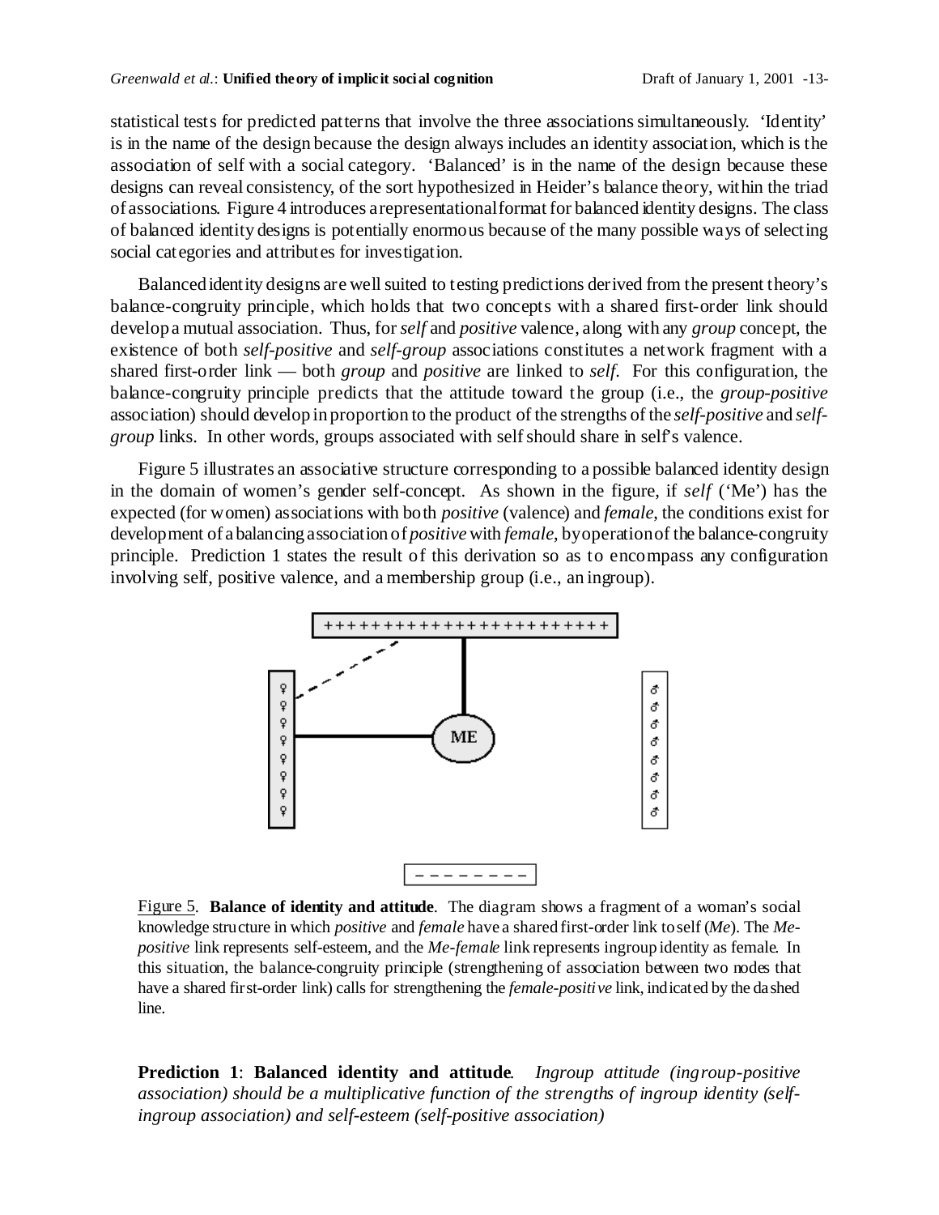statistical tests for predicted patterns that involve the three associations simultaneously. 'Identity' is in the name of the design because the design always includes an identity association, which is the association of self with a social category. 'Balanced' is in the name of the design because these designs can reveal consistency, of the sort hypothesized in Heider's balance theory, within the triad of associations. Figure 4 introduces a representational format for balanced identity designs. The class of balanced identity designs is potentially enormous because of the many possible ways of selecting social categories and attributes for investigation.

Balanced identity designs are well suited to testing predictions derived from the present theory's balance-congruity principle, which holds that two concepts with a shared first-order link should develop a mutual association. Thus, for *self* and *positive* valence, along with any *group* concept, the existence of both *self-positive* and *self-group* associations constitutes a network fragment with a shared first-order link — both *group* and *positive* are linked to *self*. For this configuration, the balance-congruity principle predicts that the attitude toward the group (i.e., the *group-positive* association) should develop in proportion to the product of the strengths of the *self-positive* and *self-group* links. In other words, groups associated with self should share in self's valence.

Figure 5 illustrates an associative structure corresponding to a possible balanced identity design in the domain of women's gender self-concept. As shown in the figure, if *self* ('Me') has the expected (for women) associations with both *positive* (valence) and *female*, the conditions exist for development of a balancing association of *positive* with *female*, by operation of the balance-congruity principle. Prediction 1 states the result of this derivation so as to encompass any configuration involving self, positive valence, and a membership group (i.e., an ingroup).

Figure 5. **Balance of identity and attitude**. The diagram shows a fragment of a woman's social knowledge structure in which *positive* and *female* have a shared first-order link to self (*Me*). The *Me-positive* link represents self-esteem, and the *Me-female* link represents ingroup identity as female. In this situation, the balance-congruity principle (strengthening of association between two nodes that have a shared first-order link) calls for strengthening the *female-positive* link, indicated by the dashed line.

**Prediction 1**: **Balanced identity and attitude**. *Ingroup attitude (ingroup-positive association) should be a multiplicative function of the strengths of ingroup identity (self-ingroup association) and self-esteem (self-positive association)*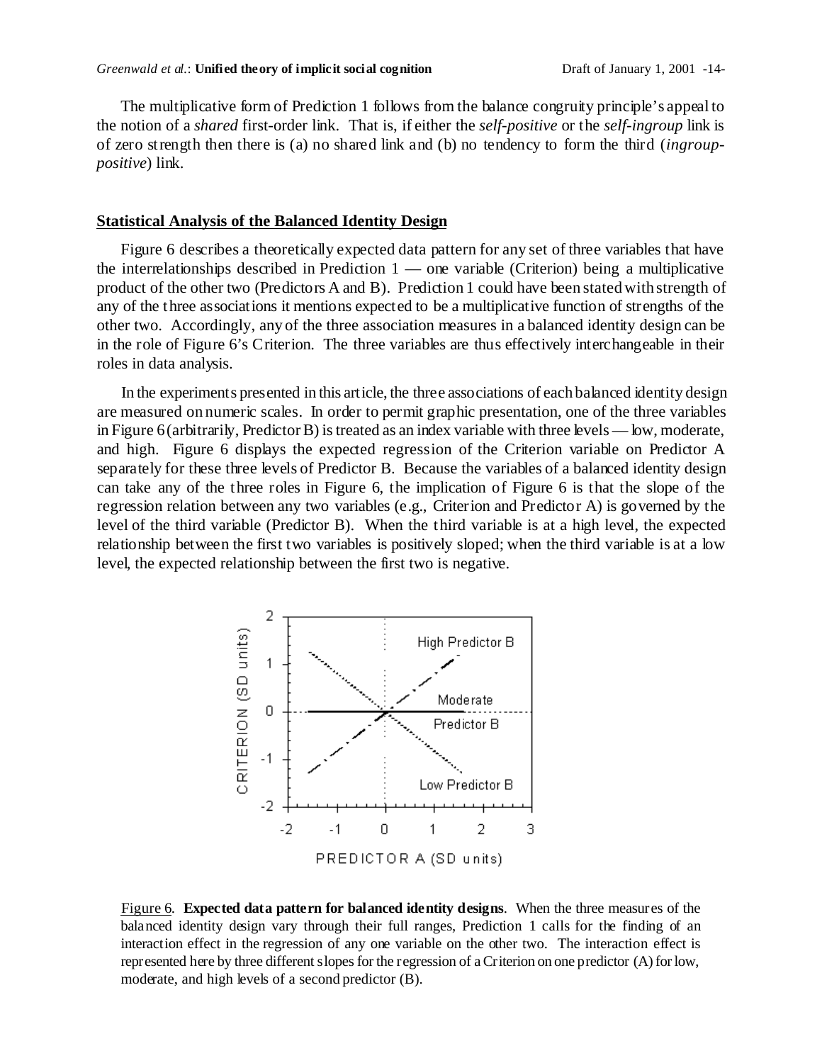The multiplicative form of Prediction 1 follows from the balance congruity principle's appeal to the notion of a *shared* first-order link. That is, if either the *self-positive* or the *self-ingroup* link is of zero strength then there is (a) no shared link and (b) no tendency to form the third (*ingroup-positive*) link.

## Statistical Analysis of the Balanced Identity Design

Figure 6 describes a theoretically expected data pattern for any set of three variables that have the interrelationships described in Prediction 1 — one variable (Criterion) being a multiplicative product of the other two (Predictors A and B). Prediction 1 could have been stated with strength of any of the three associations it mentions expected to be a multiplicative function of strengths of the other two. Accordingly, any of the three association measures in a balanced identity design can be in the role of Figure 6's Criterion. The three variables are thus effectively interchangeable in their roles in data analysis.

In the experiments presented in this article, the three associations of each balanced identity design are measured on numeric scales. In order to permit graphic presentation, one of the three variables in Figure 6 (arbitrarily, Predictor B) is treated as an index variable with three levels — low, moderate, and high. Figure 6 displays the expected regression of the Criterion variable on Predictor A separately for these three levels of Predictor B. Because the variables of a balanced identity design can take any of the three roles in Figure 6, the implication of Figure 6 is that the slope of the regression relation between any two variables (e.g., Criterion and Predictor A) is governed by the level of the third variable (Predictor B). When the third variable is at a high level, the expected relationship between the first two variables is positively sloped; when the third variable is at a low level, the expected relationship between the first two is negative.

Figure 6. **Expected data pattern for balanced identity designs**. When the three measures of the balanced identity design vary through their full ranges, Prediction 1 calls for the finding of an interaction effect in the regression of any one variable on the other two. The interaction effect is represented here by three different slopes for the regression of a Criterion on one predictor (A) for low, moderate, and high levels of a second predictor (B).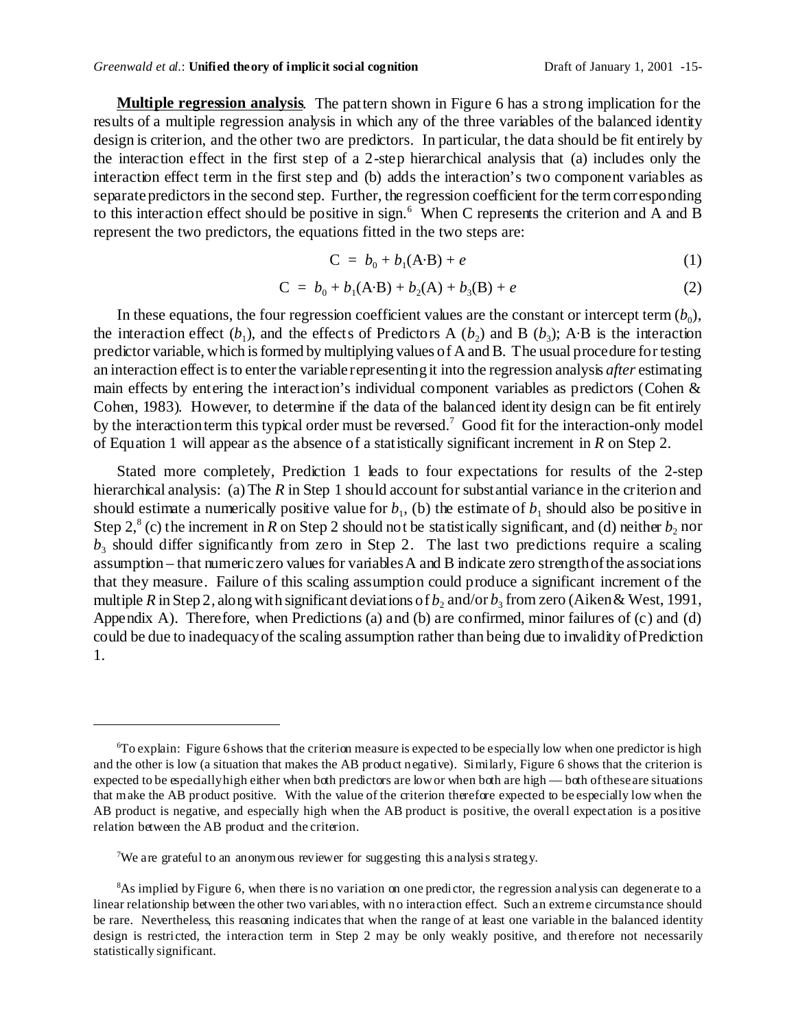**Multiple regression analysis**. The pattern shown in Figure 6 has a strong implication for the results of a multiple regression analysis in which any of the three variables of the balanced identity design is criterion, and the other two are predictors. In particular, the data should be fit entirely by the interaction effect in the first step of a 2-step hierarchical analysis that (a) includes only the interaction effect term in the first step and (b) adds the interaction's two component variables as separate predictors in the second step. Further, the regression coefficient for the term corresponding to this interaction effect should be positive in sign.[6] When C represents the criterion and A and B represent the two predictors, the equations fitted in the two steps are:

$$\mathrm{C} \ = \ b_0 + b_1(\mathrm{A{\cdot}B}) + e \tag{1}$$

$$\mathrm{C} \ = \ b_0 + b_1(\mathrm{A{\cdot}B}) + b_2(\mathrm{A}) + b_3(\mathrm{B}) + e \tag{2}$$

In these equations, the four regression coefficient values are the constant or intercept term ($b_0$), the interaction effect ($b_1$), and the effects of Predictors A ($b_2$) and B ($b_3$); A·B is the interaction predictor variable, which is formed by multiplying values of A and B. The usual procedure for testing an interaction effect is to enter the variable representing it into the regression analysis *after* estimating main effects by entering the interaction's individual component variables as predictors (Cohen & Cohen, 1983). However, to determine if the data of the balanced identity design can be fit entirely by the interaction term this typical order must be reversed.[7] Good fit for the interaction-only model of Equation 1 will appear as the absence of a statistically significant increment in $R$ on Step 2.

Stated more completely, Prediction 1 leads to four expectations for results of the 2-step hierarchical analysis: (a) The $R$ in Step 1 should account for substantial variance in the criterion and should estimate a numerically positive value for $b_1$, (b) the estimate of $b_1$ should also be positive in Step 2,[8] (c) the increment in $R$ on Step 2 should not be statistically significant, and (d) neither $b_2$ nor $b_3$ should differ significantly from zero in Step 2. The last two predictions require a scaling assumption – that numeric zero values for variables A and B indicate zero strength of the associations that they measure. Failure of this scaling assumption could produce a significant increment of the multiple $R$ in Step 2, along with significant deviations of $b_2$ and/or $b_3$ from zero (Aiken & West, 1991, Appendix A). Therefore, when Predictions (a) and (b) are confirmed, minor failures of (c) and (d) could be due to inadequacy of the scaling assumption rather than being due to invalidity of Prediction 1.

---

[6]To explain: Figure 6 shows that the criterion measure is expected to be especially low when one predictor is high and the other is low (a situation that makes the AB product negative). Similarly, Figure 6 shows that the criterion is expected to be especially high either when both predictors are low or when both are high — both of these are situations that make the AB product positive. With the value of the criterion therefore expected to be especially low when the AB product is negative, and especially high when the AB product is positive, the overall expectation is a positive relation between the AB product and the criterion.

[7]We are grateful to an anonymous reviewer for suggesting this analysis strategy.

[8]As implied by Figure 6, when there is no variation on one predictor, the regression analysis can degenerate to a linear relationship between the other two variables, with no interaction effect. Such an extreme circumstance should be rare. Nevertheless, this reasoning indicates that when the range of at least one variable in the balanced identity design is restricted, the interaction term in Step 2 may be only weakly positive, and therefore not necessarily statistically significant.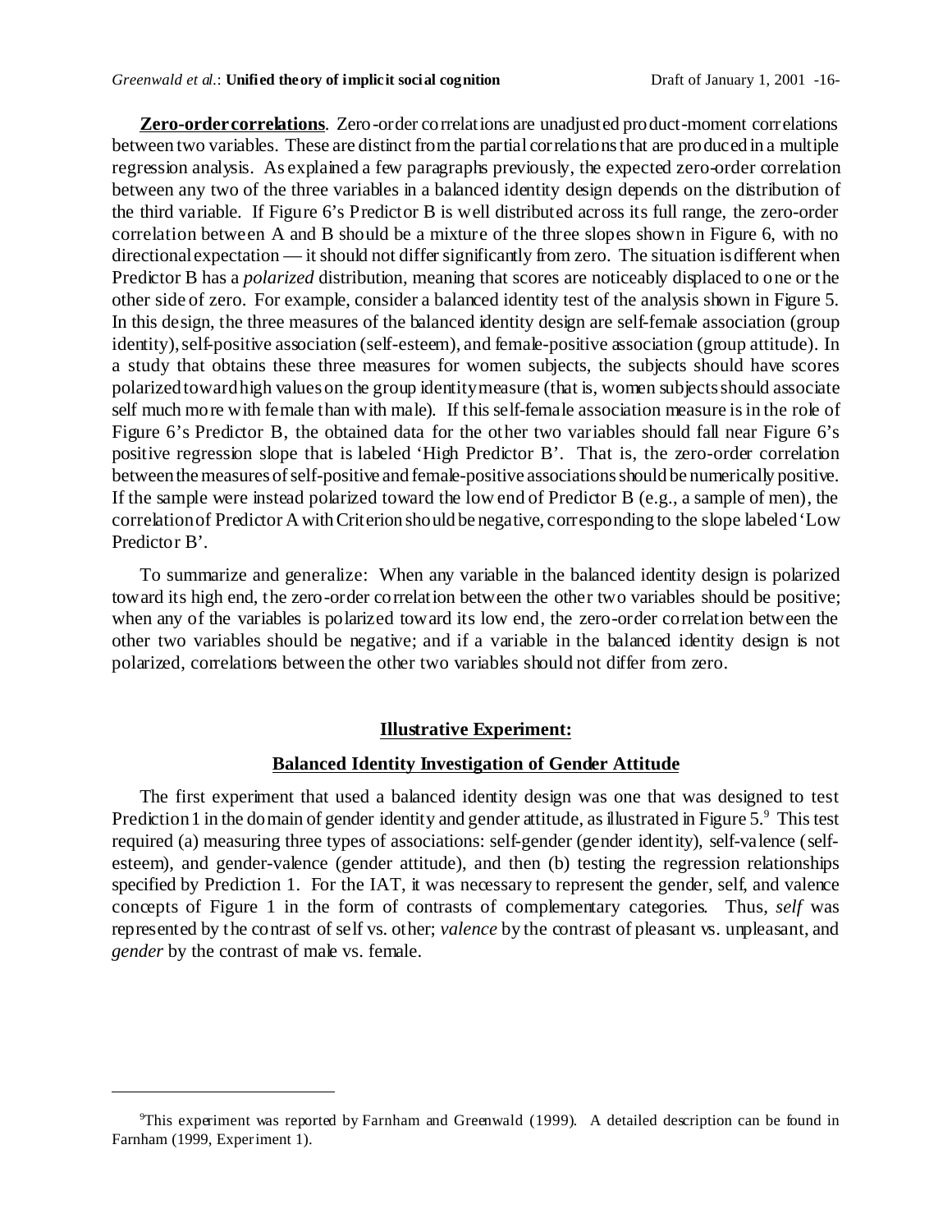**Zero-order correlations**. Zero-order correlations are unadjusted product-moment correlations between two variables. These are distinct from the partial correlations that are produced in a multiple regression analysis. As explained a few paragraphs previously, the expected zero-order correlation between any two of the three variables in a balanced identity design depends on the distribution of the third variable. If Figure 6's Predictor B is well distributed across its full range, the zero-order correlation between A and B should be a mixture of the three slopes shown in Figure 6, with no directional expectation — it should not differ significantly from zero. The situation is different when Predictor B has a *polarized* distribution, meaning that scores are noticeably displaced to one or the other side of zero. For example, consider a balanced identity test of the analysis shown in Figure 5. In this design, the three measures of the balanced identity design are self-female association (group identity), self-positive association (self-esteem), and female-positive association (group attitude). In a study that obtains these three measures for women subjects, the subjects should have scores polarized toward high values on the group identity measure (that is, women subjects should associate self much more with female than with male). If this self-female association measure is in the role of Figure 6's Predictor B, the obtained data for the other two variables should fall near Figure 6's positive regression slope that is labeled 'High Predictor B'. That is, the zero-order correlation between the measures of self-positive and female-positive associations should be numerically positive. If the sample were instead polarized toward the low end of Predictor B (e.g., a sample of men), the correlation of Predictor A with Criterion should be negative, corresponding to the slope labeled 'Low Predictor B'.

To summarize and generalize: When any variable in the balanced identity design is polarized toward its high end, the zero-order correlation between the other two variables should be positive; when any of the variables is polarized toward its low end, the zero-order correlation between the other two variables should be negative; and if a variable in the balanced identity design is not polarized, correlations between the other two variables should not differ from zero.

## Illustrative Experiment:

## Balanced Identity Investigation of Gender Attitude

The first experiment that used a balanced identity design was one that was designed to test Prediction 1 in the domain of gender identity and gender attitude, as illustrated in Figure 5.[9] This test required (a) measuring three types of associations: self-gender (gender identity), self-valence (self-esteem), and gender-valence (gender attitude), and then (b) testing the regression relationships specified by Prediction 1. For the IAT, it was necessary to represent the gender, self, and valence concepts of Figure 1 in the form of contrasts of complementary categories. Thus, *self* was represented by the contrast of self vs. other; *valence* by the contrast of pleasant vs. unpleasant, and *gender* by the contrast of male vs. female.

---

[9] This experiment was reported by Farnham and Greenwald (1999). A detailed description can be found in Farnham (1999, Experiment 1).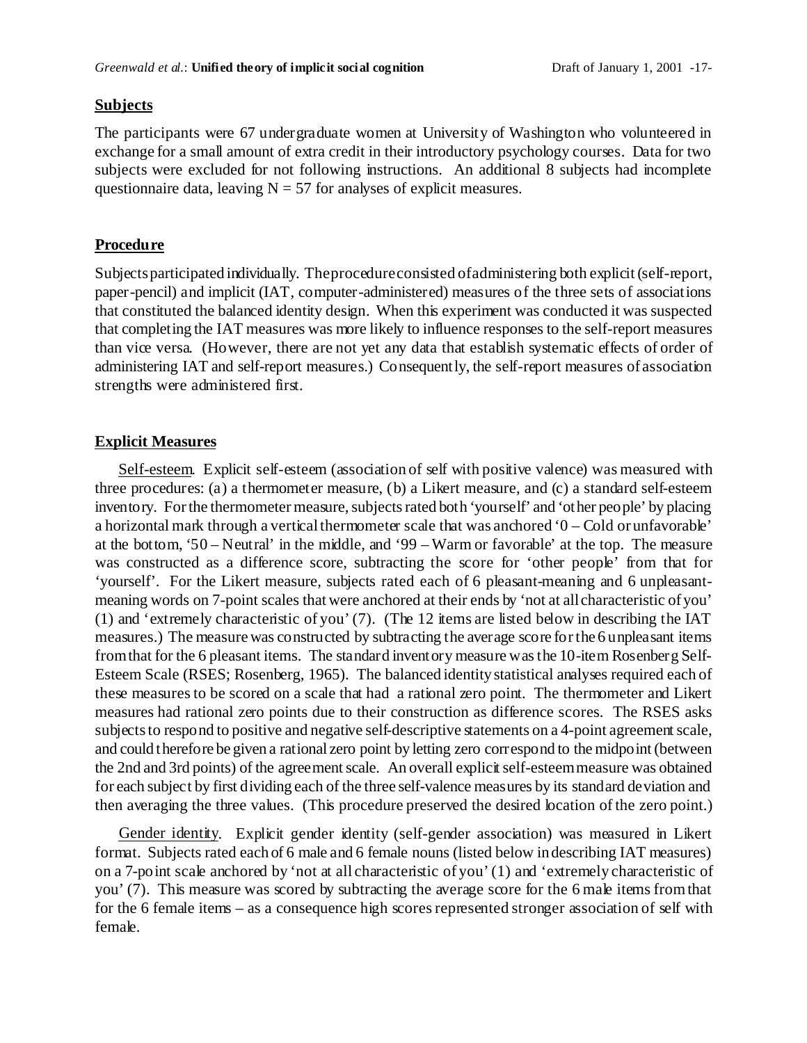## Subjects

The participants were 67 undergraduate women at University of Washington who volunteered in exchange for a small amount of extra credit in their introductory psychology courses. Data for two subjects were excluded for not following instructions. An additional 8 subjects had incomplete questionnaire data, leaving $N = 57$ for analyses of explicit measures.

## Procedure

Subjects participated individually. The procedure consisted of administering both explicit (self-report, paper-pencil) and implicit (IAT, computer-administered) measures of the three sets of associations that constituted the balanced identity design. When this experiment was conducted it was suspected that completing the IAT measures was more likely to influence responses to the self-report measures than vice versa. (However, there are not yet any data that establish systematic effects of order of administering IAT and self-report measures.) Consequently, the self-report measures of association strengths were administered first.

## Explicit Measures

Self-esteem. Explicit self-esteem (association of self with positive valence) was measured with three procedures: (a) a thermometer measure, (b) a Likert measure, and (c) a standard self-esteem inventory. For the thermometer measure, subjects rated both 'yourself' and 'other people' by placing a horizontal mark through a vertical thermometer scale that was anchored '0 – Cold or unfavorable' at the bottom, '50 – Neutral' in the middle, and '99 – Warm or favorable' at the top. The measure was constructed as a difference score, subtracting the score for 'other people' from that for 'yourself'. For the Likert measure, subjects rated each of 6 pleasant-meaning and 6 unpleasant-meaning words on 7-point scales that were anchored at their ends by 'not at all characteristic of you' (1) and 'extremely characteristic of you' (7). (The 12 items are listed below in describing the IAT measures.) The measure was constructed by subtracting the average score for the 6 unpleasant items from that for the 6 pleasant items. The standard inventory measure was the 10-item Rosenberg Self-Esteem Scale (RSES; Rosenberg, 1965). The balanced identity statistical analyses required each of these measures to be scored on a scale that had a rational zero point. The thermometer and Likert measures had rational zero points due to their construction as difference scores. The RSES asks subjects to respond to positive and negative self-descriptive statements on a 4-point agreement scale, and could therefore be given a rational zero point by letting zero correspond to the midpoint (between the 2nd and 3rd points) of the agreement scale. An overall explicit self-esteem measure was obtained for each subject by first dividing each of the three self-valence measures by its standard deviation and then averaging the three values. (This procedure preserved the desired location of the zero point.)

Gender identity. Explicit gender identity (self-gender association) was measured in Likert format. Subjects rated each of 6 male and 6 female nouns (listed below in describing IAT measures) on a 7-point scale anchored by 'not at all characteristic of you' (1) and 'extremely characteristic of you' (7). This measure was scored by subtracting the average score for the 6 male items from that for the 6 female items – as a consequence high scores represented stronger association of self with female.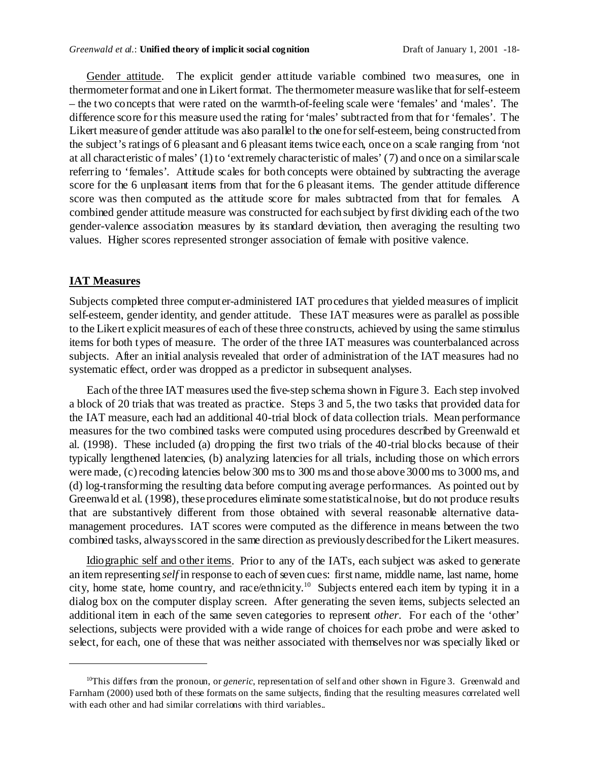Gender attitude. The explicit gender attitude variable combined two measures, one in thermometer format and one in Likert format. The thermometer measure was like that for self-esteem – the two concepts that were rated on the warmth-of-feeling scale were 'females' and 'males'. The difference score for this measure used the rating for 'males' subtracted from that for 'females'. The Likert measure of gender attitude was also parallel to the one for self-esteem, being constructed from the subject's ratings of 6 pleasant and 6 pleasant items twice each, once on a scale ranging from 'not at all characteristic of males' (1) to 'extremely characteristic of males' (7) and once on a similar scale referring to 'females'. Attitude scales for both concepts were obtained by subtracting the average score for the 6 unpleasant items from that for the 6 pleasant items. The gender attitude difference score was then computed as the attitude score for males subtracted from that for females. A combined gender attitude measure was constructed for each subject by first dividing each of the two gender-valence association measures by its standard deviation, then averaging the resulting two values. Higher scores represented stronger association of female with positive valence.

## IAT Measures

Subjects completed three computer-administered IAT procedures that yielded measures of implicit self-esteem, gender identity, and gender attitude. These IAT measures were as parallel as possible to the Likert explicit measures of each of these three constructs, achieved by using the same stimulus items for both types of measure. The order of the three IAT measures was counterbalanced across subjects. After an initial analysis revealed that order of administration of the IAT measures had no systematic effect, order was dropped as a predictor in subsequent analyses.

Each of the three IAT measures used the five-step schema shown in Figure 3. Each step involved a block of 20 trials that was treated as practice. Steps 3 and 5, the two tasks that provided data for the IAT measure, each had an additional 40-trial block of data collection trials. Mean performance measures for the two combined tasks were computed using procedures described by Greenwald et al. (1998). These included (a) dropping the first two trials of the 40-trial blocks because of their typically lengthened latencies, (b) analyzing latencies for all trials, including those on which errors were made, (c) recoding latencies below 300 ms to 300 ms and those above 3000 ms to 3000 ms, and (d) log-transforming the resulting data before computing average performances. As pointed out by Greenwald et al. (1998), these procedures eliminate some statistical noise, but do not produce results that are substantively different from those obtained with several reasonable alternative data-management procedures. IAT scores were computed as the difference in means between the two combined tasks, always scored in the same direction as previously described for the Likert measures.

Idiographic self and other items. Prior to any of the IATs, each subject was asked to generate an item representing *self* in response to each of seven cues: first name, middle name, last name, home city, home state, home country, and race/ethnicity.[10] Subjects entered each item by typing it in a dialog box on the computer display screen. After generating the seven items, subjects selected an additional item in each of the same seven categories to represent *other*. For each of the 'other' selections, subjects were provided with a wide range of choices for each probe and were asked to select, for each, one of these that was neither associated with themselves nor was specially liked or

[10] This differs from the pronoun, or *generic*, representation of self and other shown in Figure 3. Greenwald and Farnham (2000) used both of these formats on the same subjects, finding that the resulting measures correlated well with each other and had similar correlations with third variables..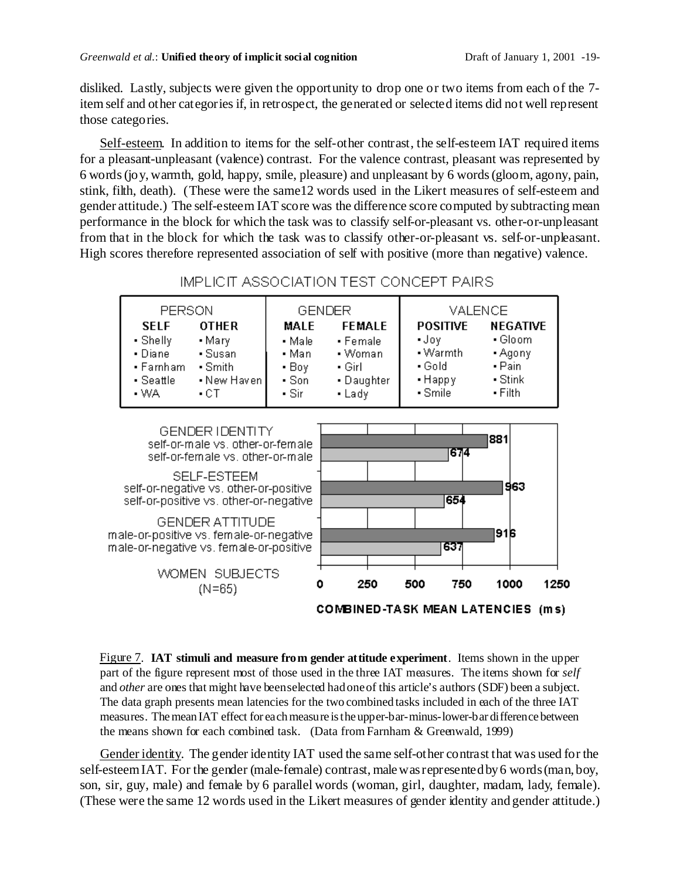disliked. Lastly, subjects were given the opportunity to drop one or two items from each of the 7-item self and other categories if, in retrospect, the generated or selected items did not well represent those categories.

Self-esteem. In addition to items for the self-other contrast, the self-esteem IAT required items for a pleasant-unpleasant (valence) contrast. For the valence contrast, pleasant was represented by 6 words (joy, warmth, gold, happy, smile, pleasure) and unpleasant by 6 words (gloom, agony, pain, stink, filth, death). (These were the same12 words used in the Likert measures of self-esteem and gender attitude.) The self-esteem IAT score was the difference score computed by subtracting mean performance in the block for which the task was to classify self-or-pleasant vs. other-or-unpleasant from that in the block for which the task was to classify other-or-pleasant vs. self-or-unpleasant. High scores therefore represented association of self with positive (more than negative) valence.

IMPLICIT ASSOCIATION TEST CONCEPT PAIRS

| PERSON | | GENDER | | VALENCE | |
|---|---|---|---|---|---|
| **SELF** | **OTHER** | **MALE** | **FEMALE** | **POSITIVE** | **NEGATIVE** |
| • Shelly | • Mary | • Male | • Female | • Joy | • Gloom |
| • Diane | • Susan | • Man | • Woman | • Warmth | • Agony |
| • Farnham | • Smith | • Boy | • Girl | • Gold | • Pain |
| • Seattle | • New Haven | • Son | • Daughter | • Happy | • Stink |
| • WA | • CT | • Sir | • Lady | • Smile | • Filth |

WOMEN SUBJECTS (N=65) — COMBINED-TASK MEAN LATENCIES (ms)

| Measure | Combined task | Mean latency (ms) |
|---|---|---|
| GENDER IDENTITY | self-or-male vs. other-or-female | 881 |
| | self-or-female vs. other-or-male | 674 |
| SELF-ESTEEM | self-or-negative vs. other-or-positive | 963 |
| | self-or-positive vs. other-or-negative | 654 |
| GENDER ATTITUDE | male-or-positive vs. female-or-negative | 916 |
| | male-or-negative vs. female-or-positive | 637 |

Figure 7. **IAT stimuli and measure from gender attitude experiment**. Items shown in the upper part of the figure represent most of those used in the three IAT measures. The items shown for *self* and *other* are ones that might have been selected had one of this article's authors (SDF) been a subject. The data graph presents mean latencies for the two combined tasks included in each of the three IAT measures. The mean IAT effect for each measure is the upper-bar-minus-lower-bar difference between the means shown for each combined task. (Data from Farnham & Greenwald, 1999)

Gender identity. The gender identity IAT used the same self-other contrast that was used for the self-esteem IAT. For the gender (male-female) contrast, male was represented by 6 words (man, boy, son, sir, guy, male) and female by 6 parallel words (woman, girl, daughter, madam, lady, female). (These were the same 12 words used in the Likert measures of gender identity and gender attitude.)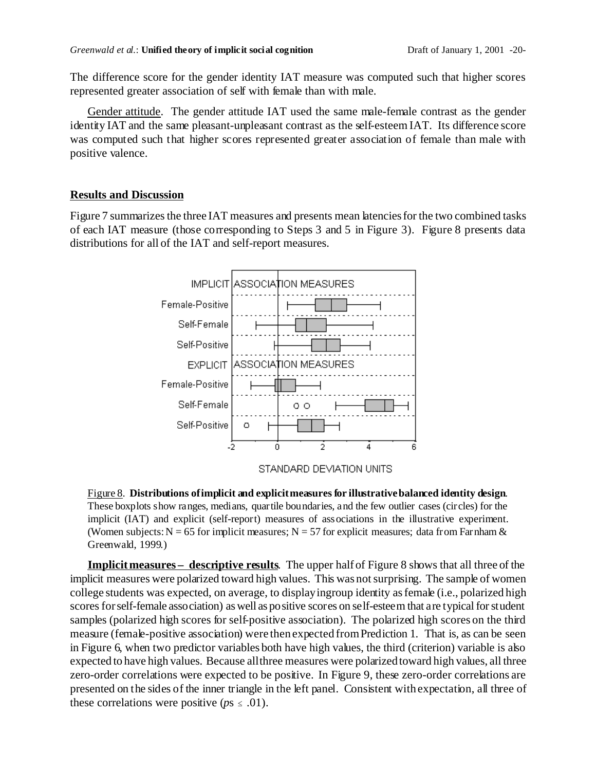The difference score for the gender identity IAT measure was computed such that higher scores represented greater association of self with female than with male.

Gender attitude. The gender attitude IAT used the same male-female contrast as the gender identity IAT and the same pleasant-unpleasant contrast as the self-esteem IAT. Its difference score was computed such that higher scores represented greater association of female than male with positive valence.

## Results and Discussion

Figure 7 summarizes the three IAT measures and presents mean latencies for the two combined tasks of each IAT measure (those corresponding to Steps 3 and 5 in Figure 3). Figure 8 presents data distributions for all of the IAT and self-report measures.

Figure 8. **Distributions of implicit and explicit measures for illustrative balanced identity design**. These boxplots show ranges, medians, quartile boundaries, and the few outlier cases (circles) for the implicit (IAT) and explicit (self-report) measures of associations in the illustrative experiment. (Women subjects: N = 65 for implicit measures; N = 57 for explicit measures; data from Farnham & Greenwald, 1999.)

**Implicit measures – descriptive results**. The upper half of Figure 8 shows that all three of the implicit measures were polarized toward high values. This was not surprising. The sample of women college students was expected, on average, to display ingroup identity as female (i.e., polarized high scores for self-female association) as well as positive scores on self-esteem that are typical for student samples (polarized high scores for self-positive association). The polarized high scores on the third measure (female-positive association) were then expected from Prediction 1. That is, as can be seen in Figure 6, when two predictor variables both have high values, the third (criterion) variable is also expected to have high values. Because all three measures were polarized toward high values, all three zero-order correlations were expected to be positive. In Figure 9, these zero-order correlations are presented on the sides of the inner triangle in the left panel. Consistent with expectation, all three of these correlations were positive ($p\text{s} \leq .01$).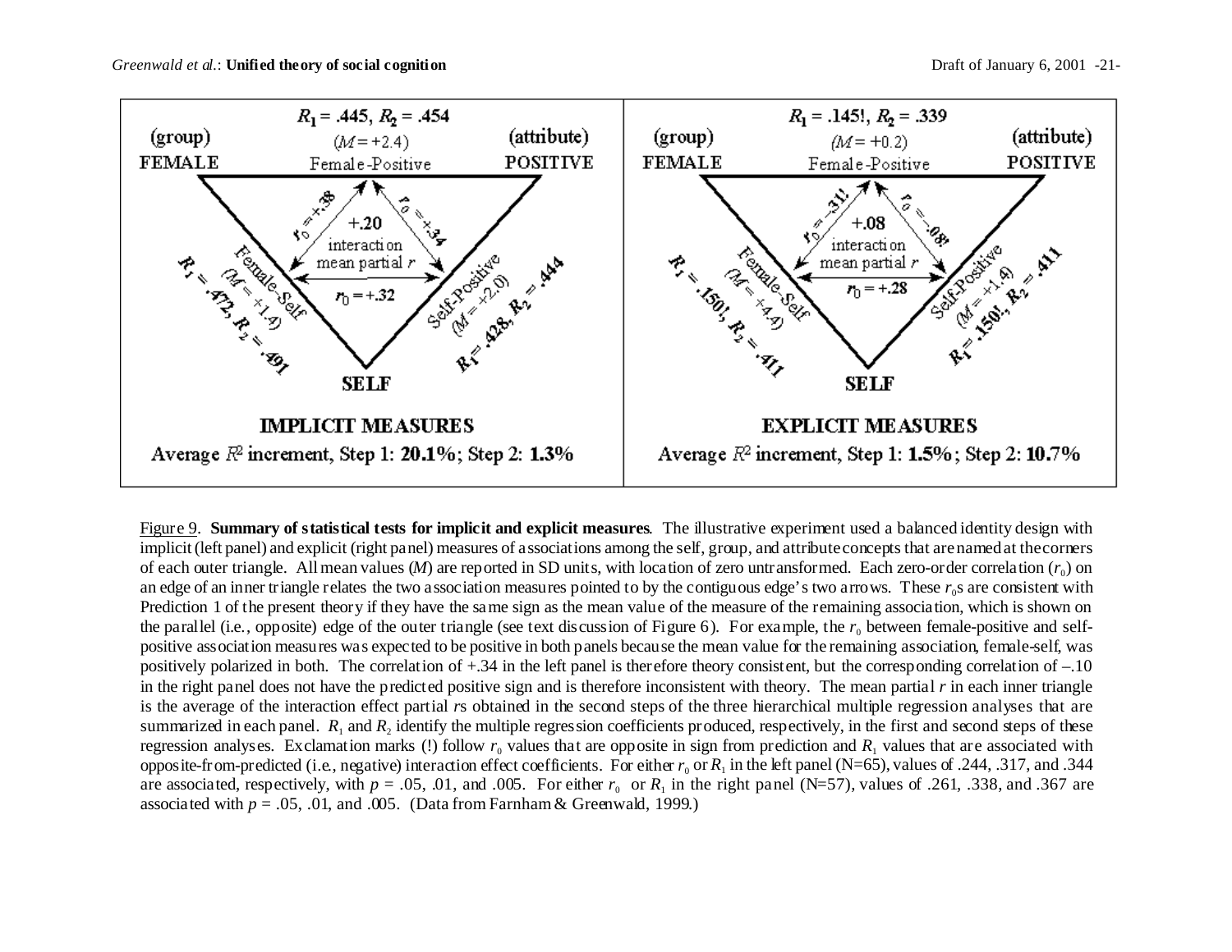| $R_1 = .445$, $R_2 = .454$ | $R_1 = .145!$, $R_2 = .339$ |
| --- | --- |
| **IMPLICIT MEASURES** | **EXPLICIT MEASURES** |
| Female-Positive ($M = +2.4$) | Female-Positive ($M = +0.2$) |
| Female-Self ($M = +1.4$); $R_1 = .472$, $R_2 = .491$ | Female-Self ($M = +4.4$); $R_1 = .150!$, $R_2 = .411$ |
| Self-Positive ($M = +2.0$); $R_1 = .428$, $R_2 = .444$ | Self-Positive ($M = +1.4$); $R_1 = .150!$, $R_2 = .411$ |
| $r_0 = +.38$ (Female-Positive with Female-Self) | $r_0 = -.31!$ (Female-Positive with Female-Self) |
| $r_0 = +.34$ (Female-Positive with Self-Positive) | $r_0 = -.08!$ (Female-Positive with Self-Positive) |
| $r_0 = +.32$ (Female-Self with Self-Positive) | $r_0 = +.28$ (Female-Self with Self-Positive) |
| +.20 interaction mean partial $r$ | +.08 interaction mean partial $r$ |
| Average $R^2$ increment, Step 1: **20.1%**; Step 2: **1.3%** | Average $R^2$ increment, Step 1: **1.5%**; Step 2: **10.7%** |

Corners of each triangle: (group) FEMALE; (attribute) POSITIVE; SELF.

Figure 9. **Summary of statistical tests for implicit and explicit measures**. The illustrative experiment used a balanced identity design with implicit (left panel) and explicit (right panel) measures of associations among the self, group, and attribute concepts that are named at the corners of each outer triangle. All mean values (*M*) are reported in SD units, with location of zero untransformed. Each zero-order correlation ($r_0$) on an edge of an inner triangle relates the two association measures pointed to by the contiguous edge's two arrows. These $r_0$s are consistent with Prediction 1 of the present theory if they have the same sign as the mean value of the measure of the remaining association, which is shown on the parallel (i.e., opposite) edge of the outer triangle (see text discussion of Figure 6). For example, the $r_0$ between female-positive and self-positive association measures was expected to be positive in both panels because the mean value for the remaining association, female-self, was positively polarized in both. The correlation of +.34 in the left panel is therefore theory consistent, but the corresponding correlation of –.10 in the right panel does not have the predicted positive sign and is therefore inconsistent with theory. The mean partial *r* in each inner triangle is the average of the interaction effect partial *r*s obtained in the second steps of the three hierarchical multiple regression analyses that are summarized in each panel. $R_1$ and $R_2$ identify the multiple regression coefficients produced, respectively, in the first and second steps of these regression analyses. Exclamation marks (!) follow $r_0$ values that are opposite in sign from prediction and $R_1$ values that are associated with opposite-from-predicted (i.e., negative) interaction effect coefficients. For either $r_0$ or $R_1$ in the left panel (N=65), values of .244, .317, and .344 are associated, respectively, with $p = .05$, .01, and .005. For either $r_0$ or $R_1$ in the right panel (N=57), values of .261, .338, and .367 are associated with $p = .05$, .01, and .005. (Data from Farnham & Greenwald, 1999.)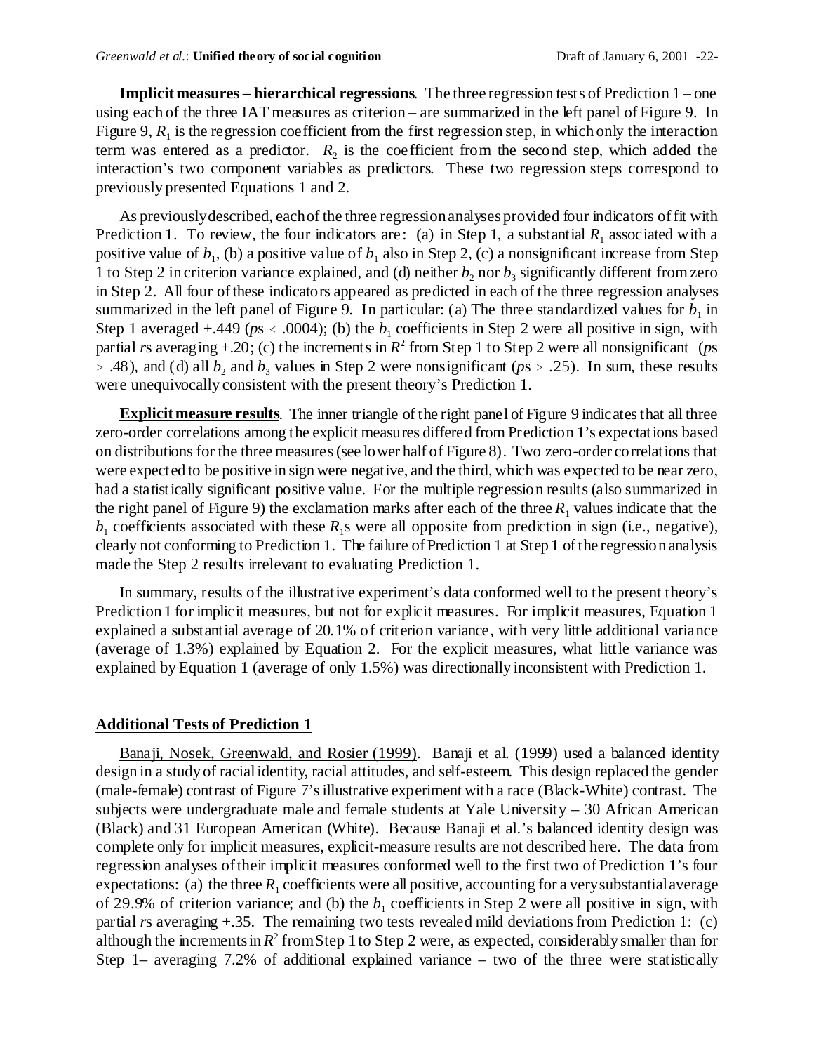**Implicit measures – hierarchical regressions**. The three regression tests of Prediction 1 – one using each of the three IAT measures as criterion – are summarized in the left panel of Figure 9. In Figure 9, $R_1$ is the regression coefficient from the first regression step, in which only the interaction term was entered as a predictor. $R_2$ is the coefficient from the second step, which added the interaction's two component variables as predictors. These two regression steps correspond to previously presented Equations 1 and 2.

As previously described, each of the three regression analyses provided four indicators of fit with Prediction 1. To review, the four indicators are: (a) in Step 1, a substantial $R_1$ associated with a positive value of $b_1$, (b) a positive value of $b_1$ also in Step 2, (c) a nonsignificant increase from Step 1 to Step 2 in criterion variance explained, and (d) neither $b_2$ nor $b_3$ significantly different from zero in Step 2. All four of these indicators appeared as predicted in each of the three regression analyses summarized in the left panel of Figure 9. In particular: (a) The three standardized values for $b_1$ in Step 1 averaged +.449 ($p$s $\leq$ .0004); (b) the $b_1$ coefficients in Step 2 were all positive in sign, with partial $r$s averaging +.20; (c) the increments in $R^2$ from Step 1 to Step 2 were all nonsignificant ($p$s $\geq$ .48), and (d) all $b_2$ and $b_3$ values in Step 2 were nonsignificant ($p$s $\geq$ .25). In sum, these results were unequivocally consistent with the present theory's Prediction 1.

**Explicit measure results**. The inner triangle of the right panel of Figure 9 indicates that all three zero-order correlations among the explicit measures differed from Prediction 1's expectations based on distributions for the three measures (see lower half of Figure 8). Two zero-order correlations that were expected to be positive in sign were negative, and the third, which was expected to be near zero, had a statistically significant positive value. For the multiple regression results (also summarized in the right panel of Figure 9) the exclamation marks after each of the three $R_1$ values indicate that the $b_1$ coefficients associated with these $R_1$s were all opposite from prediction in sign (i.e., negative), clearly not conforming to Prediction 1. The failure of Prediction 1 at Step 1 of the regression analysis made the Step 2 results irrelevant to evaluating Prediction 1.

In summary, results of the illustrative experiment's data conformed well to the present theory's Prediction 1 for implicit measures, but not for explicit measures. For implicit measures, Equation 1 explained a substantial average of 20.1% of criterion variance, with very little additional variance (average of 1.3%) explained by Equation 2. For the explicit measures, what little variance was explained by Equation 1 (average of only 1.5%) was directionally inconsistent with Prediction 1.

## Additional Tests of Prediction 1

Banaji, Nosek, Greenwald, and Rosier (1999). Banaji et al. (1999) used a balanced identity design in a study of racial identity, racial attitudes, and self-esteem. This design replaced the gender (male-female) contrast of Figure 7's illustrative experiment with a race (Black-White) contrast. The subjects were undergraduate male and female students at Yale University – 30 African American (Black) and 31 European American (White). Because Banaji et al.'s balanced identity design was complete only for implicit measures, explicit-measure results are not described here. The data from regression analyses of their implicit measures conformed well to the first two of Prediction 1's four expectations: (a) the three $R_1$ coefficients were all positive, accounting for a very substantial average of 29.9% of criterion variance; and (b) the $b_1$ coefficients in Step 2 were all positive in sign, with partial $r$s averaging +.35. The remaining two tests revealed mild deviations from Prediction 1: (c) although the increments in $R^2$ from Step 1 to Step 2 were, as expected, considerably smaller than for Step 1– averaging 7.2% of additional explained variance – two of the three were statistically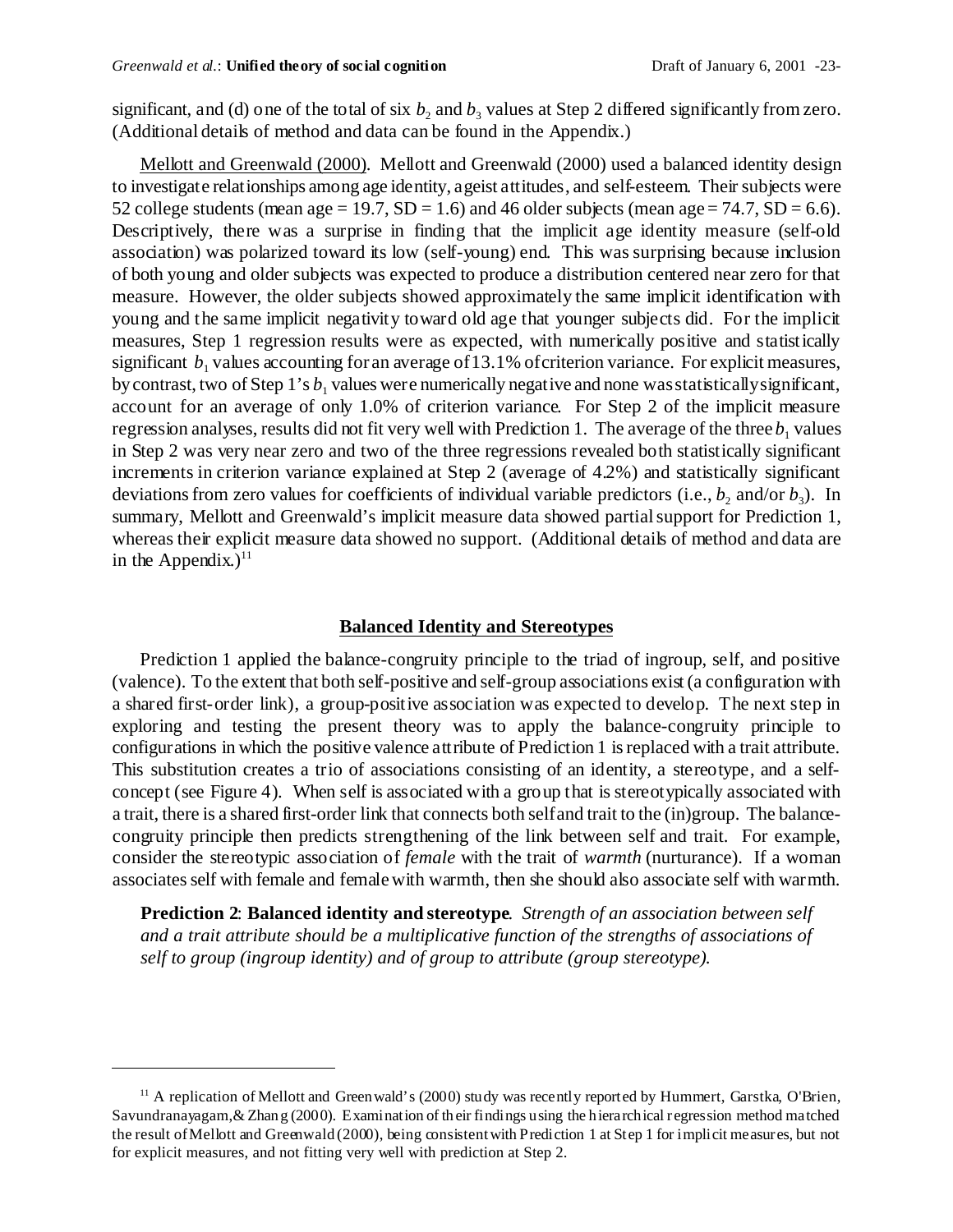significant, and (d) one of the total of six $b_2$ and $b_3$ values at Step 2 differed significantly from zero. (Additional details of method and data can be found in the Appendix.)

Mellott and Greenwald (2000). Mellott and Greenwald (2000) used a balanced identity design to investigate relationships among age identity, ageist attitudes, and self-esteem. Their subjects were 52 college students (mean age = 19.7, SD = 1.6) and 46 older subjects (mean age = 74.7, SD = 6.6). Descriptively, there was a surprise in finding that the implicit age identity measure (self-old association) was polarized toward its low (self-young) end. This was surprising because inclusion of both young and older subjects was expected to produce a distribution centered near zero for that measure. However, the older subjects showed approximately the same implicit identification with young and the same implicit negativity toward old age that younger subjects did. For the implicit measures, Step 1 regression results were as expected, with numerically positive and statistically significant $b_1$ values accounting for an average of 13.1% of criterion variance. For explicit measures, by contrast, two of Step 1's $b_1$ values were numerically negative and none was statistically significant, account for an average of only 1.0% of criterion variance. For Step 2 of the implicit measure regression analyses, results did not fit very well with Prediction 1. The average of the three $b_1$ values in Step 2 was very near zero and two of the three regressions revealed both statistically significant increments in criterion variance explained at Step 2 (average of 4.2%) and statistically significant deviations from zero values for coefficients of individual variable predictors (i.e., $b_2$ and/or $b_3$). In summary, Mellott and Greenwald's implicit measure data showed partial support for Prediction 1, whereas their explicit measure data showed no support. (Additional details of method and data are in the Appendix.)[11]

## Balanced Identity and Stereotypes

Prediction 1 applied the balance-congruity principle to the triad of ingroup, self, and positive (valence). To the extent that both self-positive and self-group associations exist (a configuration with a shared first-order link), a group-positive association was expected to develop. The next step in exploring and testing the present theory was to apply the balance-congruity principle to configurations in which the positive valence attribute of Prediction 1 is replaced with a trait attribute. This substitution creates a trio of associations consisting of an identity, a stereotype, and a self-concept (see Figure 4). When self is associated with a group that is stereotypically associated with a trait, there is a shared first-order link that connects both self and trait to the (in)group. The balance-congruity principle then predicts strengthening of the link between self and trait. For example, consider the stereotypic association of *female* with the trait of *warmth* (nurturance). If a woman associates self with female and female with warmth, then she should also associate self with warmth.

> **Prediction 2**: **Balanced identity and stereotype**. *Strength of an association between self and a trait attribute should be a multiplicative function of the strengths of associations of self to group (ingroup identity) and of group to attribute (group stereotype).*

---

[11] A replication of Mellott and Greenwald's (2000) study was recently reported by Hummert, Garstka, O'Brien, Savundranayagam, & Zhang (2000). Examination of their findings using the hierarchical regression method matched the result of Mellott and Greenwald (2000), being consistent with Prediction 1 at Step 1 for implicit measures, but not for explicit measures, and not fitting very well with prediction at Step 2.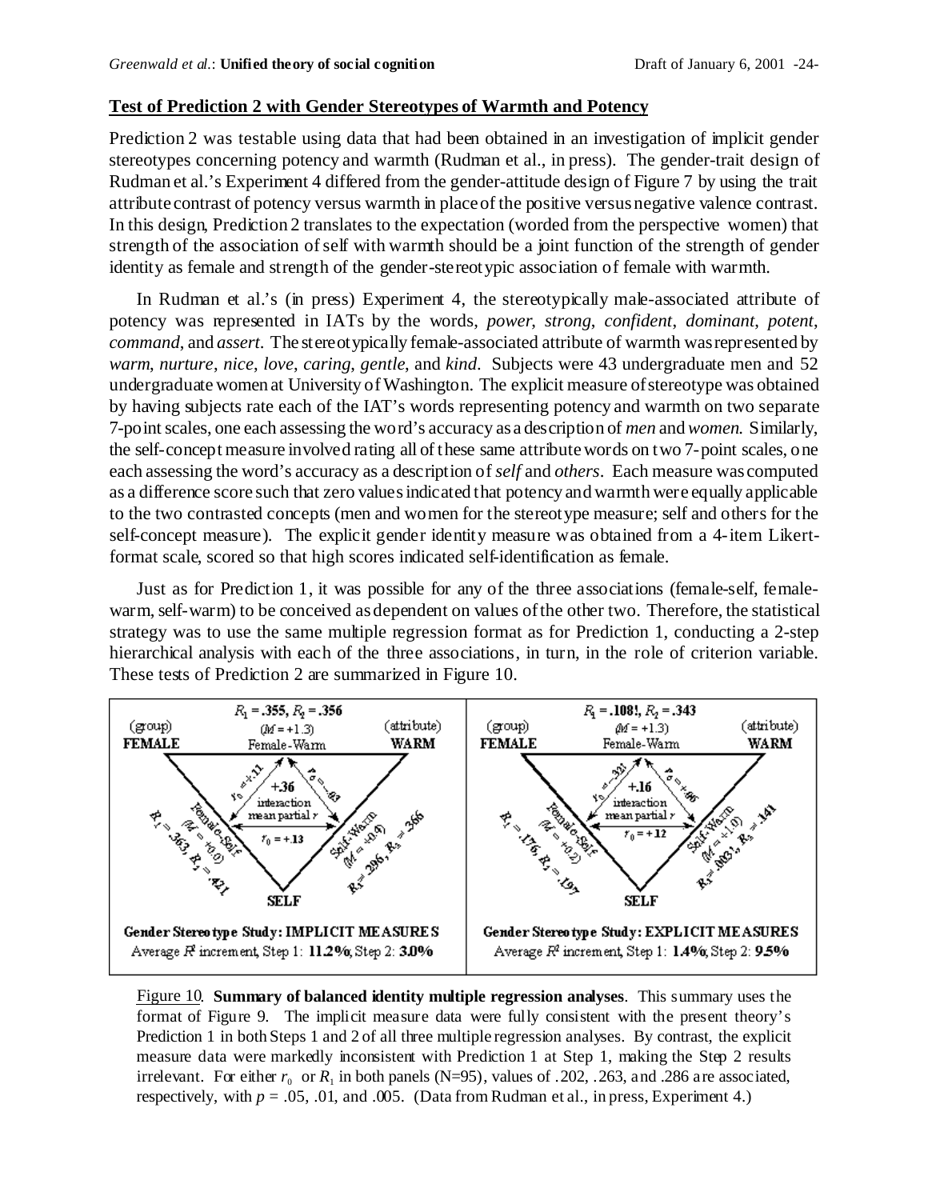## Test of Prediction 2 with Gender Stereotypes of Warmth and Potency

Prediction 2 was testable using data that had been obtained in an investigation of implicit gender stereotypes concerning potency and warmth (Rudman et al., in press). The gender-trait design of Rudman et al.'s Experiment 4 differed from the gender-attitude design of Figure 7 by using the trait attribute contrast of potency versus warmth in place of the positive versus negative valence contrast. In this design, Prediction 2 translates to the expectation (worded from the perspective women) that strength of the association of self with warmth should be a joint function of the strength of gender identity as female and strength of the gender-stereotypic association of female with warmth.

In Rudman et al.'s (in press) Experiment 4, the stereotypically male-associated attribute of potency was represented in IATs by the words, *power*, *strong*, *confident*, *dominant*, *potent*, *command*, and *assert*. The stereotypically female-associated attribute of warmth was represented by *warm*, *nurture*, *nice*, *love*, *caring*, *gentle*, and *kind*. Subjects were 43 undergraduate men and 52 undergraduate women at University of Washington. The explicit measure of stereotype was obtained by having subjects rate each of the IAT's words representing potency and warmth on two separate 7-point scales, one each assessing the word's accuracy as a description of *men* and *women*. Similarly, the self-concept measure involved rating all of these same attribute words on two 7-point scales, one each assessing the word's accuracy as a description of *self* and *others*. Each measure was computed as a difference score such that zero values indicated that potency and warmth were equally applicable to the two contrasted concepts (men and women for the stereotype measure; self and others for the self-concept measure). The explicit gender identity measure was obtained from a 4-item Likert-format scale, scored so that high scores indicated self-identification as female.

Just as for Prediction 1, it was possible for any of the three associations (female-self, female-warm, self-warm) to be conceived as dependent on values of the other two. Therefore, the statistical strategy was to use the same multiple regression format as for Prediction 1, conducting a 2-step hierarchical analysis with each of the three associations, in turn, in the role of criterion variable. These tests of Prediction 2 are summarized in Figure 10.

Figure 10. **Summary of balanced identity multiple regression analyses**. This summary uses the format of Figure 9. The implicit measure data were fully consistent with the present theory's Prediction 1 in both Steps 1 and 2 of all three multiple regression analyses. By contrast, the explicit measure data were markedly inconsistent with Prediction 1 at Step 1, making the Step 2 results irrelevant. For either $r_0$ or $R_1$ in both panels (N=95), values of .202, .263, and .286 are associated, respectively, with $p$ = .05, .01, and .005. (Data from Rudman et al., in press, Experiment 4.)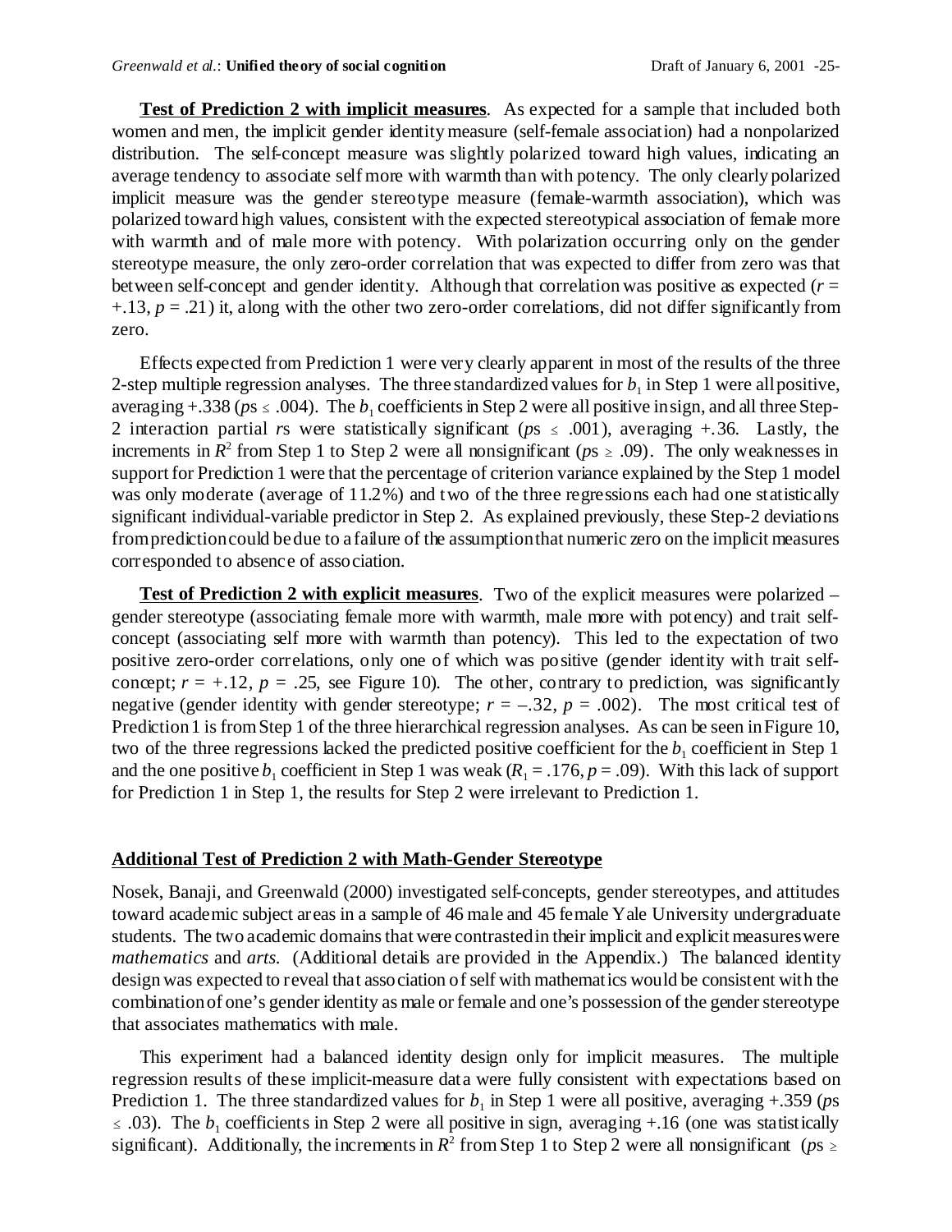**Test of Prediction 2 with implicit measures**. As expected for a sample that included both women and men, the implicit gender identity measure (self-female association) had a nonpolarized distribution. The self-concept measure was slightly polarized toward high values, indicating an average tendency to associate self more with warmth than with potency. The only clearly polarized implicit measure was the gender stereotype measure (female-warmth association), which was polarized toward high values, consistent with the expected stereotypical association of female more with warmth and of male more with potency. With polarization occurring only on the gender stereotype measure, the only zero-order correlation that was expected to differ from zero was that between self-concept and gender identity. Although that correlation was positive as expected ($r$ = +.13, $p$ = .21) it, along with the other two zero-order correlations, did not differ significantly from zero.

Effects expected from Prediction 1 were very clearly apparent in most of the results of the three 2-step multiple regression analyses. The three standardized values for $b_1$ in Step 1 were all positive, averaging +.338 ($p$s $\leq$ .004). The $b_1$ coefficients in Step 2 were all positive in sign, and all three Step-2 interaction partial $r$s were statistically significant ($p$s $\leq$ .001), averaging +.36. Lastly, the increments in $R^2$ from Step 1 to Step 2 were all nonsignificant ($p$s $\geq$ .09). The only weaknesses in support for Prediction 1 were that the percentage of criterion variance explained by the Step 1 model was only moderate (average of 11.2%) and two of the three regressions each had one statistically significant individual-variable predictor in Step 2. As explained previously, these Step-2 deviations from prediction could be due to a failure of the assumption that numeric zero on the implicit measures corresponded to absence of association.

**Test of Prediction 2 with explicit measures**. Two of the explicit measures were polarized – gender stereotype (associating female more with warmth, male more with potency) and trait self-concept (associating self more with warmth than potency). This led to the expectation of two positive zero-order correlations, only one of which was positive (gender identity with trait self-concept; $r$ = +.12, $p$ = .25, see Figure 10). The other, contrary to prediction, was significantly negative (gender identity with gender stereotype; $r$ = –.32, $p$ = .002). The most critical test of Prediction 1 is from Step 1 of the three hierarchical regression analyses. As can be seen in Figure 10, two of the three regressions lacked the predicted positive coefficient for the $b_1$ coefficient in Step 1 and the one positive $b_1$ coefficient in Step 1 was weak ($R_1$ = .176, $p$ = .09). With this lack of support for Prediction 1 in Step 1, the results for Step 2 were irrelevant to Prediction 1.

## Additional Test of Prediction 2 with Math-Gender Stereotype

Nosek, Banaji, and Greenwald (2000) investigated self-concepts, gender stereotypes, and attitudes toward academic subject areas in a sample of 46 male and 45 female Yale University undergraduate students. The two academic domains that were contrasted in their implicit and explicit measures were *mathematics* and *arts*. (Additional details are provided in the Appendix.) The balanced identity design was expected to reveal that association of self with mathematics would be consistent with the combination of one's gender identity as male or female and one's possession of the gender stereotype that associates mathematics with male.

This experiment had a balanced identity design only for implicit measures. The multiple regression results of these implicit-measure data were fully consistent with expectations based on Prediction 1. The three standardized values for $b_1$ in Step 1 were all positive, averaging +.359 ($p$s $\leq$ .03). The $b_1$ coefficients in Step 2 were all positive in sign, averaging +.16 (one was statistically significant). Additionally, the increments in $R^2$ from Step 1 to Step 2 were all nonsignificant ($p$s $\geq$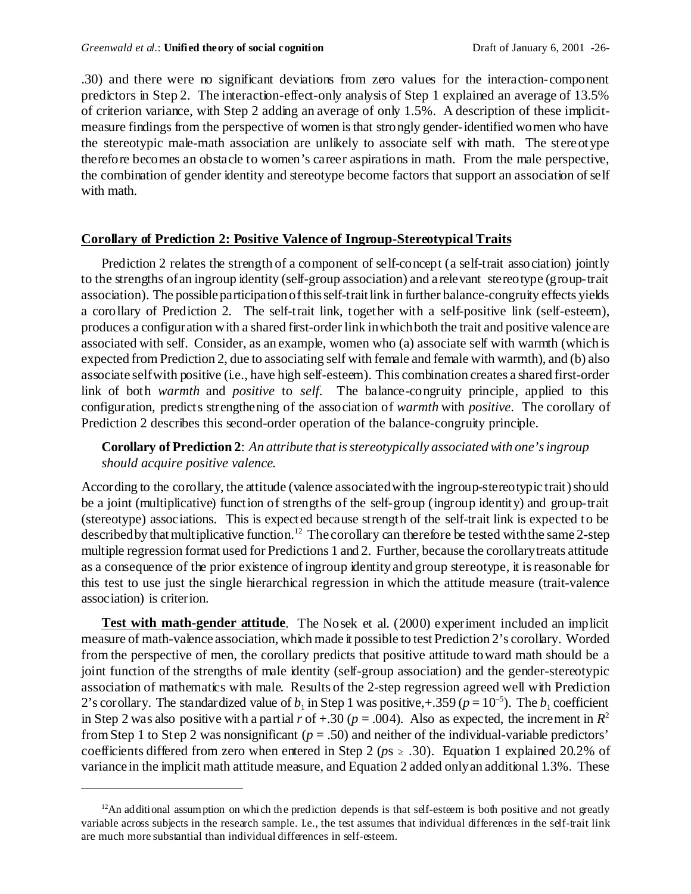.30) and there were no significant deviations from zero values for the interaction-component predictors in Step 2. The interaction-effect-only analysis of Step 1 explained an average of 13.5% of criterion variance, with Step 2 adding an average of only 1.5%. A description of these implicit-measure findings from the perspective of women is that strongly gender-identified women who have the stereotypic male-math association are unlikely to associate self with math. The stereotype therefore becomes an obstacle to women's career aspirations in math. From the male perspective, the combination of gender identity and stereotype become factors that support an association of self with math.

## Corollary of Prediction 2: Positive Valence of Ingroup-Stereotypical Traits

Prediction 2 relates the strength of a component of self-concept (a self-trait association) jointly to the strengths of an ingroup identity (self-group association) and a relevant stereotype (group-trait association). The possible participation of this self-trait link in further balance-congruity effects yields a corollary of Prediction 2. The self-trait link, together with a self-positive link (self-esteem), produces a configuration with a shared first-order link in which both the trait and positive valence are associated with self. Consider, as an example, women who (a) associate self with warmth (which is expected from Prediction 2, due to associating self with female and female with warmth), and (b) also associate self with positive (i.e., have high self-esteem). This combination creates a shared first-order link of both *warmth* and *positive* to *self*. The balance-congruity principle, applied to this configuration, predicts strengthening of the association of *warmth* with *positive*. The corollary of Prediction 2 describes this second-order operation of the balance-congruity principle.

> **Corollary of Prediction 2**: *An attribute that is stereotypically associated with one's ingroup should acquire positive valence.*

According to the corollary, the attitude (valence associated with the ingroup-stereotypic trait) should be a joint (multiplicative) function of strengths of the self-group (ingroup identity) and group-trait (stereotype) associations. This is expected because strength of the self-trait link is expected to be described by that multiplicative function.[12] The corollary can therefore be tested with the same 2-step multiple regression format used for Predictions 1 and 2. Further, because the corollary treats attitude as a consequence of the prior existence of ingroup identity and group stereotype, it is reasonable for this test to use just the single hierarchical regression in which the attitude measure (trait-valence association) is criterion.

**Test with math-gender attitude**. The Nosek et al. (2000) experiment included an implicit measure of math-valence association, which made it possible to test Prediction 2's corollary. Worded from the perspective of men, the corollary predicts that positive attitude toward math should be a joint function of the strengths of male identity (self-group association) and the gender-stereotypic association of mathematics with male. Results of the 2-step regression agreed well with Prediction 2's corollary. The standardized value of $b_1$ in Step 1 was positive, +.359 ($p = 10^{-5}$). The $b_1$ coefficient in Step 2 was also positive with a partial $r$ of +.30 ($p = .004$). Also as expected, the increment in $R^2$ from Step 1 to Step 2 was nonsignificant ($p = .50$) and neither of the individual-variable predictors' coefficients differed from zero when entered in Step 2 ($p$s $\geq$ .30). Equation 1 explained 20.2% of variance in the implicit math attitude measure, and Equation 2 added only an additional 1.3%. These

[12] An additional assumption on which the prediction depends is that self-esteem is both positive and not greatly variable across subjects in the research sample. I.e., the test assumes that individual differences in the self-trait link are much more substantial than individual differences in self-esteem.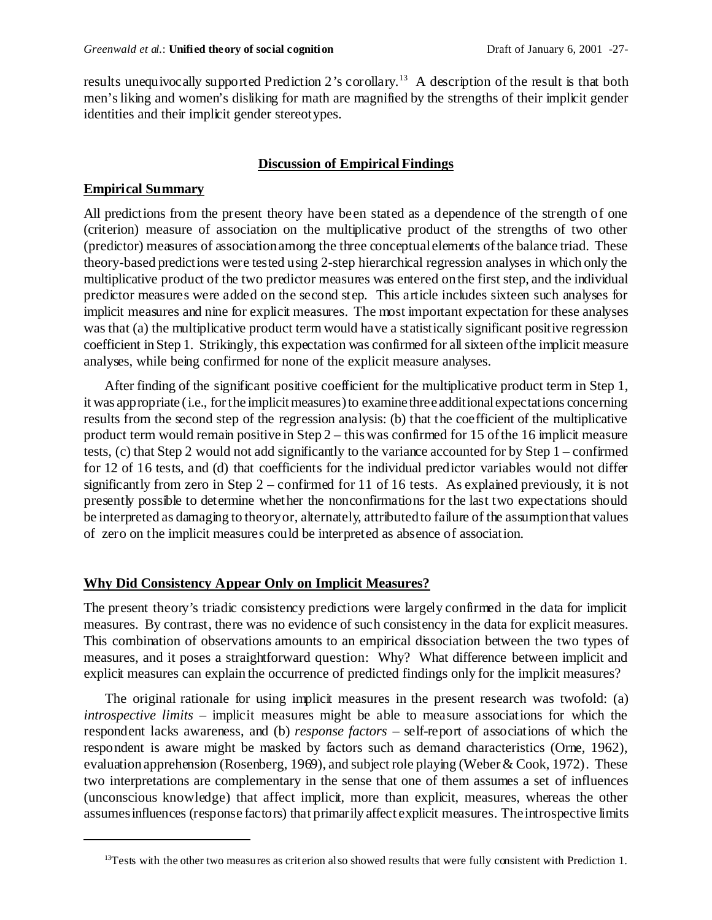results unequivocally supported Prediction 2's corollary.[13] A description of the result is that both men's liking and women's disliking for math are magnified by the strengths of their implicit gender identities and their implicit gender stereotypes.

## Discussion of Empirical Findings

### Empirical Summary

All predictions from the present theory have been stated as a dependence of the strength of one (criterion) measure of association on the multiplicative product of the strengths of two other (predictor) measures of association among the three conceptual elements of the balance triad. These theory-based predictions were tested using 2-step hierarchical regression analyses in which only the multiplicative product of the two predictor measures was entered on the first step, and the individual predictor measures were added on the second step. This article includes sixteen such analyses for implicit measures and nine for explicit measures. The most important expectation for these analyses was that (a) the multiplicative product term would have a statistically significant positive regression coefficient in Step 1. Strikingly, this expectation was confirmed for all sixteen of the implicit measure analyses, while being confirmed for none of the explicit measure analyses.

After finding of the significant positive coefficient for the multiplicative product term in Step 1, it was appropriate (i.e., for the implicit measures) to examine three additional expectations concerning results from the second step of the regression analysis: (b) that the coefficient of the multiplicative product term would remain positive in Step 2 – this was confirmed for 15 of the 16 implicit measure tests, (c) that Step 2 would not add significantly to the variance accounted for by Step 1 – confirmed for 12 of 16 tests, and (d) that coefficients for the individual predictor variables would not differ significantly from zero in Step 2 – confirmed for 11 of 16 tests. As explained previously, it is not presently possible to determine whether the nonconfirmations for the last two expectations should be interpreted as damaging to theory or, alternately, attributed to failure of the assumption that values of zero on the implicit measures could be interpreted as absence of association.

### Why Did Consistency Appear Only on Implicit Measures?

The present theory's triadic consistency predictions were largely confirmed in the data for implicit measures. By contrast, there was no evidence of such consistency in the data for explicit measures. This combination of observations amounts to an empirical dissociation between the two types of measures, and it poses a straightforward question: Why? What difference between implicit and explicit measures can explain the occurrence of predicted findings only for the implicit measures?

The original rationale for using implicit measures in the present research was twofold: (a) *introspective limits* – implicit measures might be able to measure associations for which the respondent lacks awareness, and (b) *response factors* – self-report of associations of which the respondent is aware might be masked by factors such as demand characteristics (Orne, 1962), evaluation apprehension (Rosenberg, 1969), and subject role playing (Weber & Cook, 1972). These two interpretations are complementary in the sense that one of them assumes a set of influences (unconscious knowledge) that affect implicit, more than explicit, measures, whereas the other assumes influences (response factors) that primarily affect explicit measures. The introspective limits

[13] Tests with the other two measures as criterion also showed results that were fully consistent with Prediction 1.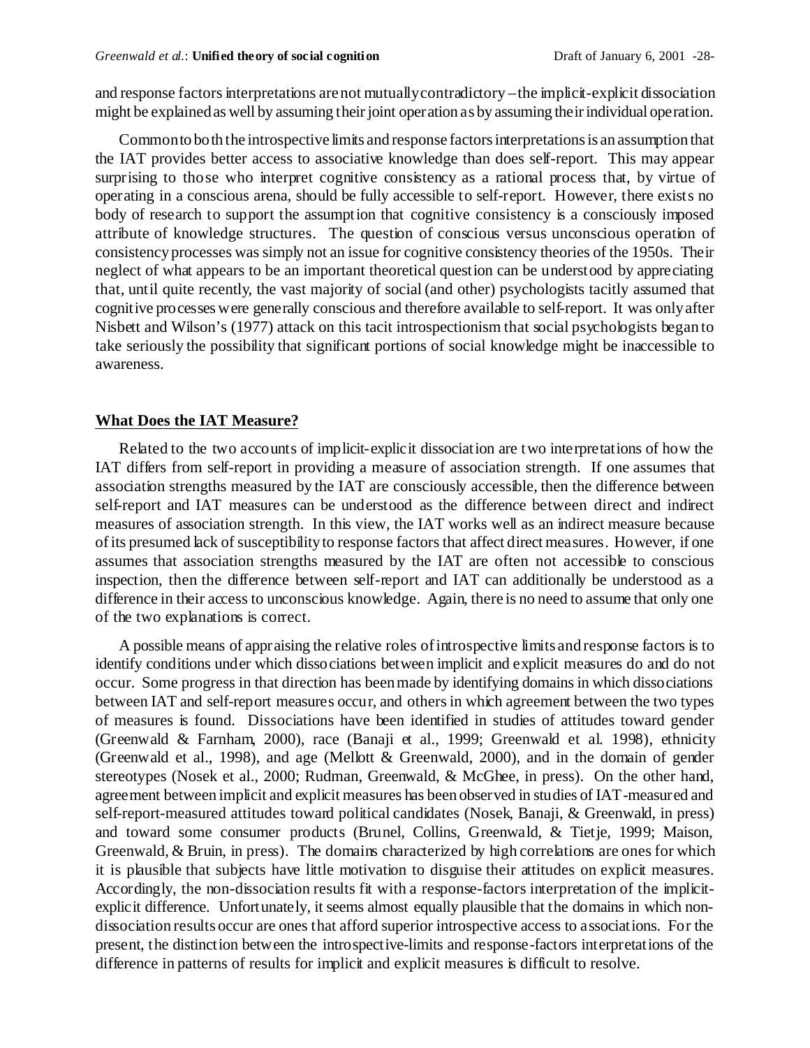and response factors interpretations are not mutually contradictory – the implicit-explicit dissociation might be explained as well by assuming their joint operation as by assuming their individual operation.

Common to both the introspective limits and response factors interpretations is an assumption that the IAT provides better access to associative knowledge than does self-report. This may appear surprising to those who interpret cognitive consistency as a rational process that, by virtue of operating in a conscious arena, should be fully accessible to self-report. However, there exists no body of research to support the assumption that cognitive consistency is a consciously imposed attribute of knowledge structures. The question of conscious versus unconscious operation of consistency processes was simply not an issue for cognitive consistency theories of the 1950s. Their neglect of what appears to be an important theoretical question can be understood by appreciating that, until quite recently, the vast majority of social (and other) psychologists tacitly assumed that cognitive processes were generally conscious and therefore available to self-report. It was only after Nisbett and Wilson's (1977) attack on this tacit introspectionism that social psychologists began to take seriously the possibility that significant portions of social knowledge might be inaccessible to awareness.

## What Does the IAT Measure?

Related to the two accounts of implicit-explicit dissociation are two interpretations of how the IAT differs from self-report in providing a measure of association strength. If one assumes that association strengths measured by the IAT are consciously accessible, then the difference between self-report and IAT measures can be understood as the difference between direct and indirect measures of association strength. In this view, the IAT works well as an indirect measure because of its presumed lack of susceptibility to response factors that affect direct measures. However, if one assumes that association strengths measured by the IAT are often not accessible to conscious inspection, then the difference between self-report and IAT can additionally be understood as a difference in their access to unconscious knowledge. Again, there is no need to assume that only one of the two explanations is correct.

A possible means of appraising the relative roles of introspective limits and response factors is to identify conditions under which dissociations between implicit and explicit measures do and do not occur. Some progress in that direction has been made by identifying domains in which dissociations between IAT and self-report measures occur, and others in which agreement between the two types of measures is found. Dissociations have been identified in studies of attitudes toward gender (Greenwald & Farnham, 2000), race (Banaji et al., 1999; Greenwald et al. 1998), ethnicity (Greenwald et al., 1998), and age (Mellott & Greenwald, 2000), and in the domain of gender stereotypes (Nosek et al., 2000; Rudman, Greenwald, & McGhee, in press). On the other hand, agreement between implicit and explicit measures has been observed in studies of IAT-measured and self-report-measured attitudes toward political candidates (Nosek, Banaji, & Greenwald, in press) and toward some consumer products (Brunel, Collins, Greenwald, & Tietje, 1999; Maison, Greenwald, & Bruin, in press). The domains characterized by high correlations are ones for which it is plausible that subjects have little motivation to disguise their attitudes on explicit measures. Accordingly, the non-dissociation results fit with a response-factors interpretation of the implicit-explicit difference. Unfortunately, it seems almost equally plausible that the domains in which non-dissociation results occur are ones that afford superior introspective access to associations. For the present, the distinction between the introspective-limits and response-factors interpretations of the difference in patterns of results for implicit and explicit measures is difficult to resolve.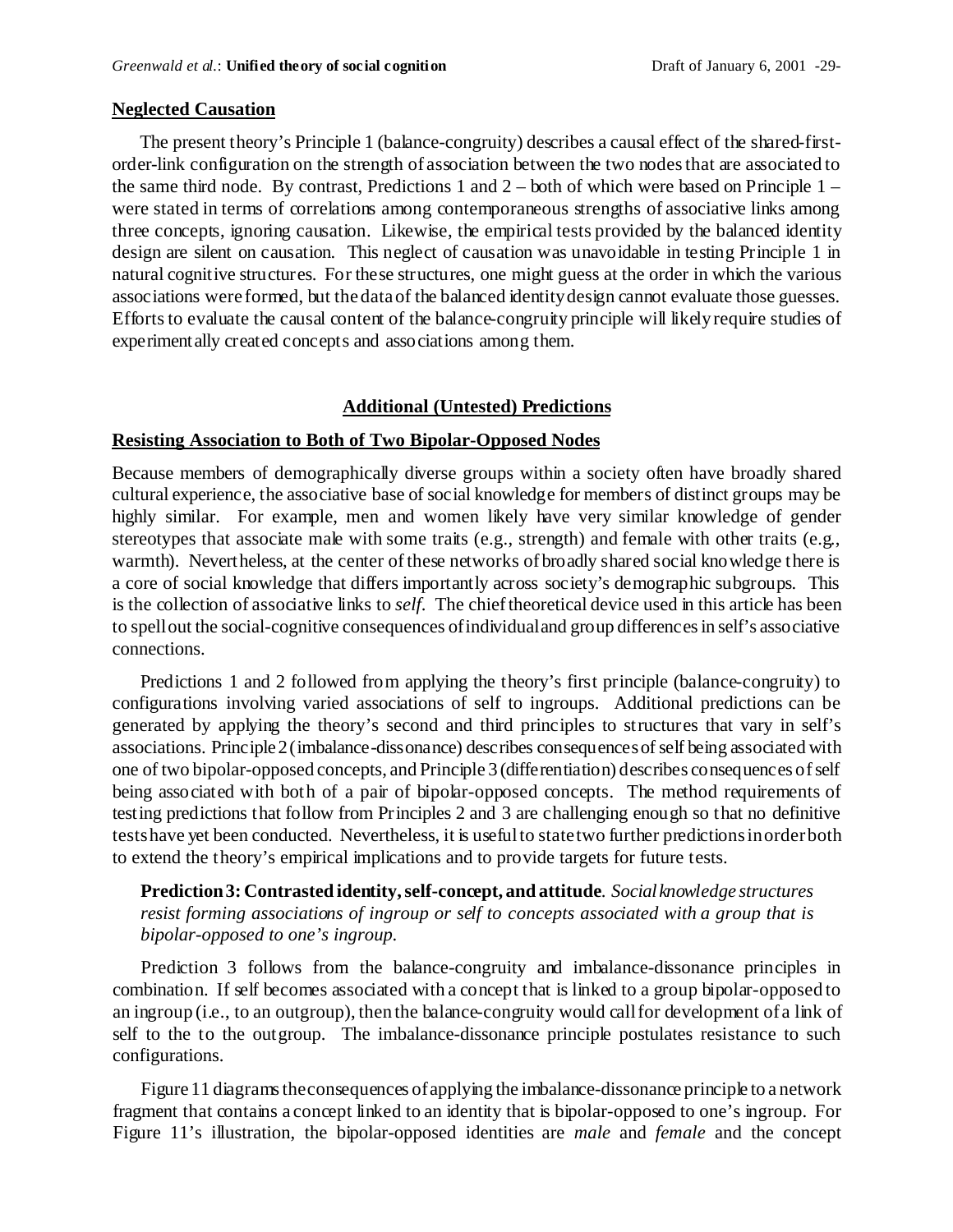## Neglected Causation

The present theory's Principle 1 (balance-congruity) describes a causal effect of the shared-first-order-link configuration on the strength of association between the two nodes that are associated to the same third node. By contrast, Predictions 1 and 2 – both of which were based on Principle 1 – were stated in terms of correlations among contemporaneous strengths of associative links among three concepts, ignoring causation. Likewise, the empirical tests provided by the balanced identity design are silent on causation. This neglect of causation was unavoidable in testing Principle 1 in natural cognitive structures. For these structures, one might guess at the order in which the various associations were formed, but the data of the balanced identity design cannot evaluate those guesses. Efforts to evaluate the causal content of the balance-congruity principle will likely require studies of experimentally created concepts and associations among them.

## Additional (Untested) Predictions

### Resisting Association to Both of Two Bipolar-Opposed Nodes

Because members of demographically diverse groups within a society often have broadly shared cultural experience, the associative base of social knowledge for members of distinct groups may be highly similar. For example, men and women likely have very similar knowledge of gender stereotypes that associate male with some traits (e.g., strength) and female with other traits (e.g., warmth). Nevertheless, at the center of these networks of broadly shared social knowledge there is a core of social knowledge that differs importantly across society's demographic subgroups. This is the collection of associative links to *self*. The chief theoretical device used in this article has been to spell out the social-cognitive consequences of individual and group differences in self's associative connections.

Predictions 1 and 2 followed from applying the theory's first principle (balance-congruity) to configurations involving varied associations of self to ingroups. Additional predictions can be generated by applying the theory's second and third principles to structures that vary in self's associations. Principle 2 (imbalance-dissonance) describes consequences of self being associated with one of two bipolar-opposed concepts, and Principle 3 (differentiation) describes consequences of self being associated with both of a pair of bipolar-opposed concepts. The method requirements of testing predictions that follow from Principles 2 and 3 are challenging enough so that no definitive tests have yet been conducted. Nevertheless, it is useful to state two further predictions in order both to extend the theory's empirical implications and to provide targets for future tests.

**Prediction 3: Contrasted identity, self-concept, and attitude**. *Social knowledge structures resist forming associations of ingroup or self to concepts associated with a group that is bipolar-opposed to one's ingroup.*

Prediction 3 follows from the balance-congruity and imbalance-dissonance principles in combination. If self becomes associated with a concept that is linked to a group bipolar-opposed to an ingroup (i.e., to an outgroup), then the balance-congruity would call for development of a link of self to the to the outgroup. The imbalance-dissonance principle postulates resistance to such configurations.

Figure 11 diagrams the consequences of applying the imbalance-dissonance principle to a network fragment that contains a concept linked to an identity that is bipolar-opposed to one's ingroup. For Figure 11's illustration, the bipolar-opposed identities are *male* and *female* and the concept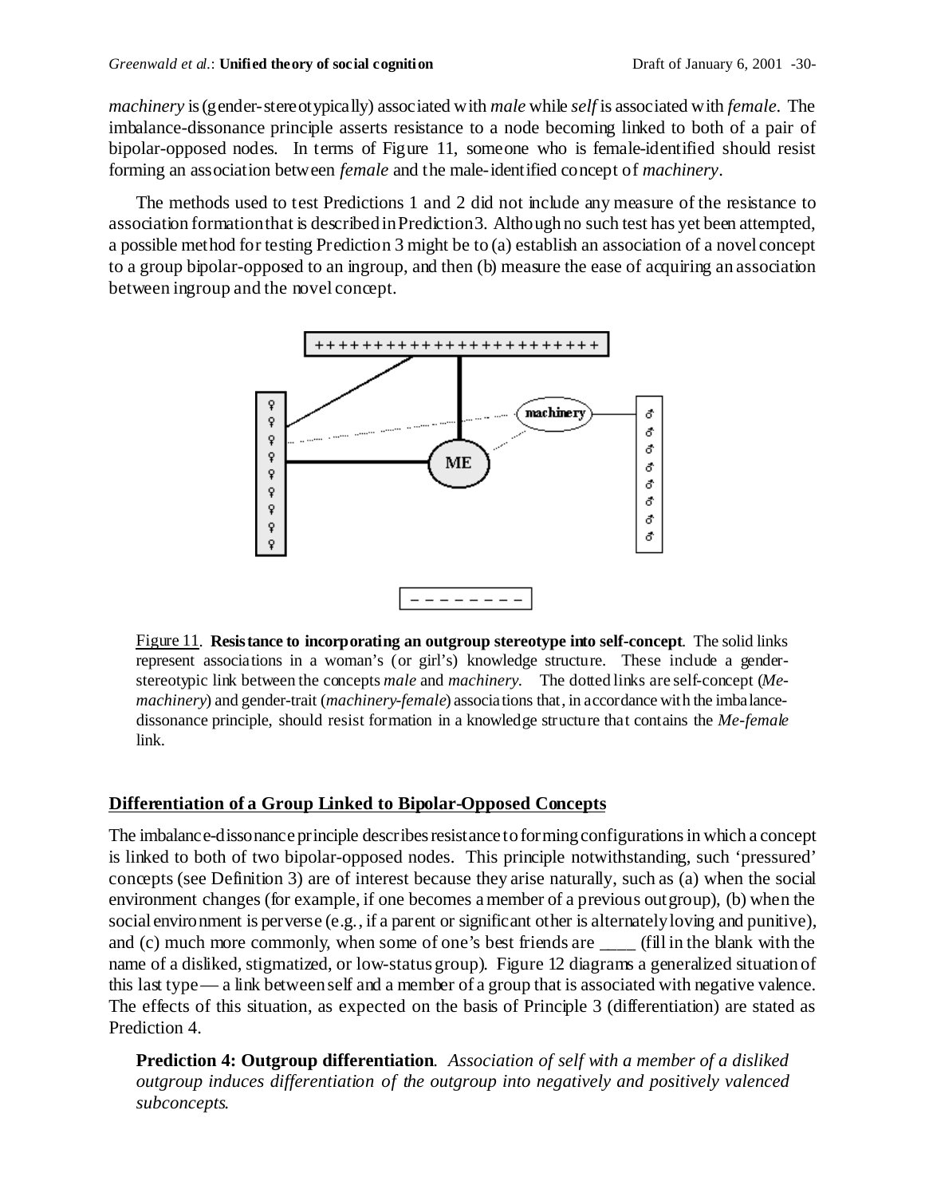*machinery* is (gender-stereotypically) associated with *male* while *self* is associated with *female*. The imbalance-dissonance principle asserts resistance to a node becoming linked to both of a pair of bipolar-opposed nodes. In terms of Figure 11, someone who is female-identified should resist forming an association between *female* and the male-identified concept of *machinery*.

The methods used to test Predictions 1 and 2 did not include any measure of the resistance to association formation that is described in Prediction 3. Although no such test has yet been attempted, a possible method for testing Prediction 3 might be to (a) establish an association of a novel concept to a group bipolar-opposed to an ingroup, and then (b) measure the ease of acquiring an association between ingroup and the novel concept.

Figure 11. **Resistance to incorporating an outgroup stereotype into self-concept**. The solid links represent associations in a woman's (or girl's) knowledge structure. These include a gender-stereotypic link between the concepts *male* and *machinery*. The dotted links are self-concept (*Me-machinery*) and gender-trait (*machinery-female*) associations that, in accordance with the imbalance-dissonance principle, should resist formation in a knowledge structure that contains the *Me-female* link.

## Differentiation of a Group Linked to Bipolar-Opposed Concepts

The imbalance-dissonance principle describes resistance to forming configurations in which a concept is linked to both of two bipolar-opposed nodes. This principle notwithstanding, such 'pressured' concepts (see Definition 3) are of interest because they arise naturally, such as (a) when the social environment changes (for example, if one becomes a member of a previous outgroup), (b) when the social environment is perverse (e.g., if a parent or significant other is alternately loving and punitive), and (c) much more commonly, when some of one's best friends are ____ (fill in the blank with the name of a disliked, stigmatized, or low-status group). Figure 12 diagrams a generalized situation of this last type — a link between self and a member of a group that is associated with negative valence. The effects of this situation, as expected on the basis of Principle 3 (differentiation) are stated as Prediction 4.

**Prediction 4: Outgroup differentiation**. *Association of self with a member of a disliked outgroup induces differentiation of the outgroup into negatively and positively valenced subconcepts.*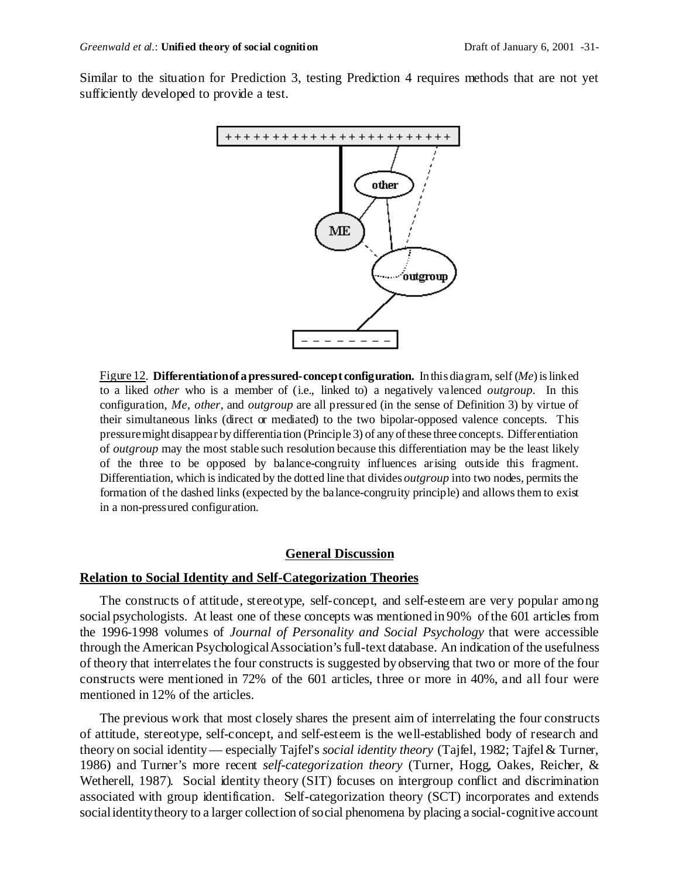Similar to the situation for Prediction 3, testing Prediction 4 requires methods that are not yet sufficiently developed to provide a test.

Figure 12. **Differentiation of a pressured-concept configuration.** In this diagram, self (*Me*) is linked to a liked *other* who is a member of (i.e., linked to) a negatively valenced *outgroup*. In this configuration, *Me*, *other*, and *outgroup* are all pressured (in the sense of Definition 3) by virtue of their simultaneous links (direct or mediated) to the two bipolar-opposed valence concepts. This pressure might disappear by differentiation (Principle 3) of any of these three concepts. Differentiation of *outgroup* may the most stable such resolution because this differentiation may be the least likely of the three to be opposed by balance-congruity influences arising outside this fragment. Differentiation, which is indicated by the dotted line that divides *outgroup* into two nodes, permits the formation of the dashed links (expected by the balance-congruity principle) and allows them to exist in a non-pressured configuration.

## General Discussion

### Relation to Social Identity and Self-Categorization Theories

The constructs of attitude, stereotype, self-concept, and self-esteem are very popular among social psychologists. At least one of these concepts was mentioned in 90% of the 601 articles from the 1996-1998 volumes of *Journal of Personality and Social Psychology* that were accessible through the American Psychological Association's full-text database. An indication of the usefulness of theory that interrelates the four constructs is suggested by observing that two or more of the four constructs were mentioned in 72% of the 601 articles, three or more in 40%, and all four were mentioned in 12% of the articles.

The previous work that most closely shares the present aim of interrelating the four constructs of attitude, stereotype, self-concept, and self-esteem is the well-established body of research and theory on social identity — especially Tajfel's *social identity theory* (Tajfel, 1982; Tajfel & Turner, 1986) and Turner's more recent *self-categorization theory* (Turner, Hogg, Oakes, Reicher, & Wetherell, 1987). Social identity theory (SIT) focuses on intergroup conflict and discrimination associated with group identification. Self-categorization theory (SCT) incorporates and extends social identity theory to a larger collection of social phenomena by placing a social-cognitive account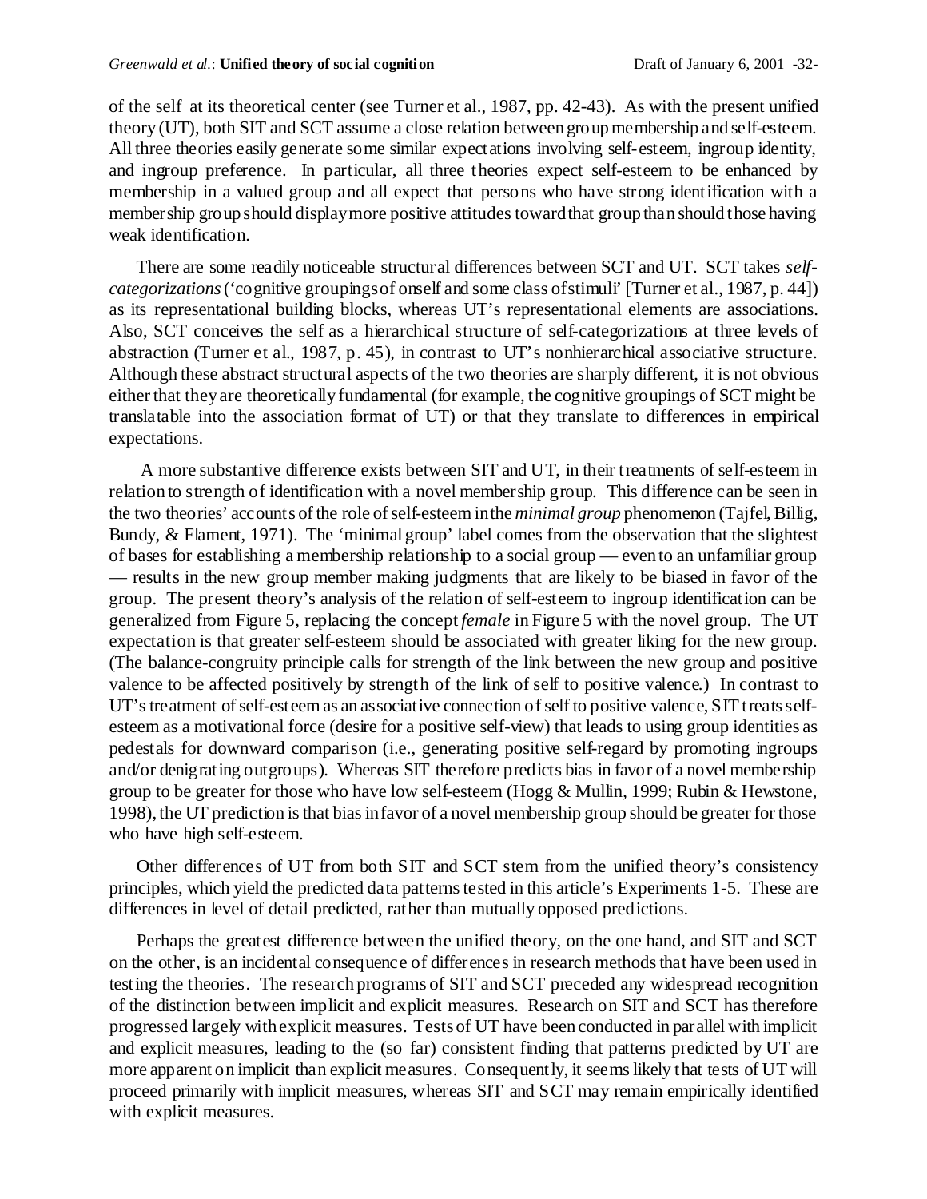of the self at its theoretical center (see Turner et al., 1987, pp. 42-43). As with the present unified theory (UT), both SIT and SCT assume a close relation between group membership and self-esteem. All three theories easily generate some similar expectations involving self-esteem, ingroup identity, and ingroup preference. In particular, all three theories expect self-esteem to be enhanced by membership in a valued group and all expect that persons who have strong identification with a membership group should display more positive attitudes toward that group than should those having weak identification.

There are some readily noticeable structural differences between SCT and UT. SCT takes *self-categorizations* ('cognitive groupings of onself and some class of stimuli' [Turner et al., 1987, p. 44]) as its representational building blocks, whereas UT's representational elements are associations. Also, SCT conceives the self as a hierarchical structure of self-categorizations at three levels of abstraction (Turner et al., 1987, p. 45), in contrast to UT's nonhierarchical associative structure. Although these abstract structural aspects of the two theories are sharply different, it is not obvious either that they are theoretically fundamental (for example, the cognitive groupings of SCT might be translatable into the association format of UT) or that they translate to differences in empirical expectations.

A more substantive difference exists between SIT and UT, in their treatments of self-esteem in relation to strength of identification with a novel membership group. This difference can be seen in the two theories' accounts of the role of self-esteem in the *minimal group* phenomenon (Tajfel, Billig, Bundy, & Flament, 1971). The 'minimal group' label comes from the observation that the slightest of bases for establishing a membership relationship to a social group — even to an unfamiliar group — results in the new group member making judgments that are likely to be biased in favor of the group. The present theory's analysis of the relation of self-esteem to ingroup identification can be generalized from Figure 5, replacing the concept *female* in Figure 5 with the novel group. The UT expectation is that greater self-esteem should be associated with greater liking for the new group. (The balance-congruity principle calls for strength of the link between the new group and positive valence to be affected positively by strength of the link of self to positive valence.) In contrast to UT's treatment of self-esteem as an associative connection of self to positive valence, SIT treats self-esteem as a motivational force (desire for a positive self-view) that leads to using group identities as pedestals for downward comparison (i.e., generating positive self-regard by promoting ingroups and/or denigrating outgroups). Whereas SIT therefore predicts bias in favor of a novel membership group to be greater for those who have low self-esteem (Hogg & Mullin, 1999; Rubin & Hewstone, 1998), the UT prediction is that bias in favor of a novel membership group should be greater for those who have high self-esteem.

Other differences of UT from both SIT and SCT stem from the unified theory's consistency principles, which yield the predicted data patterns tested in this article's Experiments 1-5. These are differences in level of detail predicted, rather than mutually opposed predictions.

Perhaps the greatest difference between the unified theory, on the one hand, and SIT and SCT on the other, is an incidental consequence of differences in research methods that have been used in testing the theories. The research programs of SIT and SCT preceded any widespread recognition of the distinction between implicit and explicit measures. Research on SIT and SCT has therefore progressed largely with explicit measures. Tests of UT have been conducted in parallel with implicit and explicit measures, leading to the (so far) consistent finding that patterns predicted by UT are more apparent on implicit than explicit measures. Consequently, it seems likely that tests of UT will proceed primarily with implicit measures, whereas SIT and SCT may remain empirically identified with explicit measures.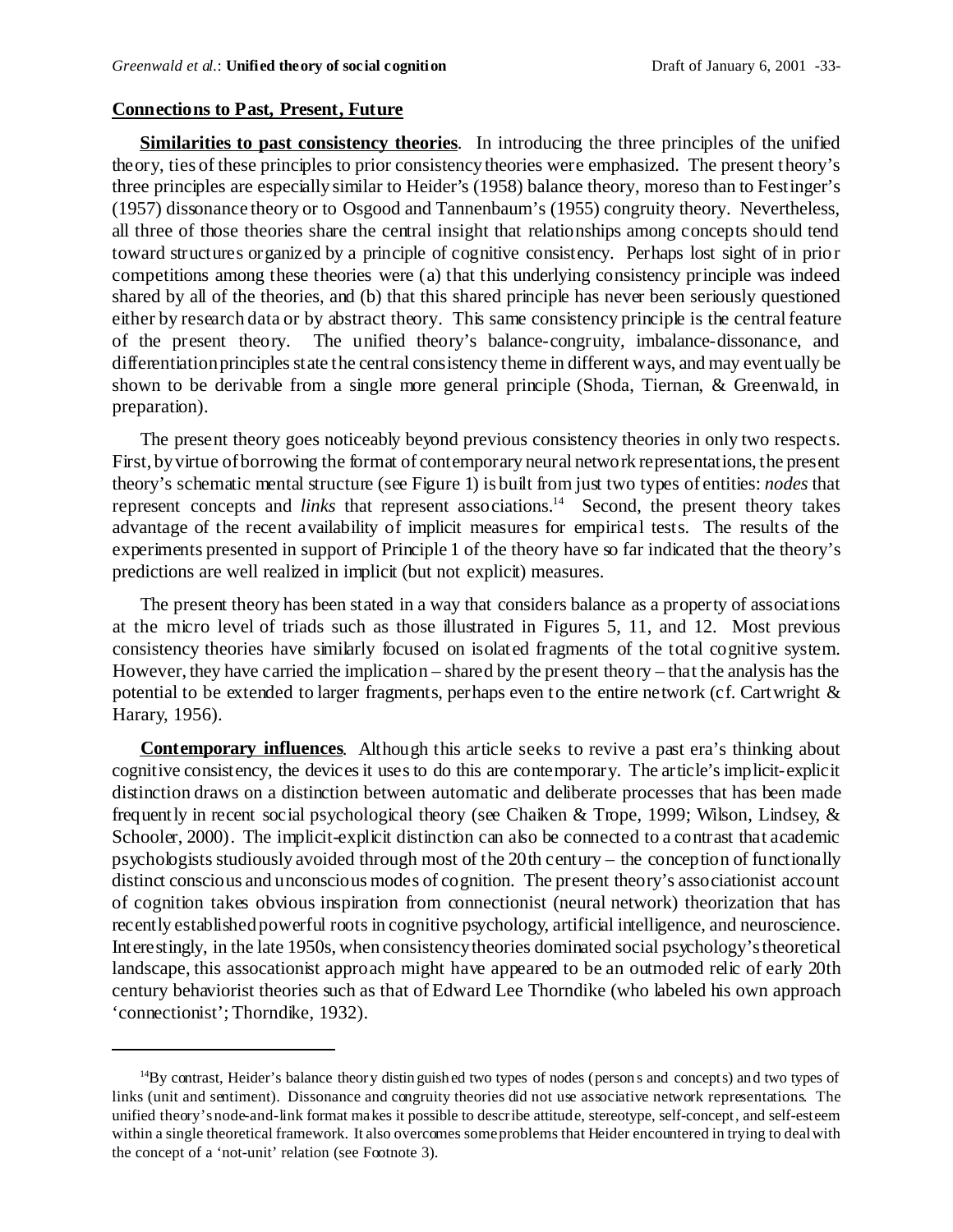## Connections to Past, Present, Future

**Similarities to past consistency theories**. In introducing the three principles of the unified theory, ties of these principles to prior consistency theories were emphasized. The present theory's three principles are especially similar to Heider's (1958) balance theory, moreso than to Festinger's (1957) dissonance theory or to Osgood and Tannenbaum's (1955) congruity theory. Nevertheless, all three of those theories share the central insight that relationships among concepts should tend toward structures organized by a principle of cognitive consistency. Perhaps lost sight of in prior competitions among these theories were (a) that this underlying consistency principle was indeed shared by all of the theories, and (b) that this shared principle has never been seriously questioned either by research data or by abstract theory. This same consistency principle is the central feature of the present theory. The unified theory's balance-congruity, imbalance-dissonance, and differentiation principles state the central consistency theme in different ways, and may eventually be shown to be derivable from a single more general principle (Shoda, Tiernan, & Greenwald, in preparation).

The present theory goes noticeably beyond previous consistency theories in only two respects. First, by virtue of borrowing the format of contemporary neural network representations, the present theory's schematic mental structure (see Figure 1) is built from just two types of entities: *nodes* that represent concepts and *links* that represent associations.[14] Second, the present theory takes advantage of the recent availability of implicit measures for empirical tests. The results of the experiments presented in support of Principle 1 of the theory have so far indicated that the theory's predictions are well realized in implicit (but not explicit) measures.

The present theory has been stated in a way that considers balance as a property of associations at the micro level of triads such as those illustrated in Figures 5, 11, and 12. Most previous consistency theories have similarly focused on isolated fragments of the total cognitive system. However, they have carried the implication – shared by the present theory – that the analysis has the potential to be extended to larger fragments, perhaps even to the entire network (cf. Cartwright & Harary, 1956).

**Contemporary influences**. Although this article seeks to revive a past era's thinking about cognitive consistency, the devices it uses to do this are contemporary. The article's implicit-explicit distinction draws on a distinction between automatic and deliberate processes that has been made frequently in recent social psychological theory (see Chaiken & Trope, 1999; Wilson, Lindsey, & Schooler, 2000). The implicit-explicit distinction can also be connected to a contrast that academic psychologists studiously avoided through most of the 20th century – the conception of functionally distinct conscious and unconscious modes of cognition. The present theory's associationist account of cognition takes obvious inspiration from connectionist (neural network) theorization that has recently established powerful roots in cognitive psychology, artificial intelligence, and neuroscience. Interestingly, in the late 1950s, when consistency theories dominated social psychology's theoretical landscape, this assocationist approach might have appeared to be an outmoded relic of early 20th century behaviorist theories such as that of Edward Lee Thorndike (who labeled his own approach 'connectionist'; Thorndike, 1932).

---

[14]By contrast, Heider's balance theory distinguished two types of nodes (persons and concepts) and two types of links (unit and sentiment). Dissonance and congruity theories did not use associative network representations. The unified theory's node-and-link format makes it possible to describe attitude, stereotype, self-concept, and self-esteem within a single theoretical framework. It also overcomes some problems that Heider encountered in trying to deal with the concept of a 'not-unit' relation (see Footnote 3).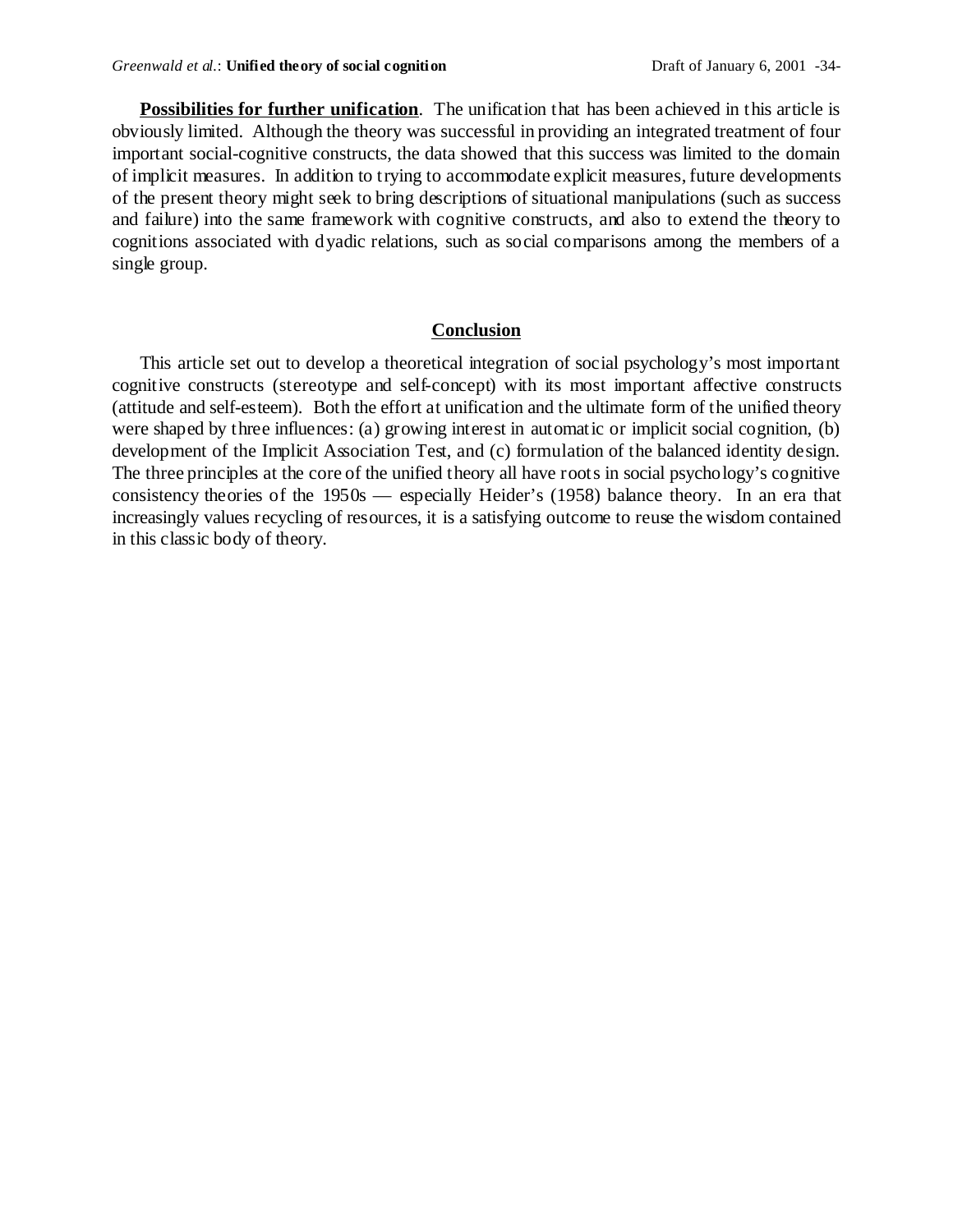**Possibilities for further unification**. The unification that has been achieved in this article is obviously limited. Although the theory was successful in providing an integrated treatment of four important social-cognitive constructs, the data showed that this success was limited to the domain of implicit measures. In addition to trying to accommodate explicit measures, future developments of the present theory might seek to bring descriptions of situational manipulations (such as success and failure) into the same framework with cognitive constructs, and also to extend the theory to cognitions associated with dyadic relations, such as social comparisons among the members of a single group.

## Conclusion

This article set out to develop a theoretical integration of social psychology's most important cognitive constructs (stereotype and self-concept) with its most important affective constructs (attitude and self-esteem). Both the effort at unification and the ultimate form of the unified theory were shaped by three influences: (a) growing interest in automatic or implicit social cognition, (b) development of the Implicit Association Test, and (c) formulation of the balanced identity design. The three principles at the core of the unified theory all have roots in social psychology's cognitive consistency theories of the 1950s — especially Heider's (1958) balance theory. In an era that increasingly values recycling of resources, it is a satisfying outcome to reuse the wisdom contained in this classic body of theory.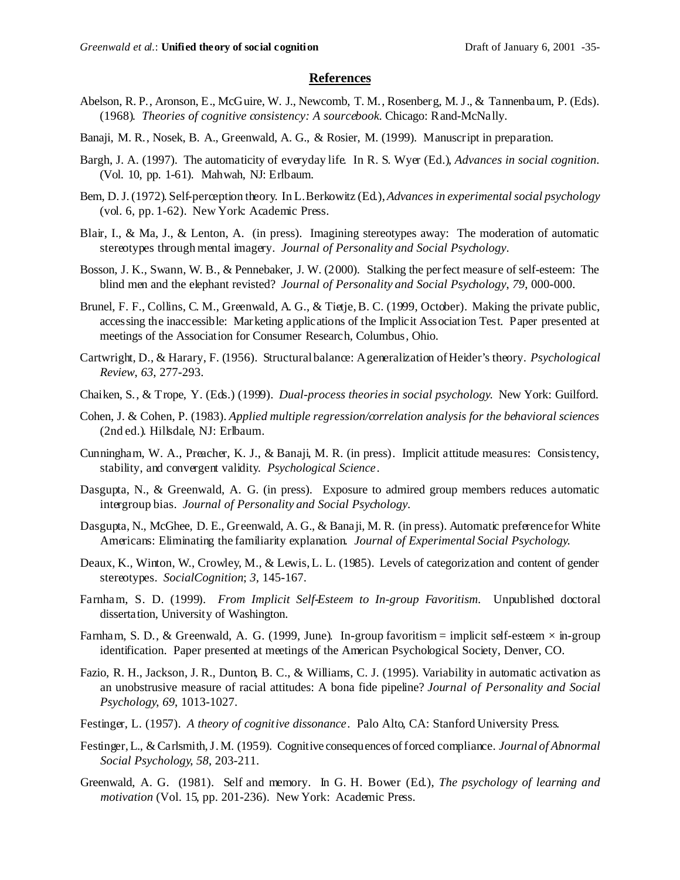## References

Abelson, R. P., Aronson, E., McGuire, W. J., Newcomb, T. M., Rosenberg, M. J., & Tannenbaum, P. (Eds). (1968). *Theories of cognitive consistency: A sourcebook.* Chicago: Rand-McNally.

Banaji, M. R., Nosek, B. A., Greenwald, A. G., & Rosier, M. (1999). Manuscript in preparation.

Bargh, J. A. (1997). The automaticity of everyday life. In R. S. Wyer (Ed.), *Advances in social cognition.* (Vol. 10, pp. 1-61). Mahwah, NJ: Erlbaum.

Bem, D. J. (1972). Self-perception theory. In L. Berkowitz (Ed.), *Advances in experimental social psychology* (vol. 6, pp. 1-62). New York: Academic Press.

Blair, I., & Ma, J., & Lenton, A. (in press). Imagining stereotypes away: The moderation of automatic stereotypes through mental imagery. *Journal of Personality and Social Psychology.*

Bosson, J. K., Swann, W. B., & Pennebaker, J. W. (2000). Stalking the perfect measure of self-esteem: The blind men and the elephant revisted? *Journal of Personality and Social Psychology, 79,* 000-000.

Brunel, F. F., Collins, C. M., Greenwald, A. G., & Tietje, B. C. (1999, October). Making the private public, accessing the inaccessible: Marketing applications of the Implicit Association Test. Paper presented at meetings of the Association for Consumer Research, Columbus, Ohio.

Cartwright, D., & Harary, F. (1956). Structural balance: A generalization of Heider's theory. *Psychological Review, 63,* 277-293.

Chaiken, S., & Trope, Y. (Eds.) (1999). *Dual-process theories in social psychology.* New York: Guilford.

Cohen, J. & Cohen, P. (1983). *Applied multiple regression/correlation analysis for the behavioral sciences* (2nd ed.). Hillsdale, NJ: Erlbaum.

Cunningham, W. A., Preacher, K. J., & Banaji, M. R. (in press). Implicit attitude measures: Consistency, stability, and convergent validity. *Psychological Science.*

Dasgupta, N., & Greenwald, A. G. (in press). Exposure to admired group members reduces automatic intergroup bias. *Journal of Personality and Social Psychology.*

Dasgupta, N., McGhee, D. E., Greenwald, A. G., & Banaji, M. R. (in press). Automatic preference for White Americans: Eliminating the familiarity explanation. *Journal of Experimental Social Psychology.*

Deaux, K., Winton, W., Crowley, M., & Lewis, L. L. (1985). Levels of categorization and content of gender stereotypes. *SocialCognition*; *3,* 145-167.

Farnham, S. D. (1999). *From Implicit Self-Esteem to In-group Favoritism.* Unpublished doctoral dissertation, University of Washington.

Farnham, S. D., & Greenwald, A. G. (1999, June). In-group favoritism = implicit self-esteem × in-group identification. Paper presented at meetings of the American Psychological Society, Denver, CO.

Fazio, R. H., Jackson, J. R., Dunton, B. C., & Williams, C. J. (1995). Variability in automatic activation as an unobstrusive measure of racial attitudes: A bona fide pipeline? *Journal of Personality and Social Psychology, 69,* 1013-1027.

Festinger, L. (1957). *A theory of cognitive dissonance.* Palo Alto, CA: Stanford University Press.

Festinger, L., & Carlsmith, J. M. (1959). Cognitive consequences of forced compliance. *Journal of Abnormal Social Psychology, 58,* 203-211.

Greenwald, A. G. (1981). Self and memory. In G. H. Bower (Ed.), *The psychology of learning and motivation* (Vol. 15, pp. 201-236). New York: Academic Press.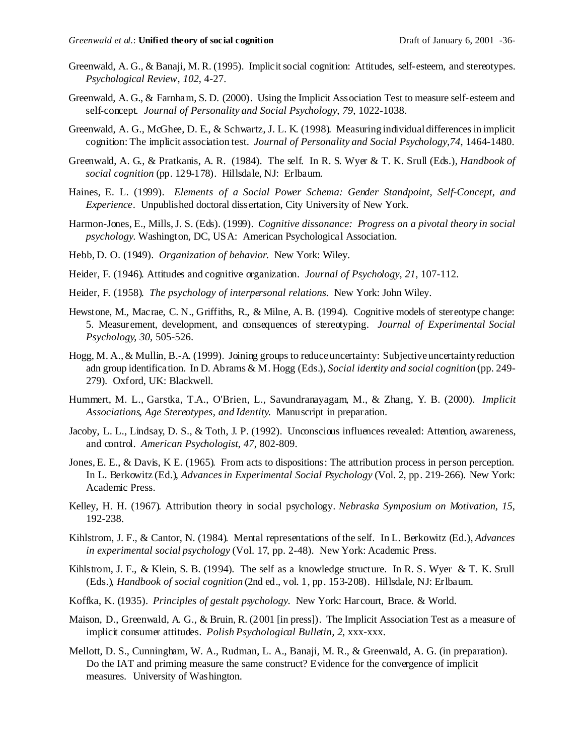Greenwald, A. G., & Banaji, M. R. (1995). Implicit social cognition: Attitudes, self-esteem, and stereotypes. *Psychological Review*, *102*, 4-27.

Greenwald, A. G., & Farnham, S. D. (2000). Using the Implicit Association Test to measure self-esteem and self-concept. *Journal of Personality and Social Psychology*, *79*, 1022-1038.

Greenwald, A. G., McGhee, D. E., & Schwartz, J. L. K. (1998). Measuring individual differences in implicit cognition: The implicit association test. *Journal of Personality and Social Psychology*,*74*, 1464-1480.

Greenwald, A. G., & Pratkanis, A. R. (1984). The self. In R. S. Wyer & T. K. Srull (Eds.), *Handbook of social cognition* (pp. 129-178). Hillsdale, NJ: Erlbaum.

Haines, E. L. (1999). *Elements of a Social Power Schema: Gender Standpoint, Self-Concept, and Experience*. Unpublished doctoral dissertation, City University of New York.

Harmon-Jones, E., Mills, J. S. (Eds). (1999). *Cognitive dissonance: Progress on a pivotal theory in social psychology.* Washington, DC, USA: American Psychological Association.

Hebb, D. O. (1949). *Organization of behavior.* New York: Wiley.

Heider, F. (1946). Attitudes and cognitive organization. *Journal of Psychology*, *21*, 107-112.

Heider, F. (1958). *The psychology of interpersonal relations.* New York: John Wiley.

Hewstone, M., Macrae, C. N., Griffiths, R., & Milne, A. B. (1994). Cognitive models of stereotype change: 5. Measurement, development, and consequences of stereotyping. *Journal of Experimental Social Psychology*, *30*, 505-526.

Hogg, M. A., & Mullin, B.-A. (1999). Joining groups to reduce uncertainty: Subjective uncertainty reduction adn group identification. In D. Abrams & M. Hogg (Eds.), *Social identity and social cognition* (pp. 249-279). Oxford, UK: Blackwell.

Hummert, M. L., Garstka, T.A., O'Brien, L., Savundranayagam, M., & Zhang, Y. B. (2000). *Implicit Associations, Age Stereotypes, and Identity.* Manuscript in preparation.

Jacoby, L. L., Lindsay, D. S., & Toth, J. P. (1992). Unconscious influences revealed: Attention, awareness, and control. *American Psychologist*, *47*, 802-809.

Jones, E. E., & Davis, K E. (1965). From acts to dispositions: The attribution process in person perception. In L. Berkowitz (Ed.), *Advances in Experimental Social Psychology* (Vol. 2, pp. 219-266). New York: Academic Press.

Kelley, H. H. (1967). Attribution theory in social psychology. *Nebraska Symposium on Motivation*, *15*, 192-238.

Kihlstrom, J. F., & Cantor, N. (1984). Mental representations of the self. In L. Berkowitz (Ed.), *Advances in experimental social psychology* (Vol. 17, pp. 2-48). New York: Academic Press.

Kihlstrom, J. F., & Klein, S. B. (1994). The self as a knowledge structure. In R. S. Wyer & T. K. Srull (Eds.), *Handbook of social cognition* (2nd ed., vol. 1, pp. 153-208). Hillsdale, NJ: Erlbaum.

Koffka, K. (1935). *Principles of gestalt psychology.* New York: Harcourt, Brace. & World.

Maison, D., Greenwald, A. G., & Bruin, R. (2001 [in press]). The Implicit Association Test as a measure of implicit consumer attitudes. *Polish Psychological Bulletin, 2*, xxx-xxx.

Mellott, D. S., Cunningham, W. A., Rudman, L. A., Banaji, M. R., & Greenwald, A. G. (in preparation). Do the IAT and priming measure the same construct? Evidence for the convergence of implicit measures. University of Washington.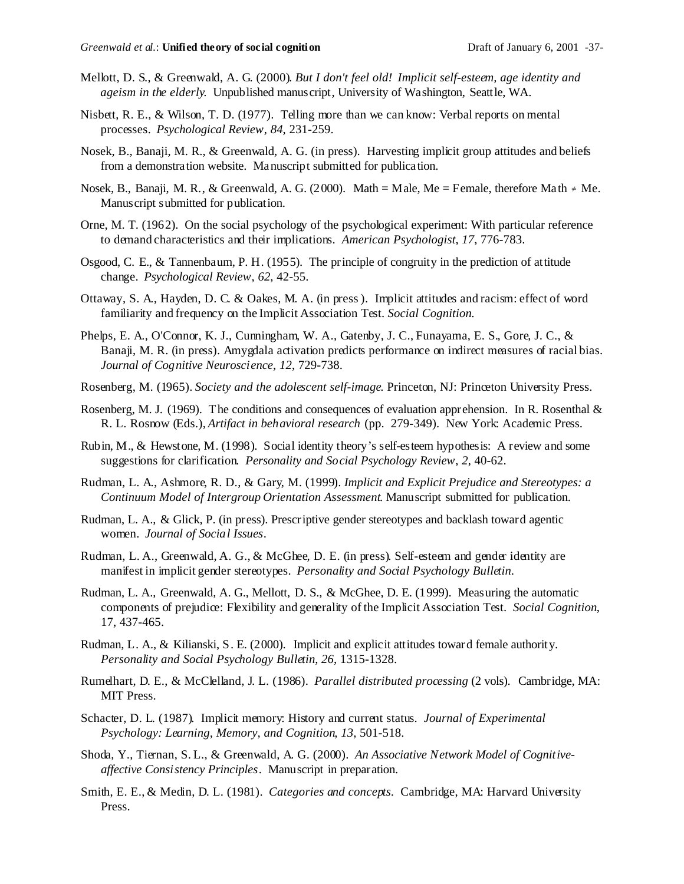Mellott, D. S., & Greenwald, A. G. (2000). *But I don't feel old! Implicit self-esteem, age identity and ageism in the elderly*. Unpublished manuscript, University of Washington, Seattle, WA.

Nisbett, R. E., & Wilson, T. D. (1977). Telling more than we can know: Verbal reports on mental processes. *Psychological Review*, *84*, 231-259.

Nosek, B., Banaji, M. R., & Greenwald, A. G. (in press). Harvesting implicit group attitudes and beliefs from a demonstration website. Manuscript submitted for publication.

Nosek, B., Banaji, M. R., & Greenwald, A. G. (2000). Math = Male, Me = Female, therefore Math ≠ Me. Manuscript submitted for publication.

Orne, M. T. (1962). On the social psychology of the psychological experiment: With particular reference to demand characteristics and their implications. *American Psychologist*, *17*, 776-783.

Osgood, C. E., & Tannenbaum, P. H. (1955). The principle of congruity in the prediction of attitude change. *Psychological Review*, *62*, 42-55.

Ottaway, S. A., Hayden, D. C. & Oakes, M. A. (in press). Implicit attitudes and racism: effect of word familiarity and frequency on the Implicit Association Test. *Social Cognition*.

Phelps, E. A., O'Connor, K. J., Cunningham, W. A., Gatenby, J. C., Funayama, E. S., Gore, J. C., & Banaji, M. R. (in press). Amygdala activation predicts performance on indirect measures of racial bias. *Journal of Cognitive Neuroscience*, *12*, 729-738.

Rosenberg, M. (1965). *Society and the adolescent self-image*. Princeton, NJ: Princeton University Press.

Rosenberg, M. J. (1969). The conditions and consequences of evaluation apprehension. In R. Rosenthal & R. L. Rosnow (Eds.), *Artifact in behavioral research* (pp. 279-349). New York: Academic Press.

Rubin, M., & Hewstone, M. (1998). Social identity theory's self-esteem hypothesis: A review and some suggestions for clarification. *Personality and Social Psychology Review*, *2*, 40-62.

Rudman, L. A., Ashmore, R. D., & Gary, M. (1999). *Implicit and Explicit Prejudice and Stereotypes: a Continuum Model of Intergroup Orientation Assessment*. Manuscript submitted for publication.

Rudman, L. A., & Glick, P. (in press). Prescriptive gender stereotypes and backlash toward agentic women. *Journal of Social Issues*.

Rudman, L. A., Greenwald, A. G., & McGhee, D. E. (in press). Self-esteem and gender identity are manifest in implicit gender stereotypes. *Personality and Social Psychology Bulletin*.

Rudman, L. A., Greenwald, A. G., Mellott, D. S., & McGhee, D. E. (1999). Measuring the automatic components of prejudice: Flexibility and generality of the Implicit Association Test. *Social Cognition*, 17, 437-465.

Rudman, L. A., & Kilianski, S. E. (2000). Implicit and explicit attitudes toward female authority. *Personality and Social Psychology Bulletin*, *26*, 1315-1328.

Rumelhart, D. E., & McClelland, J. L. (1986). *Parallel distributed processing* (2 vols). Cambridge, MA: MIT Press.

Schacter, D. L. (1987). Implicit memory: History and current status. *Journal of Experimental Psychology: Learning, Memory, and Cognition*, *13*, 501-518.

Shoda, Y., Tiernan, S. L., & Greenwald, A. G. (2000). *An Associative Network Model of Cognitive-affective Consistency Principles*. Manuscript in preparation.

Smith, E. E., & Medin, D. L. (1981). *Categories and concepts*. Cambridge, MA: Harvard University Press.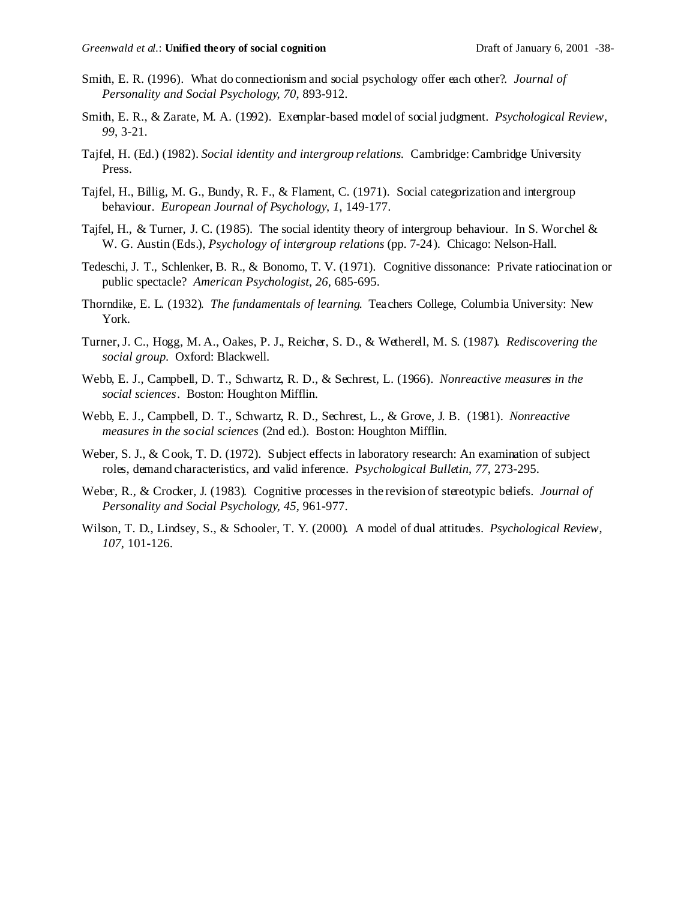Smith, E. R. (1996). What do connectionism and social psychology offer each other?. *Journal of Personality and Social Psychology*, *70*, 893-912.

Smith, E. R., & Zarate, M. A. (1992). Exemplar-based model of social judgment. *Psychological Review*, *99*, 3-21.

Tajfel, H. (Ed.) (1982). *Social identity and intergroup relations.* Cambridge: Cambridge University Press.

Tajfel, H., Billig, M. G., Bundy, R. F., & Flament, C. (1971). Social categorization and intergroup behaviour. *European Journal of Psychology*, *1*, 149-177.

Tajfel, H., & Turner, J. C. (1985). The social identity theory of intergroup behaviour. In S. Worchel & W. G. Austin (Eds.), *Psychology of intergroup relations* (pp. 7-24). Chicago: Nelson-Hall.

Tedeschi, J. T., Schlenker, B. R., & Bonomo, T. V. (1971). Cognitive dissonance: Private ratiocination or public spectacle? *American Psychologist*, *26*, 685-695.

Thorndike, E. L. (1932). *The fundamentals of learning*. Teachers College, Columbia University: New York.

Turner, J. C., Hogg, M. A., Oakes, P. J., Reicher, S. D., & Wetherell, M. S. (1987). *Rediscovering the social group.* Oxford: Blackwell.

Webb, E. J., Campbell, D. T., Schwartz, R. D., & Sechrest, L. (1966). *Nonreactive measures in the social sciences*. Boston: Houghton Mifflin.

Webb, E. J., Campbell, D. T., Schwartz, R. D., Sechrest, L., & Grove, J. B. (1981). *Nonreactive measures in the social sciences* (2nd ed.). Boston: Houghton Mifflin.

Weber, S. J., & Cook, T. D. (1972). Subject effects in laboratory research: An examination of subject roles, demand characteristics, and valid inference. *Psychological Bulletin*, *77*, 273-295.

Weber, R., & Crocker, J. (1983). Cognitive processes in the revision of stereotypic beliefs. *Journal of Personality and Social Psychology*, *45*, 961-977.

Wilson, T. D., Lindsey, S., & Schooler, T. Y. (2000). A model of dual attitudes. *Psychological Review*, *107*, 101-126.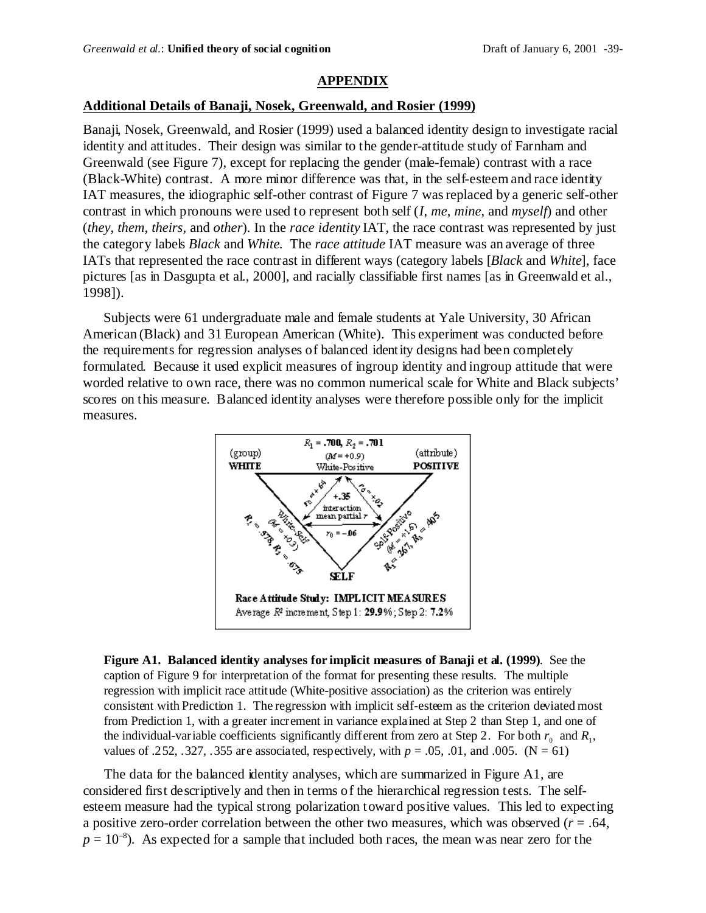## APPENDIX

### Additional Details of Banaji, Nosek, Greenwald, and Rosier (1999)

Banaji, Nosek, Greenwald, and Rosier (1999) used a balanced identity design to investigate racial identity and attitudes. Their design was similar to the gender-attitude study of Farnham and Greenwald (see Figure 7), except for replacing the gender (male-female) contrast with a race (Black-White) contrast. A more minor difference was that, in the self-esteem and race identity IAT measures, the idiographic self-other contrast of Figure 7 was replaced by a generic self-other contrast in which pronouns were used to represent both self (*I*, *me*, *mine*, and *myself*) and other (*they*, *them*, *theirs*, and *other*). In the *race identity* IAT, the race contrast was represented by just the category labels *Black* and *White*. The *race attitude* IAT measure was an average of three IATs that represented the race contrast in different ways (category labels [*Black* and *White*], face pictures [as in Dasgupta et al., 2000], and racially classifiable first names [as in Greenwald et al., 1998]).

Subjects were 61 undergraduate male and female students at Yale University, 30 African American (Black) and 31 European American (White). This experiment was conducted before the requirements for regression analyses of balanced identity designs had been completely formulated. Because it used explicit measures of ingroup identity and ingroup attitude that were worded relative to own race, there was no common numerical scale for White and Black subjects' scores on this measure. Balanced identity analyses were therefore possible only for the implicit measures.

**Figure A1. Balanced identity analyses for implicit measures of Banaji et al. (1999)**. See the caption of Figure 9 for interpretation of the format for presenting these results. The multiple regression with implicit race attitude (White-positive association) as the criterion was entirely consistent with Prediction 1. The regression with implicit self-esteem as the criterion deviated most from Prediction 1, with a greater increment in variance explained at Step 2 than Step 1, and one of the individual-variable coefficients significantly different from zero at Step 2. For both $r_0$ and $R_1$, values of .252, .327, .355 are associated, respectively, with $p = .05$, .01, and .005. (N = 61)

The data for the balanced identity analyses, which are summarized in Figure A1, are considered first descriptively and then in terms of the hierarchical regression tests. The self-esteem measure had the typical strong polarization toward positive values. This led to expecting a positive zero-order correlation between the other two measures, which was observed ($r = .64$, $p = 10^{-8}$). As expected for a sample that included both races, the mean was near zero for the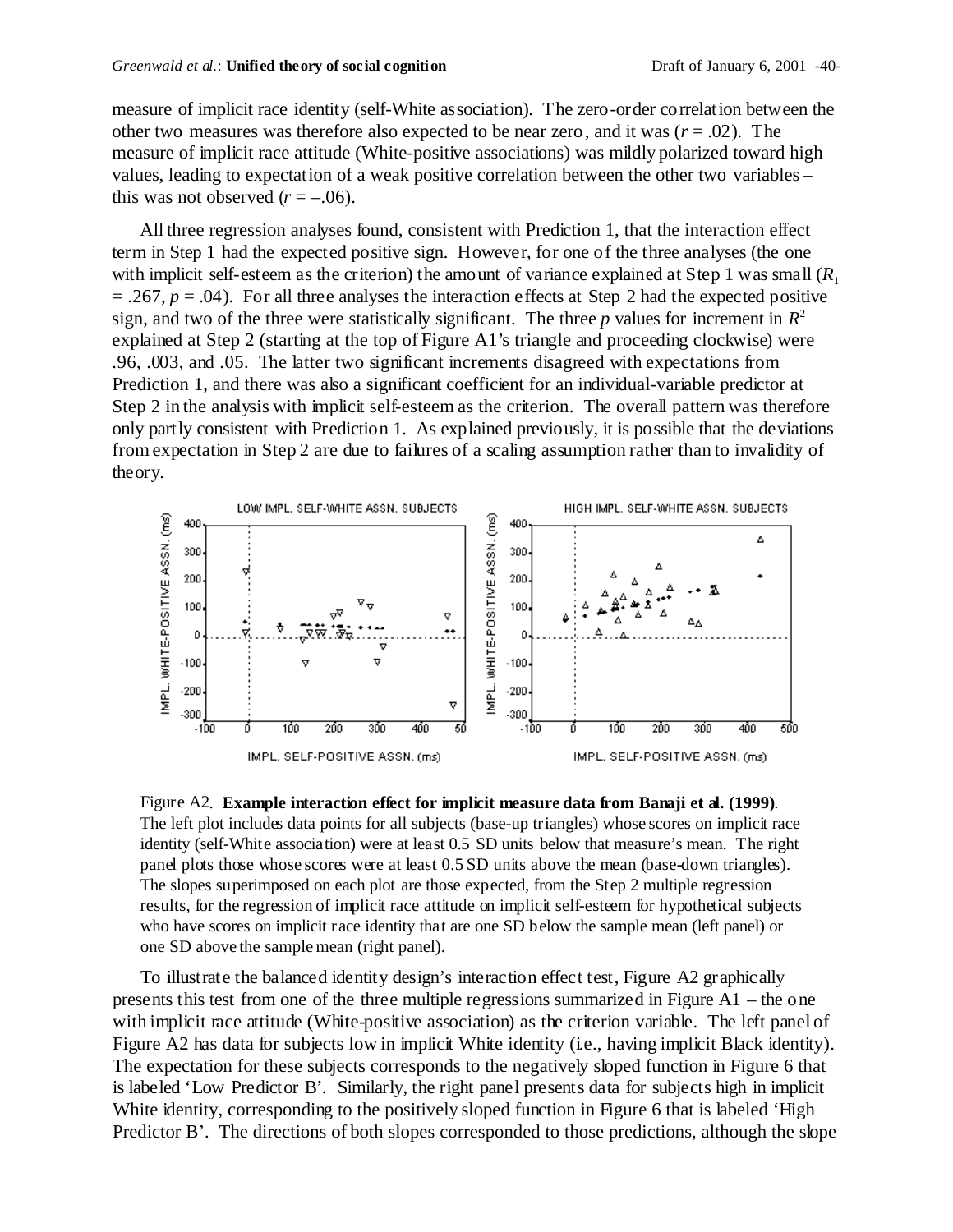measure of implicit race identity (self-White association). The zero-order correlation between the other two measures was therefore also expected to be near zero, and it was ($r = .02$). The measure of implicit race attitude (White-positive associations) was mildly polarized toward high values, leading to expectation of a weak positive correlation between the other two variables – this was not observed ($r = -.06$).

All three regression analyses found, consistent with Prediction 1, that the interaction effect term in Step 1 had the expected positive sign. However, for one of the three analyses (the one with implicit self-esteem as the criterion) the amount of variance explained at Step 1 was small ($R_1 = .267$, $p = .04$). For all three analyses the interaction effects at Step 2 had the expected positive sign, and two of the three were statistically significant. The three $p$ values for increment in $R^2$ explained at Step 2 (starting at the top of Figure A1's triangle and proceeding clockwise) were .96, .003, and .05. The latter two significant increments disagreed with expectations from Prediction 1, and there was also a significant coefficient for an individual-variable predictor at Step 2 in the analysis with implicit self-esteem as the criterion. The overall pattern was therefore only partly consistent with Prediction 1. As explained previously, it is possible that the deviations from expectation in Step 2 are due to failures of a scaling assumption rather than to invalidity of theory.

Figure A2. **Example interaction effect for implicit measure data from Banaji et al. (1999)**. The left plot includes data points for all subjects (base-up triangles) whose scores on implicit race identity (self-White association) were at least 0.5 SD units below that measure's mean. The right panel plots those whose scores were at least 0.5 SD units above the mean (base-down triangles). The slopes superimposed on each plot are those expected, from the Step 2 multiple regression results, for the regression of implicit race attitude on implicit self-esteem for hypothetical subjects who have scores on implicit race identity that are one SD below the sample mean (left panel) or one SD above the sample mean (right panel).

To illustrate the balanced identity design's interaction effect test, Figure A2 graphically presents this test from one of the three multiple regressions summarized in Figure A1 – the one with implicit race attitude (White-positive association) as the criterion variable. The left panel of Figure A2 has data for subjects low in implicit White identity (i.e., having implicit Black identity). The expectation for these subjects corresponds to the negatively sloped function in Figure 6 that is labeled 'Low Predictor B'. Similarly, the right panel presents data for subjects high in implicit White identity, corresponding to the positively sloped function in Figure 6 that is labeled 'High Predictor B'. The directions of both slopes corresponded to those predictions, although the slope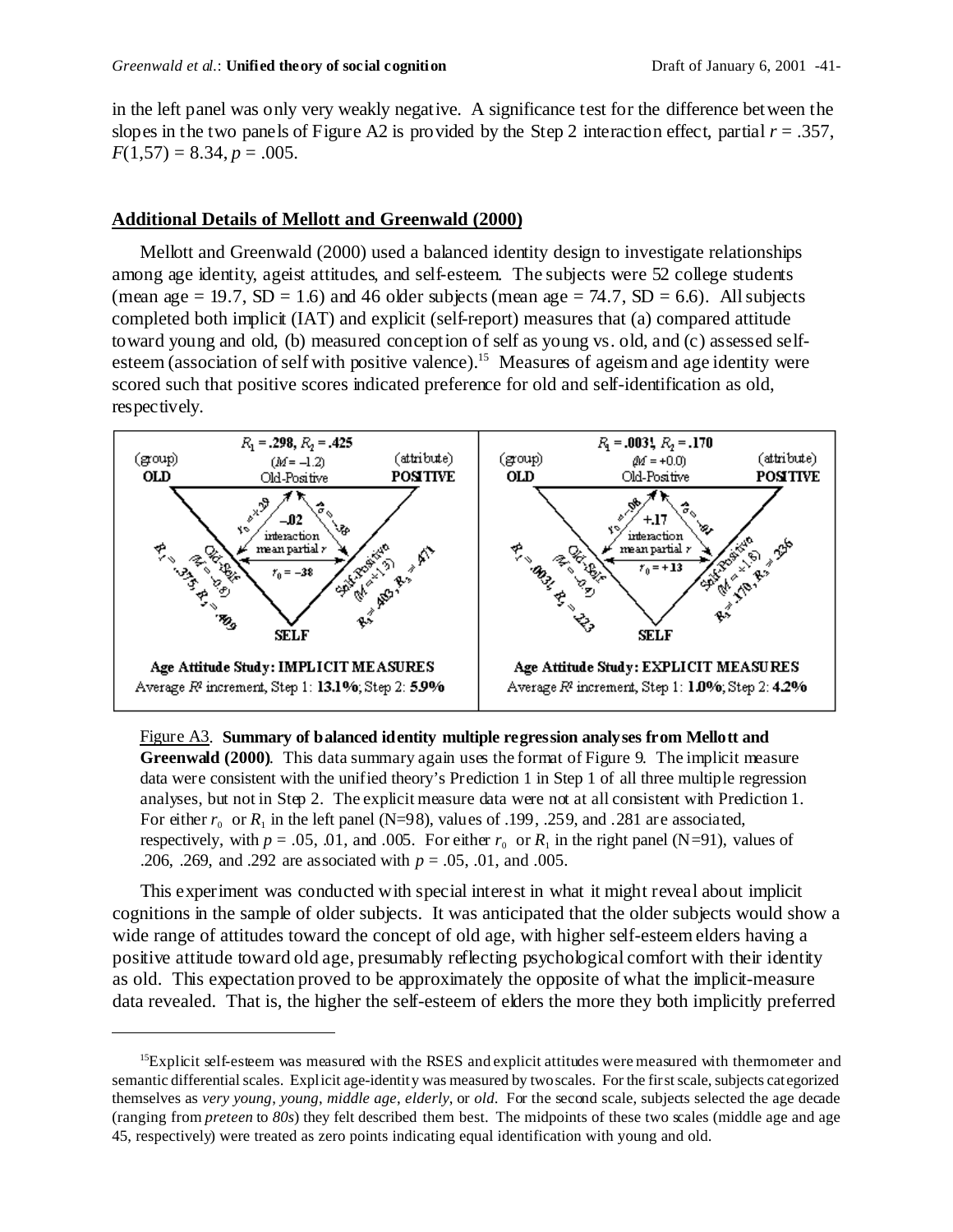in the left panel was only very weakly negative. A significance test for the difference between the slopes in the two panels of Figure A2 is provided by the Step 2 interaction effect, partial $r = .357$, $F(1,57) = 8.34$, $p = .005$.

## Additional Details of Mellott and Greenwald (2000)

Mellott and Greenwald (2000) used a balanced identity design to investigate relationships among age identity, ageist attitudes, and self-esteem. The subjects were 52 college students (mean age = 19.7, SD = 1.6) and 46 older subjects (mean age = 74.7, SD = 6.6). All subjects completed both implicit (IAT) and explicit (self-report) measures that (a) compared attitude toward young and old, (b) measured conception of self as young vs. old, and (c) assessed self-esteem (association of self with positive valence).[15] Measures of ageism and age identity were scored such that positive scores indicated preference for old and self-identification as old, respectively.

Figure A3. **Summary of balanced identity multiple regression analyses from Mellott and Greenwald (2000)**. This data summary again uses the format of Figure 9. The implicit measure data were consistent with the unified theory's Prediction 1 in Step 1 of all three multiple regression analyses, but not in Step 2. The explicit measure data were not at all consistent with Prediction 1. For either $r_0$ or $R_1$ in the left panel (N=98), values of .199, .259, and .281 are associated, respectively, with $p$ = .05, .01, and .005. For either $r_0$ or $R_1$ in the right panel (N=91), values of .206, .269, and .292 are associated with $p$ = .05, .01, and .005.

This experiment was conducted with special interest in what it might reveal about implicit cognitions in the sample of older subjects. It was anticipated that the older subjects would show a wide range of attitudes toward the concept of old age, with higher self-esteem elders having a positive attitude toward old age, presumably reflecting psychological comfort with their identity as old. This expectation proved to be approximately the opposite of what the implicit-measure data revealed. That is, the higher the self-esteem of elders the more they both implicitly preferred

[15] Explicit self-esteem was measured with the RSES and explicit attitudes were measured with thermometer and semantic differential scales. Explicit age-identity was measured by two scales. For the first scale, subjects categorized themselves as *very young*, *young*, *middle age*, *elderly*, or *old*. For the second scale, subjects selected the age decade (ranging from *preteen* to *80s*) they felt described them best. The midpoints of these two scales (middle age and age 45, respectively) were treated as zero points indicating equal identification with young and old.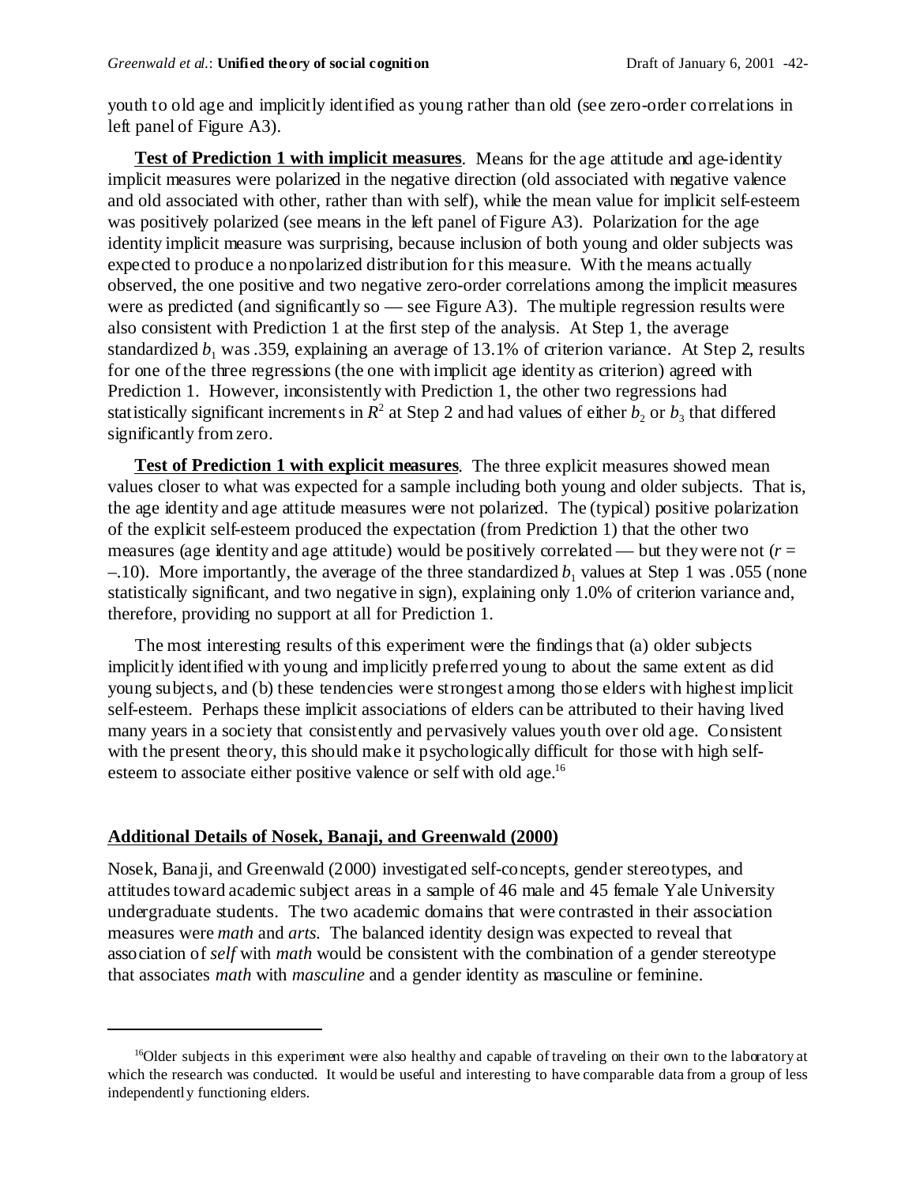youth to old age and implicitly identified as young rather than old (see zero-order correlations in left panel of Figure A3).

**Test of Prediction 1 with implicit measures**. Means for the age attitude and age-identity implicit measures were polarized in the negative direction (old associated with negative valence and old associated with other, rather than with self), while the mean value for implicit self-esteem was positively polarized (see means in the left panel of Figure A3). Polarization for the age identity implicit measure was surprising, because inclusion of both young and older subjects was expected to produce a nonpolarized distribution for this measure. With the means actually observed, the one positive and two negative zero-order correlations among the implicit measures were as predicted (and significantly so — see Figure A3). The multiple regression results were also consistent with Prediction 1 at the first step of the analysis. At Step 1, the average standardized $b_1$ was .359, explaining an average of 13.1% of criterion variance. At Step 2, results for one of the three regressions (the one with implicit age identity as criterion) agreed with Prediction 1. However, inconsistently with Prediction 1, the other two regressions had statistically significant increments in $R^2$ at Step 2 and had values of either $b_2$ or $b_3$ that differed significantly from zero.

**Test of Prediction 1 with explicit measures**. The three explicit measures showed mean values closer to what was expected for a sample including both young and older subjects. That is, the age identity and age attitude measures were not polarized. The (typical) positive polarization of the explicit self-esteem produced the expectation (from Prediction 1) that the other two measures (age identity and age attitude) would be positively correlated — but they were not ($r = -.10$). More importantly, the average of the three standardized $b_1$ values at Step 1 was .055 (none statistically significant, and two negative in sign), explaining only 1.0% of criterion variance and, therefore, providing no support at all for Prediction 1.

The most interesting results of this experiment were the findings that (a) older subjects implicitly identified with young and implicitly preferred young to about the same extent as did young subjects, and (b) these tendencies were strongest among those elders with highest implicit self-esteem. Perhaps these implicit associations of elders can be attributed to their having lived many years in a society that consistently and pervasively values youth over old age. Consistent with the present theory, this should make it psychologically difficult for those with high self-esteem to associate either positive valence or self with old age.[16]

## Additional Details of Nosek, Banaji, and Greenwald (2000)

Nosek, Banaji, and Greenwald (2000) investigated self-concepts, gender stereotypes, and attitudes toward academic subject areas in a sample of 46 male and 45 female Yale University undergraduate students. The two academic domains that were contrasted in their association measures were *math* and *arts.* The balanced identity design was expected to reveal that association of *self* with *math* would be consistent with the combination of a gender stereotype that associates *math* with *masculine* and a gender identity as masculine or feminine.

---

[16]Older subjects in this experiment were also healthy and capable of traveling on their own to the laboratory at which the research was conducted. It would be useful and interesting to have comparable data from a group of less independently functioning elders.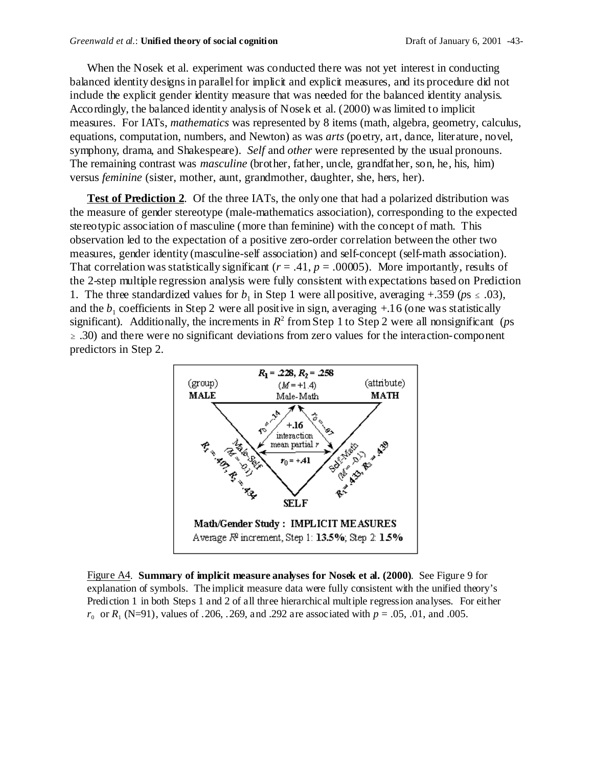When the Nosek et al. experiment was conducted there was not yet interest in conducting balanced identity designs in parallel for implicit and explicit measures, and its procedure did not include the explicit gender identity measure that was needed for the balanced identity analysis. Accordingly, the balanced identity analysis of Nosek et al. (2000) was limited to implicit measures. For IATs, *mathematics* was represented by 8 items (math, algebra, geometry, calculus, equations, computation, numbers, and Newton) as was *arts* (poetry, art, dance, literature, novel, symphony, drama, and Shakespeare). *Self* and *other* were represented by the usual pronouns. The remaining contrast was *masculine* (brother, father, uncle, grandfather, son, he, his, him) versus *feminine* (sister, mother, aunt, grandmother, daughter, she, hers, her).

**Test of Prediction 2**. Of the three IATs, the only one that had a polarized distribution was the measure of gender stereotype (male-mathematics association), corresponding to the expected stereotypic association of masculine (more than feminine) with the concept of math. This observation led to the expectation of a positive zero-order correlation between the other two measures, gender identity (masculine-self association) and self-concept (self-math association). That correlation was statistically significant ($r = .41$, $p = .00005$). More importantly, results of the 2-step multiple regression analysis were fully consistent with expectations based on Prediction 1. The three standardized values for $b_1$ in Step 1 were all positive, averaging +.359 ($p$s $\leq$ .03), and the $b_1$ coefficients in Step 2 were all positive in sign, averaging +.16 (one was statistically significant). Additionally, the increments in $R^2$ from Step 1 to Step 2 were all nonsignificant ($p$s $\geq$ .30) and there were no significant deviations from zero values for the interaction-component predictors in Step 2.

$R_1 = .228$, $R_2 = .258$
($M = +1.4$)
Male-Math
(group)
MALE
(attribute)
MATH
$r_0 = -.14$
$r_0 = -.07$
+.16
interaction
mean partial $r$
$r_0 = +.41$
Male-Self
($M = -0.1$)
$R_1 = .407$, $R_2 = .434$
Self-Math
($M = -0.1$)
$R_1 = .433$, $R_2 = .439$
SELF
Math/Gender Study : IMPLICIT MEASURES
Average $R^2$ increment, Step 1: **13.5%**; Step 2: **1.5%**

Figure A4. **Summary of implicit measure analyses for Nosek et al. (2000)**. See Figure 9 for explanation of symbols. The implicit measure data were fully consistent with the unified theory's Prediction 1 in both Steps 1 and 2 of all three hierarchical multiple regression analyses. For either $r_0$ or $R_1$ (N=91), values of .206, .269, and .292 are associated with $p$ = .05, .01, and .005.